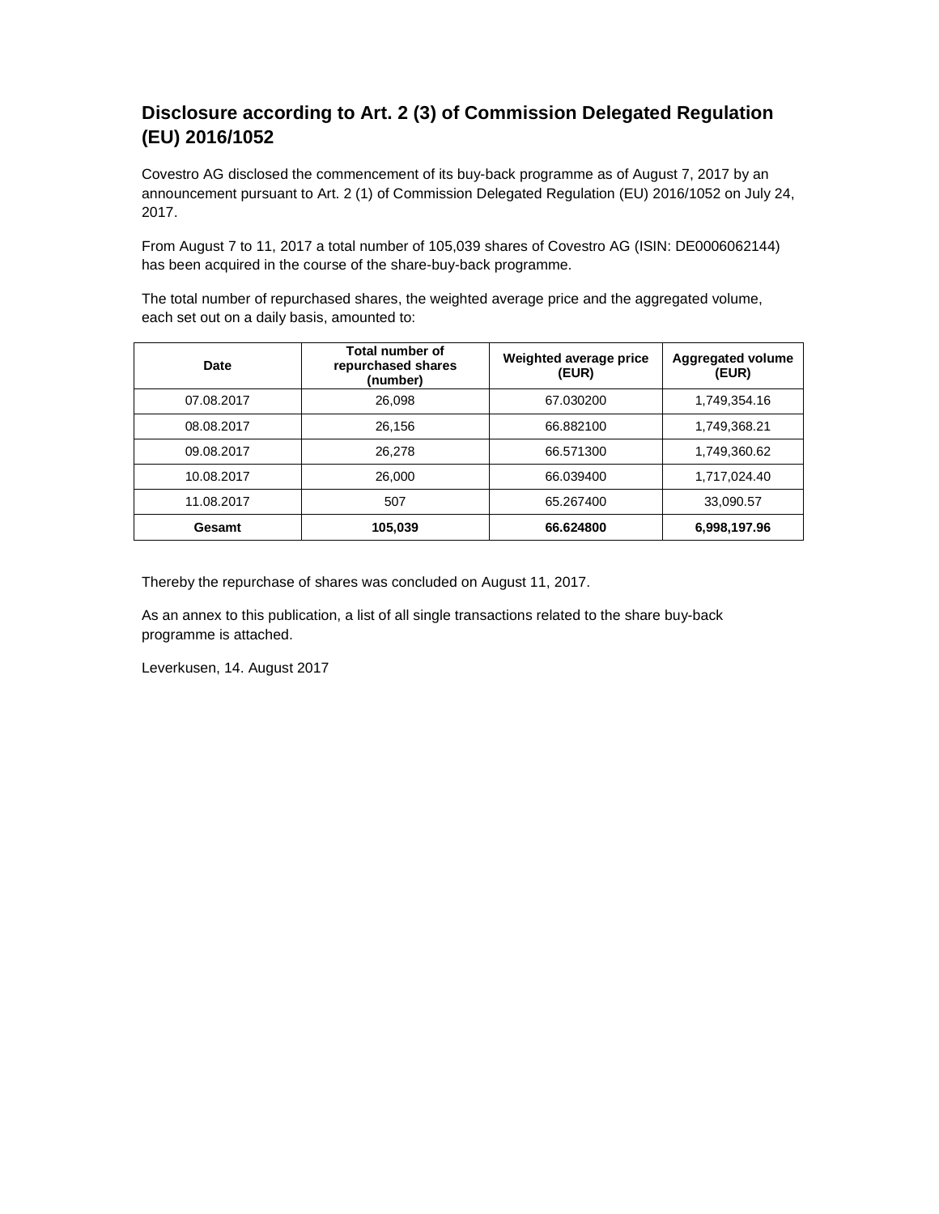# Disclosure according to Art. 2 (3) of Commission Delegated Regulation (EU) 2016/1052

Covestro AG disclosed the commencement of its buy-back programme as of August 7, 2017 by an announcement pursuant to Art. 2 (1) of Commission Delegated Regulation (EU) 2016/1052 on July 24, 2017.

From August 7 to 11, 2017 a total number of 105,039 shares of Covestro AG (ISIN: DE0006062144) has been acquired in the course of the share-buy-back programme.

The total number of repurchased shares, the weighted average price and the aggregated volume, each set out on a daily basis, amounted to:

| Date | Total number of repurchased shares (number) | Weighted average price (EUR) | Aggregated volume (EUR) |
|---|---|---|---|
| 07.08.2017 | 26,098 | 67.030200 | 1,749,354.16 |
| 08.08.2017 | 26,156 | 66.882100 | 1,749,368.21 |
| 09.08.2017 | 26,278 | 66.571300 | 1,749,360.62 |
| 10.08.2017 | 26,000 | 66.039400 | 1,717,024.40 |
| 11.08.2017 | 507 | 65.267400 | 33,090.57 |
| **Gesamt** | **105,039** | **66.624800** | **6,998,197.96** |

Thereby the repurchase of shares was concluded on August 11, 2017.

As an annex to this publication, a list of all single transactions related to the share buy-back programme is attached.

Leverkusen, 14. August 2017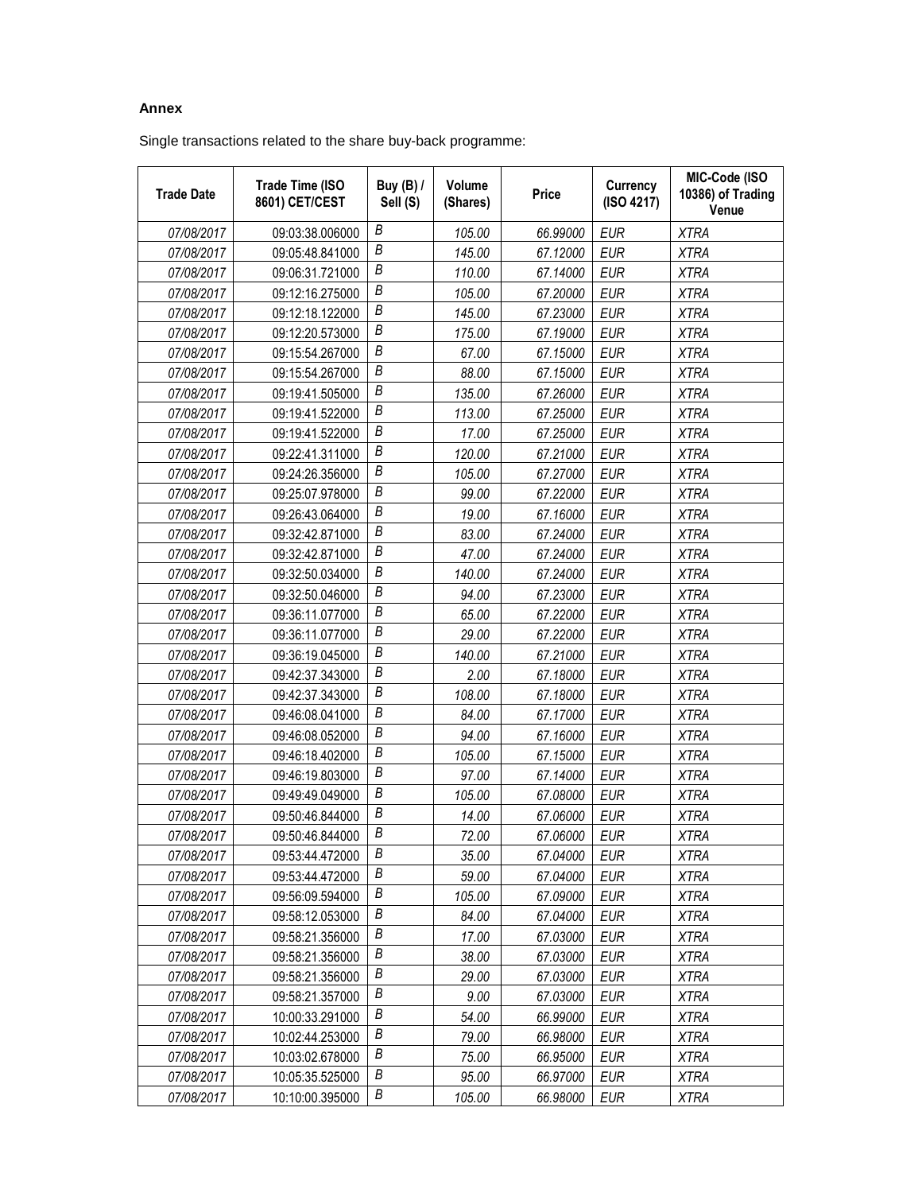**Annex**

Single transactions related to the share buy-back programme:

| Trade Date | Trade Time (ISO 8601) CET/CEST | Buy (B) / Sell (S) | Volume (Shares) | Price | Currency (ISO 4217) | MIC-Code (ISO 10386) of Trading Venue |
|---|---|---|---|---|---|---|
| 07/08/2017 | 09:03:38.006000 | B | 105.00 | 66.99000 | EUR | XTRA |
| 07/08/2017 | 09:05:48.841000 | B | 145.00 | 67.12000 | EUR | XTRA |
| 07/08/2017 | 09:06:31.721000 | B | 110.00 | 67.14000 | EUR | XTRA |
| 07/08/2017 | 09:12:16.275000 | B | 105.00 | 67.20000 | EUR | XTRA |
| 07/08/2017 | 09:12:18.122000 | B | 145.00 | 67.23000 | EUR | XTRA |
| 07/08/2017 | 09:12:20.573000 | B | 175.00 | 67.19000 | EUR | XTRA |
| 07/08/2017 | 09:15:54.267000 | B | 67.00 | 67.15000 | EUR | XTRA |
| 07/08/2017 | 09:15:54.267000 | B | 88.00 | 67.15000 | EUR | XTRA |
| 07/08/2017 | 09:19:41.505000 | B | 135.00 | 67.26000 | EUR | XTRA |
| 07/08/2017 | 09:19:41.522000 | B | 113.00 | 67.25000 | EUR | XTRA |
| 07/08/2017 | 09:19:41.522000 | B | 17.00 | 67.25000 | EUR | XTRA |
| 07/08/2017 | 09:22:41.311000 | B | 120.00 | 67.21000 | EUR | XTRA |
| 07/08/2017 | 09:24:26.356000 | B | 105.00 | 67.27000 | EUR | XTRA |
| 07/08/2017 | 09:25:07.978000 | B | 99.00 | 67.22000 | EUR | XTRA |
| 07/08/2017 | 09:26:43.064000 | B | 19.00 | 67.16000 | EUR | XTRA |
| 07/08/2017 | 09:32:42.871000 | B | 83.00 | 67.24000 | EUR | XTRA |
| 07/08/2017 | 09:32:42.871000 | B | 47.00 | 67.24000 | EUR | XTRA |
| 07/08/2017 | 09:32:50.034000 | B | 140.00 | 67.24000 | EUR | XTRA |
| 07/08/2017 | 09:32:50.046000 | B | 94.00 | 67.23000 | EUR | XTRA |
| 07/08/2017 | 09:36:11.077000 | B | 65.00 | 67.22000 | EUR | XTRA |
| 07/08/2017 | 09:36:11.077000 | B | 29.00 | 67.22000 | EUR | XTRA |
| 07/08/2017 | 09:36:19.045000 | B | 140.00 | 67.21000 | EUR | XTRA |
| 07/08/2017 | 09:42:37.343000 | B | 2.00 | 67.18000 | EUR | XTRA |
| 07/08/2017 | 09:42:37.343000 | B | 108.00 | 67.18000 | EUR | XTRA |
| 07/08/2017 | 09:46:08.041000 | B | 84.00 | 67.17000 | EUR | XTRA |
| 07/08/2017 | 09:46:08.052000 | B | 94.00 | 67.16000 | EUR | XTRA |
| 07/08/2017 | 09:46:18.402000 | B | 105.00 | 67.15000 | EUR | XTRA |
| 07/08/2017 | 09:46:19.803000 | B | 97.00 | 67.14000 | EUR | XTRA |
| 07/08/2017 | 09:49:49.049000 | B | 105.00 | 67.08000 | EUR | XTRA |
| 07/08/2017 | 09:50:46.844000 | B | 14.00 | 67.06000 | EUR | XTRA |
| 07/08/2017 | 09:50:46.844000 | B | 72.00 | 67.06000 | EUR | XTRA |
| 07/08/2017 | 09:53:44.472000 | B | 35.00 | 67.04000 | EUR | XTRA |
| 07/08/2017 | 09:53:44.472000 | B | 59.00 | 67.04000 | EUR | XTRA |
| 07/08/2017 | 09:56:09.594000 | B | 105.00 | 67.09000 | EUR | XTRA |
| 07/08/2017 | 09:58:12.053000 | B | 84.00 | 67.04000 | EUR | XTRA |
| 07/08/2017 | 09:58:21.356000 | B | 17.00 | 67.03000 | EUR | XTRA |
| 07/08/2017 | 09:58:21.356000 | B | 38.00 | 67.03000 | EUR | XTRA |
| 07/08/2017 | 09:58:21.356000 | B | 29.00 | 67.03000 | EUR | XTRA |
| 07/08/2017 | 09:58:21.357000 | B | 9.00 | 67.03000 | EUR | XTRA |
| 07/08/2017 | 10:00:33.291000 | B | 54.00 | 66.99000 | EUR | XTRA |
| 07/08/2017 | 10:02:44.253000 | B | 79.00 | 66.98000 | EUR | XTRA |
| 07/08/2017 | 10:03:02.678000 | B | 75.00 | 66.95000 | EUR | XTRA |
| 07/08/2017 | 10:05:35.525000 | B | 95.00 | 66.97000 | EUR | XTRA |
| 07/08/2017 | 10:10:00.395000 | B | 105.00 | 66.98000 | EUR | XTRA |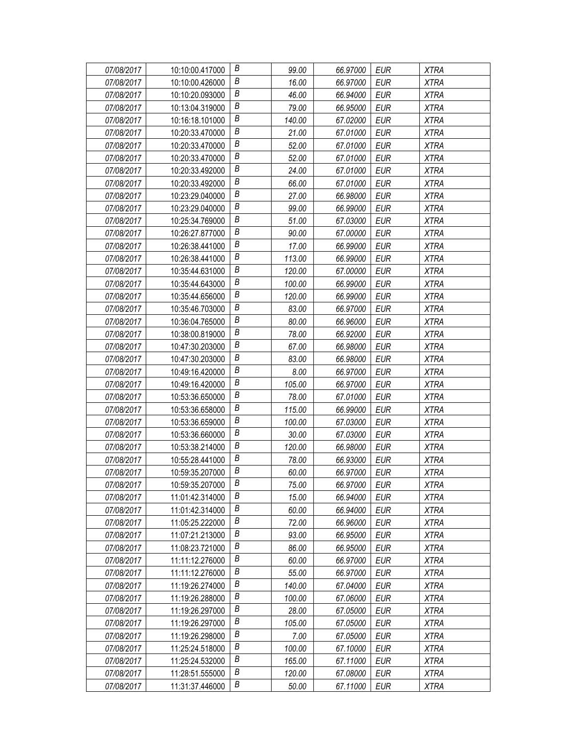| | | | | | | |
|---|---|---|---|---|---|---|
| 07/08/2017 | 10:10:00.417000 | B | 99.00 | 66.97000 | EUR | XTRA |
| 07/08/2017 | 10:10:00.426000 | B | 16.00 | 66.97000 | EUR | XTRA |
| 07/08/2017 | 10:10:20.093000 | B | 46.00 | 66.94000 | EUR | XTRA |
| 07/08/2017 | 10:13:04.319000 | B | 79.00 | 66.95000 | EUR | XTRA |
| 07/08/2017 | 10:16:18.101000 | B | 140.00 | 67.02000 | EUR | XTRA |
| 07/08/2017 | 10:20:33.470000 | B | 21.00 | 67.01000 | EUR | XTRA |
| 07/08/2017 | 10:20:33.470000 | B | 52.00 | 67.01000 | EUR | XTRA |
| 07/08/2017 | 10:20:33.470000 | B | 52.00 | 67.01000 | EUR | XTRA |
| 07/08/2017 | 10:20:33.492000 | B | 24.00 | 67.01000 | EUR | XTRA |
| 07/08/2017 | 10:20:33.492000 | B | 66.00 | 67.01000 | EUR | XTRA |
| 07/08/2017 | 10:23:29.040000 | B | 27.00 | 66.98000 | EUR | XTRA |
| 07/08/2017 | 10:23:29.040000 | B | 99.00 | 66.99000 | EUR | XTRA |
| 07/08/2017 | 10:25:34.769000 | B | 51.00 | 67.03000 | EUR | XTRA |
| 07/08/2017 | 10:26:27.877000 | B | 90.00 | 67.00000 | EUR | XTRA |
| 07/08/2017 | 10:26:38.441000 | B | 17.00 | 66.99000 | EUR | XTRA |
| 07/08/2017 | 10:26:38.441000 | B | 113.00 | 66.99000 | EUR | XTRA |
| 07/08/2017 | 10:35:44.631000 | B | 120.00 | 67.00000 | EUR | XTRA |
| 07/08/2017 | 10:35:44.643000 | B | 100.00 | 66.99000 | EUR | XTRA |
| 07/08/2017 | 10:35:44.656000 | B | 120.00 | 66.99000 | EUR | XTRA |
| 07/08/2017 | 10:35:46.703000 | B | 83.00 | 66.97000 | EUR | XTRA |
| 07/08/2017 | 10:36:04.765000 | B | 80.00 | 66.96000 | EUR | XTRA |
| 07/08/2017 | 10:38:00.819000 | B | 78.00 | 66.92000 | EUR | XTRA |
| 07/08/2017 | 10:47:30.203000 | B | 67.00 | 66.98000 | EUR | XTRA |
| 07/08/2017 | 10:47:30.203000 | B | 83.00 | 66.98000 | EUR | XTRA |
| 07/08/2017 | 10:49:16.420000 | B | 8.00 | 66.97000 | EUR | XTRA |
| 07/08/2017 | 10:49:16.420000 | B | 105.00 | 66.97000 | EUR | XTRA |
| 07/08/2017 | 10:53:36.650000 | B | 78.00 | 67.01000 | EUR | XTRA |
| 07/08/2017 | 10:53:36.658000 | B | 115.00 | 66.99000 | EUR | XTRA |
| 07/08/2017 | 10:53:36.659000 | B | 100.00 | 67.03000 | EUR | XTRA |
| 07/08/2017 | 10:53:36.660000 | B | 30.00 | 67.03000 | EUR | XTRA |
| 07/08/2017 | 10:53:38.214000 | B | 120.00 | 66.98000 | EUR | XTRA |
| 07/08/2017 | 10:55:28.441000 | B | 78.00 | 66.93000 | EUR | XTRA |
| 07/08/2017 | 10:59:35.207000 | B | 60.00 | 66.97000 | EUR | XTRA |
| 07/08/2017 | 10:59:35.207000 | B | 75.00 | 66.97000 | EUR | XTRA |
| 07/08/2017 | 11:01:42.314000 | B | 15.00 | 66.94000 | EUR | XTRA |
| 07/08/2017 | 11:01:42.314000 | B | 60.00 | 66.94000 | EUR | XTRA |
| 07/08/2017 | 11:05:25.222000 | B | 72.00 | 66.96000 | EUR | XTRA |
| 07/08/2017 | 11:07:21.213000 | B | 93.00 | 66.95000 | EUR | XTRA |
| 07/08/2017 | 11:08:23.721000 | B | 86.00 | 66.95000 | EUR | XTRA |
| 07/08/2017 | 11:11:12.276000 | B | 60.00 | 66.97000 | EUR | XTRA |
| 07/08/2017 | 11:11:12.276000 | B | 55.00 | 66.97000 | EUR | XTRA |
| 07/08/2017 | 11:19:26.274000 | B | 140.00 | 67.04000 | EUR | XTRA |
| 07/08/2017 | 11:19:26.288000 | B | 100.00 | 67.06000 | EUR | XTRA |
| 07/08/2017 | 11:19:26.297000 | B | 28.00 | 67.05000 | EUR | XTRA |
| 07/08/2017 | 11:19:26.297000 | B | 105.00 | 67.05000 | EUR | XTRA |
| 07/08/2017 | 11:19:26.298000 | B | 7.00 | 67.05000 | EUR | XTRA |
| 07/08/2017 | 11:25:24.518000 | B | 100.00 | 67.10000 | EUR | XTRA |
| 07/08/2017 | 11:25:24.532000 | B | 165.00 | 67.11000 | EUR | XTRA |
| 07/08/2017 | 11:28:51.555000 | B | 120.00 | 67.08000 | EUR | XTRA |
| 07/08/2017 | 11:31:37.446000 | B | 50.00 | 67.11000 | EUR | XTRA |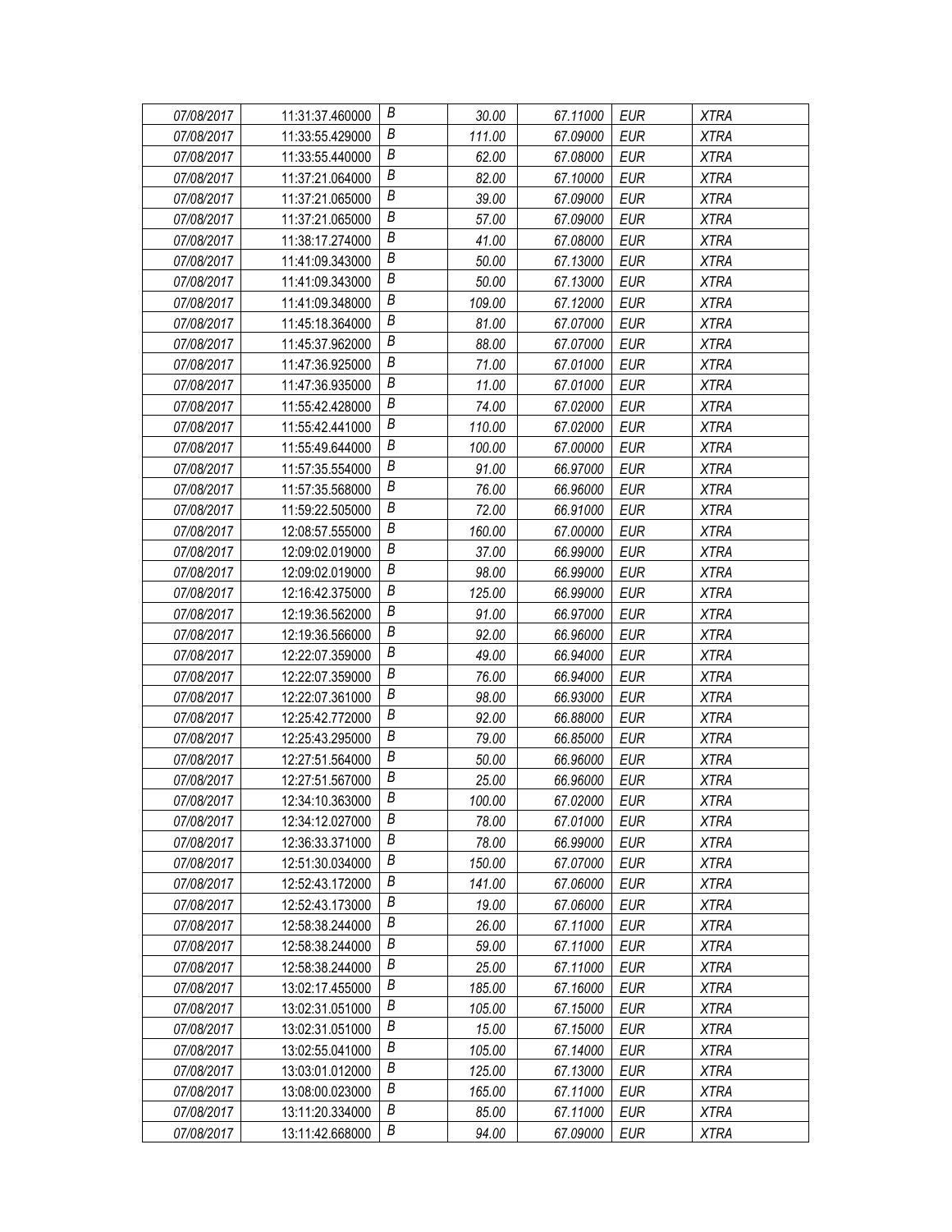| 07/08/2017 | 11:31:37.460000 | B | 30.00 | 67.11000 | EUR | XTRA |
|---|---|---|---|---|---|---|
| 07/08/2017 | 11:33:55.429000 | B | 111.00 | 67.09000 | EUR | XTRA |
| 07/08/2017 | 11:33:55.440000 | B | 62.00 | 67.08000 | EUR | XTRA |
| 07/08/2017 | 11:37:21.064000 | B | 82.00 | 67.10000 | EUR | XTRA |
| 07/08/2017 | 11:37:21.065000 | B | 39.00 | 67.09000 | EUR | XTRA |
| 07/08/2017 | 11:37:21.065000 | B | 57.00 | 67.09000 | EUR | XTRA |
| 07/08/2017 | 11:38:17.274000 | B | 41.00 | 67.08000 | EUR | XTRA |
| 07/08/2017 | 11:41:09.343000 | B | 50.00 | 67.13000 | EUR | XTRA |
| 07/08/2017 | 11:41:09.343000 | B | 50.00 | 67.13000 | EUR | XTRA |
| 07/08/2017 | 11:41:09.348000 | B | 109.00 | 67.12000 | EUR | XTRA |
| 07/08/2017 | 11:45:18.364000 | B | 81.00 | 67.07000 | EUR | XTRA |
| 07/08/2017 | 11:45:37.962000 | B | 88.00 | 67.07000 | EUR | XTRA |
| 07/08/2017 | 11:47:36.925000 | B | 71.00 | 67.01000 | EUR | XTRA |
| 07/08/2017 | 11:47:36.935000 | B | 11.00 | 67.01000 | EUR | XTRA |
| 07/08/2017 | 11:55:42.428000 | B | 74.00 | 67.02000 | EUR | XTRA |
| 07/08/2017 | 11:55:42.441000 | B | 110.00 | 67.02000 | EUR | XTRA |
| 07/08/2017 | 11:55:49.644000 | B | 100.00 | 67.00000 | EUR | XTRA |
| 07/08/2017 | 11:57:35.554000 | B | 91.00 | 66.97000 | EUR | XTRA |
| 07/08/2017 | 11:57:35.568000 | B | 76.00 | 66.96000 | EUR | XTRA |
| 07/08/2017 | 11:59:22.505000 | B | 72.00 | 66.91000 | EUR | XTRA |
| 07/08/2017 | 12:08:57.555000 | B | 160.00 | 67.00000 | EUR | XTRA |
| 07/08/2017 | 12:09:02.019000 | B | 37.00 | 66.99000 | EUR | XTRA |
| 07/08/2017 | 12:09:02.019000 | B | 98.00 | 66.99000 | EUR | XTRA |
| 07/08/2017 | 12:16:42.375000 | B | 125.00 | 66.99000 | EUR | XTRA |
| 07/08/2017 | 12:19:36.562000 | B | 91.00 | 66.97000 | EUR | XTRA |
| 07/08/2017 | 12:19:36.566000 | B | 92.00 | 66.96000 | EUR | XTRA |
| 07/08/2017 | 12:22:07.359000 | B | 49.00 | 66.94000 | EUR | XTRA |
| 07/08/2017 | 12:22:07.359000 | B | 76.00 | 66.94000 | EUR | XTRA |
| 07/08/2017 | 12:22:07.361000 | B | 98.00 | 66.93000 | EUR | XTRA |
| 07/08/2017 | 12:25:42.772000 | B | 92.00 | 66.88000 | EUR | XTRA |
| 07/08/2017 | 12:25:43.295000 | B | 79.00 | 66.85000 | EUR | XTRA |
| 07/08/2017 | 12:27:51.564000 | B | 50.00 | 66.96000 | EUR | XTRA |
| 07/08/2017 | 12:27:51.567000 | B | 25.00 | 66.96000 | EUR | XTRA |
| 07/08/2017 | 12:34:10.363000 | B | 100.00 | 67.02000 | EUR | XTRA |
| 07/08/2017 | 12:34:12.027000 | B | 78.00 | 67.01000 | EUR | XTRA |
| 07/08/2017 | 12:36:33.371000 | B | 78.00 | 66.99000 | EUR | XTRA |
| 07/08/2017 | 12:51:30.034000 | B | 150.00 | 67.07000 | EUR | XTRA |
| 07/08/2017 | 12:52:43.172000 | B | 141.00 | 67.06000 | EUR | XTRA |
| 07/08/2017 | 12:52:43.173000 | B | 19.00 | 67.06000 | EUR | XTRA |
| 07/08/2017 | 12:58:38.244000 | B | 26.00 | 67.11000 | EUR | XTRA |
| 07/08/2017 | 12:58:38.244000 | B | 59.00 | 67.11000 | EUR | XTRA |
| 07/08/2017 | 12:58:38.244000 | B | 25.00 | 67.11000 | EUR | XTRA |
| 07/08/2017 | 13:02:17.455000 | B | 185.00 | 67.16000 | EUR | XTRA |
| 07/08/2017 | 13:02:31.051000 | B | 105.00 | 67.15000 | EUR | XTRA |
| 07/08/2017 | 13:02:31.051000 | B | 15.00 | 67.15000 | EUR | XTRA |
| 07/08/2017 | 13:02:55.041000 | B | 105.00 | 67.14000 | EUR | XTRA |
| 07/08/2017 | 13:03:01.012000 | B | 125.00 | 67.13000 | EUR | XTRA |
| 07/08/2017 | 13:08:00.023000 | B | 165.00 | 67.11000 | EUR | XTRA |
| 07/08/2017 | 13:11:20.334000 | B | 85.00 | 67.11000 | EUR | XTRA |
| 07/08/2017 | 13:11:42.668000 | B | 94.00 | 67.09000 | EUR | XTRA |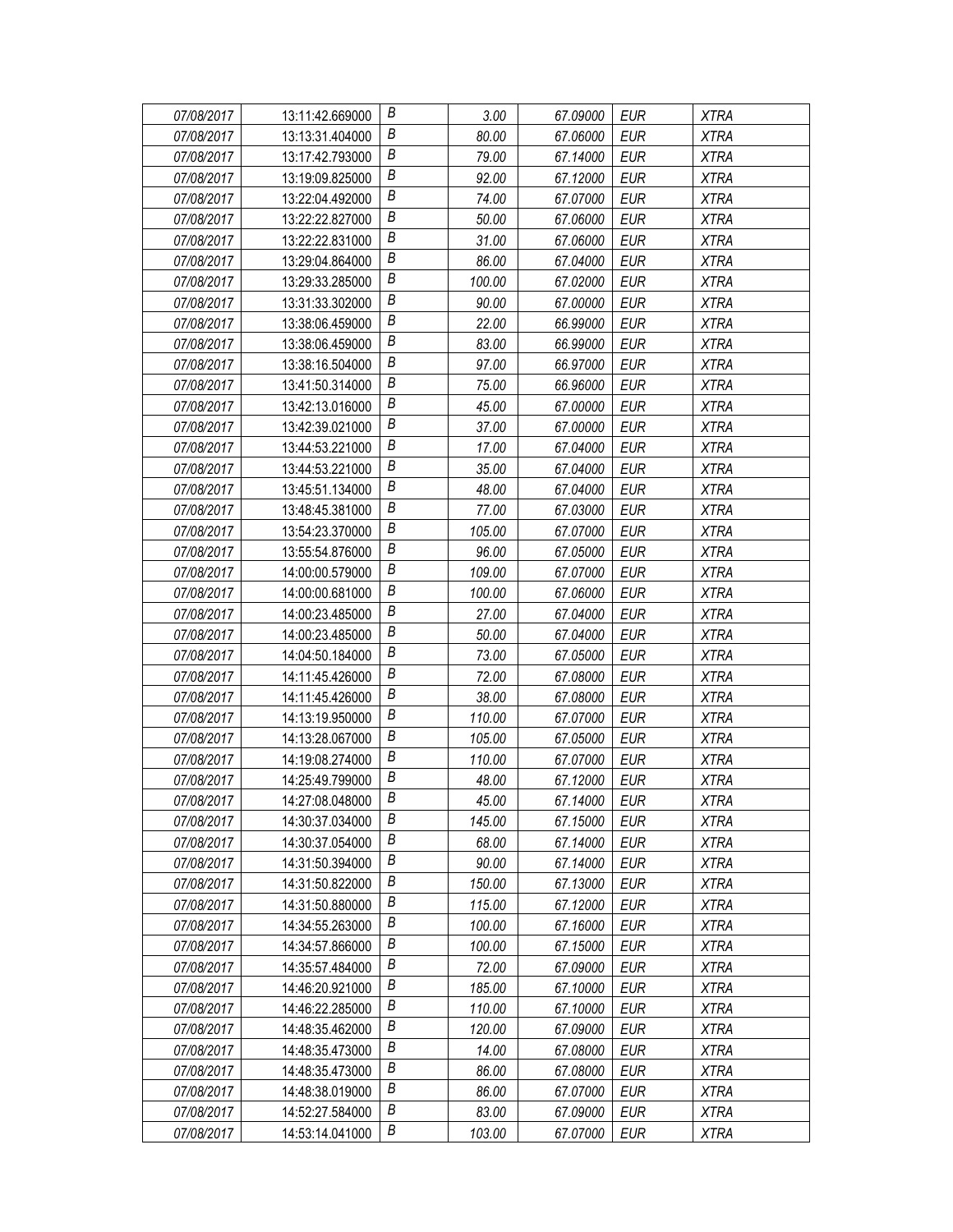| 07/08/2017 | 13:11:42.669000 | B | 3.00 | 67.09000 | EUR | XTRA |
|---|---|---|---|---|---|---|
| 07/08/2017 | 13:13:31.404000 | B | 80.00 | 67.06000 | EUR | XTRA |
| 07/08/2017 | 13:17:42.793000 | B | 79.00 | 67.14000 | EUR | XTRA |
| 07/08/2017 | 13:19:09.825000 | B | 92.00 | 67.12000 | EUR | XTRA |
| 07/08/2017 | 13:22:04.492000 | B | 74.00 | 67.07000 | EUR | XTRA |
| 07/08/2017 | 13:22:22.827000 | B | 50.00 | 67.06000 | EUR | XTRA |
| 07/08/2017 | 13:22:22.831000 | B | 31.00 | 67.06000 | EUR | XTRA |
| 07/08/2017 | 13:29:04.864000 | B | 86.00 | 67.04000 | EUR | XTRA |
| 07/08/2017 | 13:29:33.285000 | B | 100.00 | 67.02000 | EUR | XTRA |
| 07/08/2017 | 13:31:33.302000 | B | 90.00 | 67.00000 | EUR | XTRA |
| 07/08/2017 | 13:38:06.459000 | B | 22.00 | 66.99000 | EUR | XTRA |
| 07/08/2017 | 13:38:06.459000 | B | 83.00 | 66.99000 | EUR | XTRA |
| 07/08/2017 | 13:38:16.504000 | B | 97.00 | 66.97000 | EUR | XTRA |
| 07/08/2017 | 13:41:50.314000 | B | 75.00 | 66.96000 | EUR | XTRA |
| 07/08/2017 | 13:42:13.016000 | B | 45.00 | 67.00000 | EUR | XTRA |
| 07/08/2017 | 13:42:39.021000 | B | 37.00 | 67.00000 | EUR | XTRA |
| 07/08/2017 | 13:44:53.221000 | B | 17.00 | 67.04000 | EUR | XTRA |
| 07/08/2017 | 13:44:53.221000 | B | 35.00 | 67.04000 | EUR | XTRA |
| 07/08/2017 | 13:45:51.134000 | B | 48.00 | 67.04000 | EUR | XTRA |
| 07/08/2017 | 13:48:45.381000 | B | 77.00 | 67.03000 | EUR | XTRA |
| 07/08/2017 | 13:54:23.370000 | B | 105.00 | 67.07000 | EUR | XTRA |
| 07/08/2017 | 13:55:54.876000 | B | 96.00 | 67.05000 | EUR | XTRA |
| 07/08/2017 | 14:00:00.579000 | B | 109.00 | 67.07000 | EUR | XTRA |
| 07/08/2017 | 14:00:00.681000 | B | 100.00 | 67.06000 | EUR | XTRA |
| 07/08/2017 | 14:00:23.485000 | B | 27.00 | 67.04000 | EUR | XTRA |
| 07/08/2017 | 14:00:23.485000 | B | 50.00 | 67.04000 | EUR | XTRA |
| 07/08/2017 | 14:04:50.184000 | B | 73.00 | 67.05000 | EUR | XTRA |
| 07/08/2017 | 14:11:45.426000 | B | 72.00 | 67.08000 | EUR | XTRA |
| 07/08/2017 | 14:11:45.426000 | B | 38.00 | 67.08000 | EUR | XTRA |
| 07/08/2017 | 14:13:19.950000 | B | 110.00 | 67.07000 | EUR | XTRA |
| 07/08/2017 | 14:13:28.067000 | B | 105.00 | 67.05000 | EUR | XTRA |
| 07/08/2017 | 14:19:08.274000 | B | 110.00 | 67.07000 | EUR | XTRA |
| 07/08/2017 | 14:25:49.799000 | B | 48.00 | 67.12000 | EUR | XTRA |
| 07/08/2017 | 14:27:08.048000 | B | 45.00 | 67.14000 | EUR | XTRA |
| 07/08/2017 | 14:30:37.034000 | B | 145.00 | 67.15000 | EUR | XTRA |
| 07/08/2017 | 14:30:37.054000 | B | 68.00 | 67.14000 | EUR | XTRA |
| 07/08/2017 | 14:31:50.394000 | B | 90.00 | 67.14000 | EUR | XTRA |
| 07/08/2017 | 14:31:50.822000 | B | 150.00 | 67.13000 | EUR | XTRA |
| 07/08/2017 | 14:31:50.880000 | B | 115.00 | 67.12000 | EUR | XTRA |
| 07/08/2017 | 14:34:55.263000 | B | 100.00 | 67.16000 | EUR | XTRA |
| 07/08/2017 | 14:34:57.866000 | B | 100.00 | 67.15000 | EUR | XTRA |
| 07/08/2017 | 14:35:57.484000 | B | 72.00 | 67.09000 | EUR | XTRA |
| 07/08/2017 | 14:46:20.921000 | B | 185.00 | 67.10000 | EUR | XTRA |
| 07/08/2017 | 14:46:22.285000 | B | 110.00 | 67.10000 | EUR | XTRA |
| 07/08/2017 | 14:48:35.462000 | B | 120.00 | 67.09000 | EUR | XTRA |
| 07/08/2017 | 14:48:35.473000 | B | 14.00 | 67.08000 | EUR | XTRA |
| 07/08/2017 | 14:48:35.473000 | B | 86.00 | 67.08000 | EUR | XTRA |
| 07/08/2017 | 14:48:38.019000 | B | 86.00 | 67.07000 | EUR | XTRA |
| 07/08/2017 | 14:52:27.584000 | B | 83.00 | 67.09000 | EUR | XTRA |
| 07/08/2017 | 14:53:14.041000 | B | 103.00 | 67.07000 | EUR | XTRA |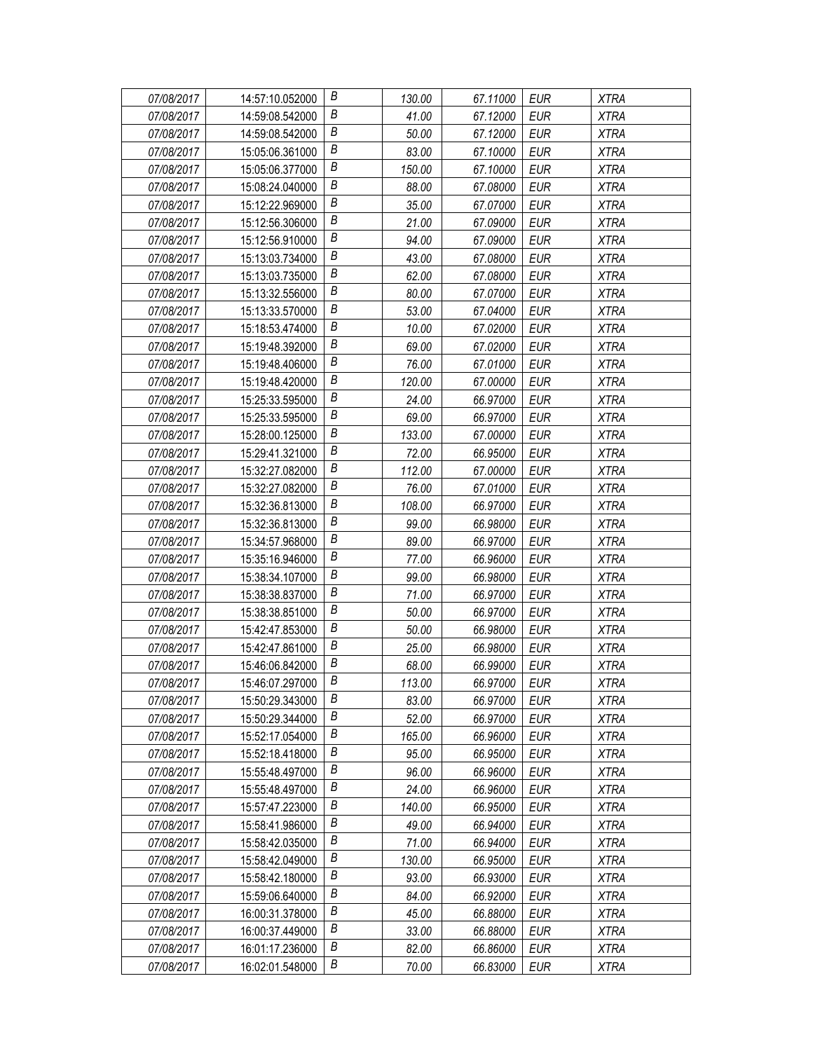| | | | | | | |
|---|---|---|---|---|---|---|
| *07/08/2017* | 14:57:10.052000 | *B* | *130.00* | *67.11000* | *EUR* | *XTRA* |
| *07/08/2017* | 14:59:08.542000 | *B* | *41.00* | *67.12000* | *EUR* | *XTRA* |
| *07/08/2017* | 14:59:08.542000 | *B* | *50.00* | *67.12000* | *EUR* | *XTRA* |
| *07/08/2017* | 15:05:06.361000 | *B* | *83.00* | *67.10000* | *EUR* | *XTRA* |
| *07/08/2017* | 15:05:06.377000 | *B* | *150.00* | *67.10000* | *EUR* | *XTRA* |
| *07/08/2017* | 15:08:24.040000 | *B* | *88.00* | *67.08000* | *EUR* | *XTRA* |
| *07/08/2017* | 15:12:22.969000 | *B* | *35.00* | *67.07000* | *EUR* | *XTRA* |
| *07/08/2017* | 15:12:56.306000 | *B* | *21.00* | *67.09000* | *EUR* | *XTRA* |
| *07/08/2017* | 15:12:56.910000 | *B* | *94.00* | *67.09000* | *EUR* | *XTRA* |
| *07/08/2017* | 15:13:03.734000 | *B* | *43.00* | *67.08000* | *EUR* | *XTRA* |
| *07/08/2017* | 15:13:03.735000 | *B* | *62.00* | *67.08000* | *EUR* | *XTRA* |
| *07/08/2017* | 15:13:32.556000 | *B* | *80.00* | *67.07000* | *EUR* | *XTRA* |
| *07/08/2017* | 15:13:33.570000 | *B* | *53.00* | *67.04000* | *EUR* | *XTRA* |
| *07/08/2017* | 15:18:53.474000 | *B* | *10.00* | *67.02000* | *EUR* | *XTRA* |
| *07/08/2017* | 15:19:48.392000 | *B* | *69.00* | *67.02000* | *EUR* | *XTRA* |
| *07/08/2017* | 15:19:48.406000 | *B* | *76.00* | *67.01000* | *EUR* | *XTRA* |
| *07/08/2017* | 15:19:48.420000 | *B* | *120.00* | *67.00000* | *EUR* | *XTRA* |
| *07/08/2017* | 15:25:33.595000 | *B* | *24.00* | *66.97000* | *EUR* | *XTRA* |
| *07/08/2017* | 15:25:33.595000 | *B* | *69.00* | *66.97000* | *EUR* | *XTRA* |
| *07/08/2017* | 15:28:00.125000 | *B* | *133.00* | *67.00000* | *EUR* | *XTRA* |
| *07/08/2017* | 15:29:41.321000 | *B* | *72.00* | *66.95000* | *EUR* | *XTRA* |
| *07/08/2017* | 15:32:27.082000 | *B* | *112.00* | *67.00000* | *EUR* | *XTRA* |
| *07/08/2017* | 15:32:27.082000 | *B* | *76.00* | *67.01000* | *EUR* | *XTRA* |
| *07/08/2017* | 15:32:36.813000 | *B* | *108.00* | *66.97000* | *EUR* | *XTRA* |
| *07/08/2017* | 15:32:36.813000 | *B* | *99.00* | *66.98000* | *EUR* | *XTRA* |
| *07/08/2017* | 15:34:57.968000 | *B* | *89.00* | *66.97000* | *EUR* | *XTRA* |
| *07/08/2017* | 15:35:16.946000 | *B* | *77.00* | *66.96000* | *EUR* | *XTRA* |
| *07/08/2017* | 15:38:34.107000 | *B* | *99.00* | *66.98000* | *EUR* | *XTRA* |
| *07/08/2017* | 15:38:38.837000 | *B* | *71.00* | *66.97000* | *EUR* | *XTRA* |
| *07/08/2017* | 15:38:38.851000 | *B* | *50.00* | *66.97000* | *EUR* | *XTRA* |
| *07/08/2017* | 15:42:47.853000 | *B* | *50.00* | *66.98000* | *EUR* | *XTRA* |
| *07/08/2017* | 15:42:47.861000 | *B* | *25.00* | *66.98000* | *EUR* | *XTRA* |
| *07/08/2017* | 15:46:06.842000 | *B* | *68.00* | *66.99000* | *EUR* | *XTRA* |
| *07/08/2017* | 15:46:07.297000 | *B* | *113.00* | *66.97000* | *EUR* | *XTRA* |
| *07/08/2017* | 15:50:29.343000 | *B* | *83.00* | *66.97000* | *EUR* | *XTRA* |
| *07/08/2017* | 15:50:29.344000 | *B* | *52.00* | *66.97000* | *EUR* | *XTRA* |
| *07/08/2017* | 15:52:17.054000 | *B* | *165.00* | *66.96000* | *EUR* | *XTRA* |
| *07/08/2017* | 15:52:18.418000 | *B* | *95.00* | *66.95000* | *EUR* | *XTRA* |
| *07/08/2017* | 15:55:48.497000 | *B* | *96.00* | *66.96000* | *EUR* | *XTRA* |
| *07/08/2017* | 15:55:48.497000 | *B* | *24.00* | *66.96000* | *EUR* | *XTRA* |
| *07/08/2017* | 15:57:47.223000 | *B* | *140.00* | *66.95000* | *EUR* | *XTRA* |
| *07/08/2017* | 15:58:41.986000 | *B* | *49.00* | *66.94000* | *EUR* | *XTRA* |
| *07/08/2017* | 15:58:42.035000 | *B* | *71.00* | *66.94000* | *EUR* | *XTRA* |
| *07/08/2017* | 15:58:42.049000 | *B* | *130.00* | *66.95000* | *EUR* | *XTRA* |
| *07/08/2017* | 15:58:42.180000 | *B* | *93.00* | *66.93000* | *EUR* | *XTRA* |
| *07/08/2017* | 15:59:06.640000 | *B* | *84.00* | *66.92000* | *EUR* | *XTRA* |
| *07/08/2017* | 16:00:31.378000 | *B* | *45.00* | *66.88000* | *EUR* | *XTRA* |
| *07/08/2017* | 16:00:37.449000 | *B* | *33.00* | *66.88000* | *EUR* | *XTRA* |
| *07/08/2017* | 16:01:17.236000 | *B* | *82.00* | *66.86000* | *EUR* | *XTRA* |
| *07/08/2017* | 16:02:01.548000 | *B* | *70.00* | *66.83000* | *EUR* | *XTRA* |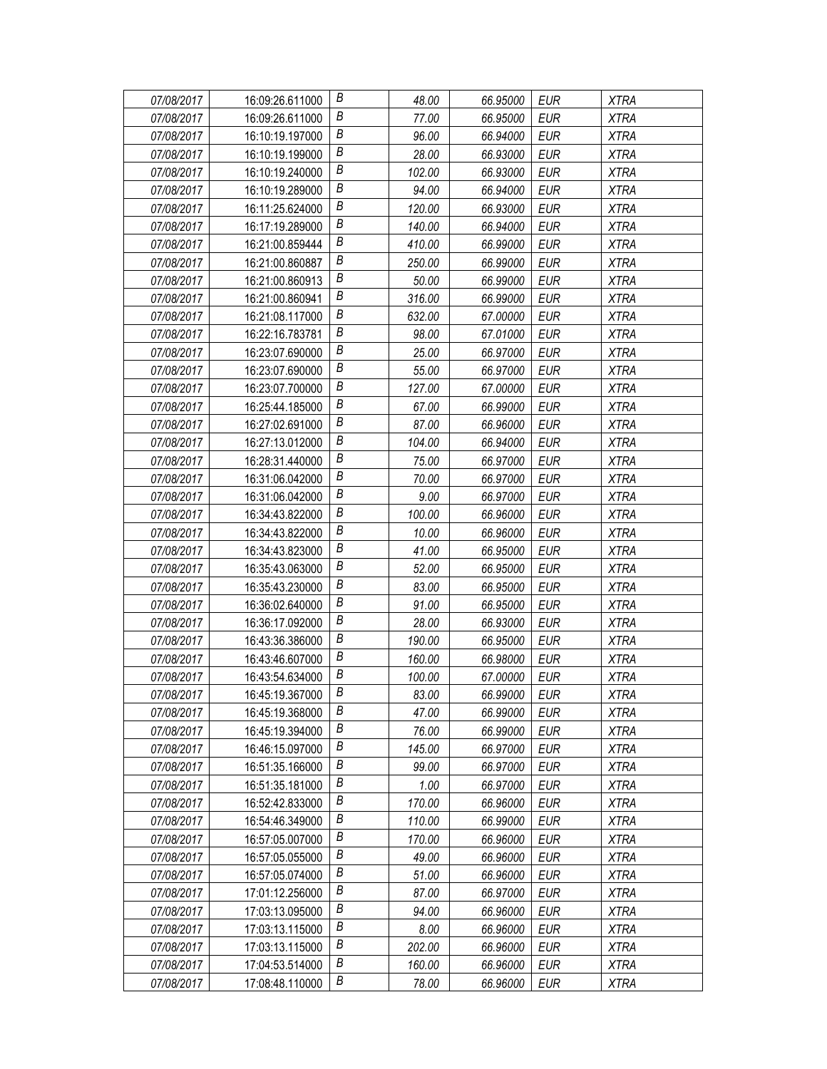| | | | | | | |
|---|---|---|---|---|---|---|
| 07/08/2017 | 16:09:26.611000 | B | 48.00 | 66.95000 | EUR | XTRA |
| 07/08/2017 | 16:09:26.611000 | B | 77.00 | 66.95000 | EUR | XTRA |
| 07/08/2017 | 16:10:19.197000 | B | 96.00 | 66.94000 | EUR | XTRA |
| 07/08/2017 | 16:10:19.199000 | B | 28.00 | 66.93000 | EUR | XTRA |
| 07/08/2017 | 16:10:19.240000 | B | 102.00 | 66.93000 | EUR | XTRA |
| 07/08/2017 | 16:10:19.289000 | B | 94.00 | 66.94000 | EUR | XTRA |
| 07/08/2017 | 16:11:25.624000 | B | 120.00 | 66.93000 | EUR | XTRA |
| 07/08/2017 | 16:17:19.289000 | B | 140.00 | 66.94000 | EUR | XTRA |
| 07/08/2017 | 16:21:00.859444 | B | 410.00 | 66.99000 | EUR | XTRA |
| 07/08/2017 | 16:21:00.860887 | B | 250.00 | 66.99000 | EUR | XTRA |
| 07/08/2017 | 16:21:00.860913 | B | 50.00 | 66.99000 | EUR | XTRA |
| 07/08/2017 | 16:21:00.860941 | B | 316.00 | 66.99000 | EUR | XTRA |
| 07/08/2017 | 16:21:08.117000 | B | 632.00 | 67.00000 | EUR | XTRA |
| 07/08/2017 | 16:22:16.783781 | B | 98.00 | 67.01000 | EUR | XTRA |
| 07/08/2017 | 16:23:07.690000 | B | 25.00 | 66.97000 | EUR | XTRA |
| 07/08/2017 | 16:23:07.690000 | B | 55.00 | 66.97000 | EUR | XTRA |
| 07/08/2017 | 16:23:07.700000 | B | 127.00 | 67.00000 | EUR | XTRA |
| 07/08/2017 | 16:25:44.185000 | B | 67.00 | 66.99000 | EUR | XTRA |
| 07/08/2017 | 16:27:02.691000 | B | 87.00 | 66.96000 | EUR | XTRA |
| 07/08/2017 | 16:27:13.012000 | B | 104.00 | 66.94000 | EUR | XTRA |
| 07/08/2017 | 16:28:31.440000 | B | 75.00 | 66.97000 | EUR | XTRA |
| 07/08/2017 | 16:31:06.042000 | B | 70.00 | 66.97000 | EUR | XTRA |
| 07/08/2017 | 16:31:06.042000 | B | 9.00 | 66.97000 | EUR | XTRA |
| 07/08/2017 | 16:34:43.822000 | B | 100.00 | 66.96000 | EUR | XTRA |
| 07/08/2017 | 16:34:43.822000 | B | 10.00 | 66.96000 | EUR | XTRA |
| 07/08/2017 | 16:34:43.823000 | B | 41.00 | 66.95000 | EUR | XTRA |
| 07/08/2017 | 16:35:43.063000 | B | 52.00 | 66.95000 | EUR | XTRA |
| 07/08/2017 | 16:35:43.230000 | B | 83.00 | 66.95000 | EUR | XTRA |
| 07/08/2017 | 16:36:02.640000 | B | 91.00 | 66.95000 | EUR | XTRA |
| 07/08/2017 | 16:36:17.092000 | B | 28.00 | 66.93000 | EUR | XTRA |
| 07/08/2017 | 16:43:36.386000 | B | 190.00 | 66.95000 | EUR | XTRA |
| 07/08/2017 | 16:43:46.607000 | B | 160.00 | 66.98000 | EUR | XTRA |
| 07/08/2017 | 16:43:54.634000 | B | 100.00 | 67.00000 | EUR | XTRA |
| 07/08/2017 | 16:45:19.367000 | B | 83.00 | 66.99000 | EUR | XTRA |
| 07/08/2017 | 16:45:19.368000 | B | 47.00 | 66.99000 | EUR | XTRA |
| 07/08/2017 | 16:45:19.394000 | B | 76.00 | 66.99000 | EUR | XTRA |
| 07/08/2017 | 16:46:15.097000 | B | 145.00 | 66.97000 | EUR | XTRA |
| 07/08/2017 | 16:51:35.166000 | B | 99.00 | 66.97000 | EUR | XTRA |
| 07/08/2017 | 16:51:35.181000 | B | 1.00 | 66.97000 | EUR | XTRA |
| 07/08/2017 | 16:52:42.833000 | B | 170.00 | 66.96000 | EUR | XTRA |
| 07/08/2017 | 16:54:46.349000 | B | 110.00 | 66.99000 | EUR | XTRA |
| 07/08/2017 | 16:57:05.007000 | B | 170.00 | 66.96000 | EUR | XTRA |
| 07/08/2017 | 16:57:05.055000 | B | 49.00 | 66.96000 | EUR | XTRA |
| 07/08/2017 | 16:57:05.074000 | B | 51.00 | 66.96000 | EUR | XTRA |
| 07/08/2017 | 17:01:12.256000 | B | 87.00 | 66.97000 | EUR | XTRA |
| 07/08/2017 | 17:03:13.095000 | B | 94.00 | 66.96000 | EUR | XTRA |
| 07/08/2017 | 17:03:13.115000 | B | 8.00 | 66.96000 | EUR | XTRA |
| 07/08/2017 | 17:03:13.115000 | B | 202.00 | 66.96000 | EUR | XTRA |
| 07/08/2017 | 17:04:53.514000 | B | 160.00 | 66.96000 | EUR | XTRA |
| 07/08/2017 | 17:08:48.110000 | B | 78.00 | 66.96000 | EUR | XTRA |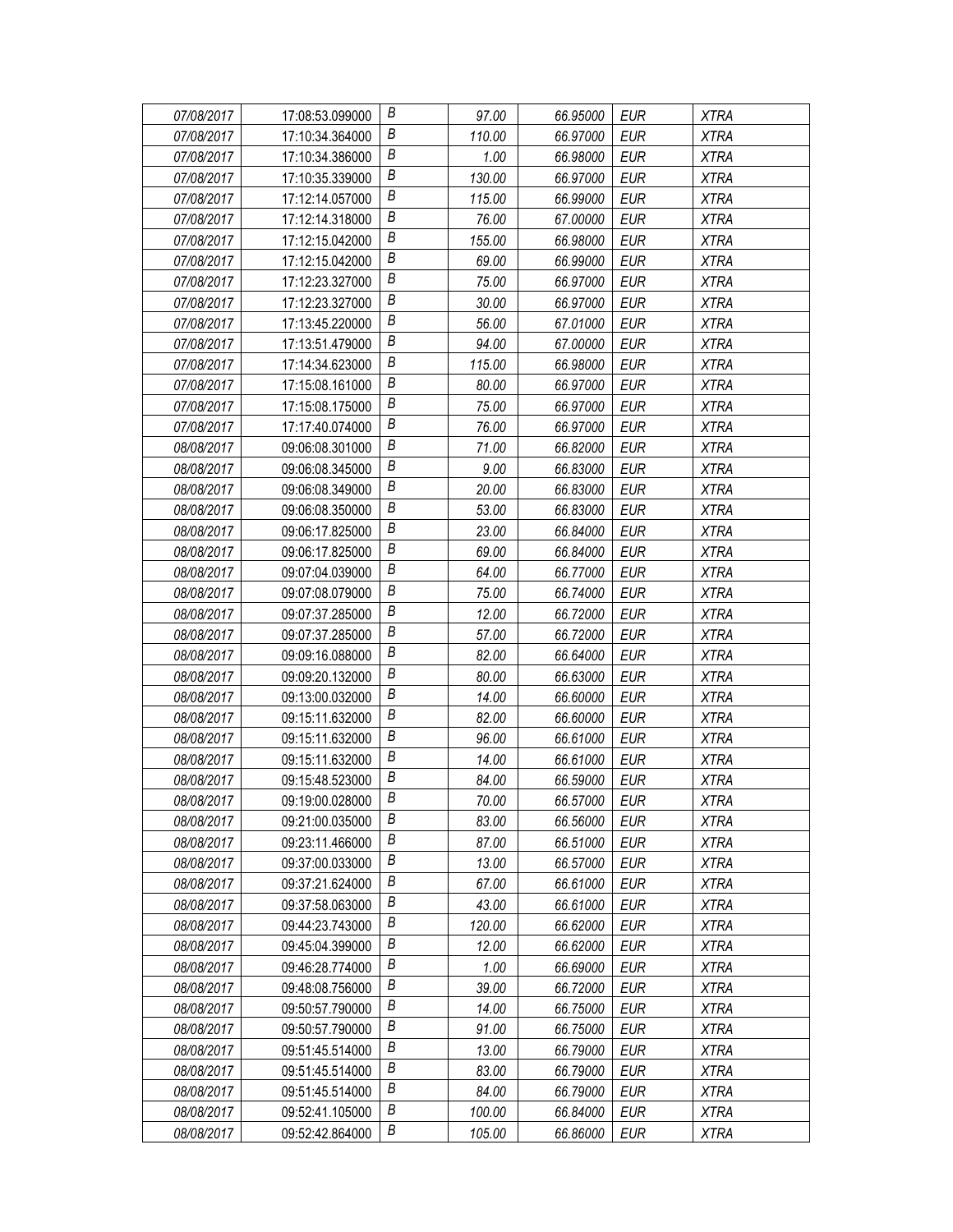| 07/08/2017 | 17:08:53.099000 | B | 97.00 | 66.95000 | EUR | XTRA |
|---|---|---|---|---|---|---|
| 07/08/2017 | 17:10:34.364000 | B | 110.00 | 66.97000 | EUR | XTRA |
| 07/08/2017 | 17:10:34.386000 | B | 1.00 | 66.98000 | EUR | XTRA |
| 07/08/2017 | 17:10:35.339000 | B | 130.00 | 66.97000 | EUR | XTRA |
| 07/08/2017 | 17:12:14.057000 | B | 115.00 | 66.99000 | EUR | XTRA |
| 07/08/2017 | 17:12:14.318000 | B | 76.00 | 67.00000 | EUR | XTRA |
| 07/08/2017 | 17:12:15.042000 | B | 155.00 | 66.98000 | EUR | XTRA |
| 07/08/2017 | 17:12:15.042000 | B | 69.00 | 66.99000 | EUR | XTRA |
| 07/08/2017 | 17:12:23.327000 | B | 75.00 | 66.97000 | EUR | XTRA |
| 07/08/2017 | 17:12:23.327000 | B | 30.00 | 66.97000 | EUR | XTRA |
| 07/08/2017 | 17:13:45.220000 | B | 56.00 | 67.01000 | EUR | XTRA |
| 07/08/2017 | 17:13:51.479000 | B | 94.00 | 67.00000 | EUR | XTRA |
| 07/08/2017 | 17:14:34.623000 | B | 115.00 | 66.98000 | EUR | XTRA |
| 07/08/2017 | 17:15:08.161000 | B | 80.00 | 66.97000 | EUR | XTRA |
| 07/08/2017 | 17:15:08.175000 | B | 75.00 | 66.97000 | EUR | XTRA |
| 07/08/2017 | 17:17:40.074000 | B | 76.00 | 66.97000 | EUR | XTRA |
| 08/08/2017 | 09:06:08.301000 | B | 71.00 | 66.82000 | EUR | XTRA |
| 08/08/2017 | 09:06:08.345000 | B | 9.00 | 66.83000 | EUR | XTRA |
| 08/08/2017 | 09:06:08.349000 | B | 20.00 | 66.83000 | EUR | XTRA |
| 08/08/2017 | 09:06:08.350000 | B | 53.00 | 66.83000 | EUR | XTRA |
| 08/08/2017 | 09:06:17.825000 | B | 23.00 | 66.84000 | EUR | XTRA |
| 08/08/2017 | 09:06:17.825000 | B | 69.00 | 66.84000 | EUR | XTRA |
| 08/08/2017 | 09:07:04.039000 | B | 64.00 | 66.77000 | EUR | XTRA |
| 08/08/2017 | 09:07:08.079000 | B | 75.00 | 66.74000 | EUR | XTRA |
| 08/08/2017 | 09:07:37.285000 | B | 12.00 | 66.72000 | EUR | XTRA |
| 08/08/2017 | 09:07:37.285000 | B | 57.00 | 66.72000 | EUR | XTRA |
| 08/08/2017 | 09:09:16.088000 | B | 82.00 | 66.64000 | EUR | XTRA |
| 08/08/2017 | 09:09:20.132000 | B | 80.00 | 66.63000 | EUR | XTRA |
| 08/08/2017 | 09:13:00.032000 | B | 14.00 | 66.60000 | EUR | XTRA |
| 08/08/2017 | 09:15:11.632000 | B | 82.00 | 66.60000 | EUR | XTRA |
| 08/08/2017 | 09:15:11.632000 | B | 96.00 | 66.61000 | EUR | XTRA |
| 08/08/2017 | 09:15:11.632000 | B | 14.00 | 66.61000 | EUR | XTRA |
| 08/08/2017 | 09:15:48.523000 | B | 84.00 | 66.59000 | EUR | XTRA |
| 08/08/2017 | 09:19:00.028000 | B | 70.00 | 66.57000 | EUR | XTRA |
| 08/08/2017 | 09:21:00.035000 | B | 83.00 | 66.56000 | EUR | XTRA |
| 08/08/2017 | 09:23:11.466000 | B | 87.00 | 66.51000 | EUR | XTRA |
| 08/08/2017 | 09:37:00.033000 | B | 13.00 | 66.57000 | EUR | XTRA |
| 08/08/2017 | 09:37:21.624000 | B | 67.00 | 66.61000 | EUR | XTRA |
| 08/08/2017 | 09:37:58.063000 | B | 43.00 | 66.61000 | EUR | XTRA |
| 08/08/2017 | 09:44:23.743000 | B | 120.00 | 66.62000 | EUR | XTRA |
| 08/08/2017 | 09:45:04.399000 | B | 12.00 | 66.62000 | EUR | XTRA |
| 08/08/2017 | 09:46:28.774000 | B | 1.00 | 66.69000 | EUR | XTRA |
| 08/08/2017 | 09:48:08.756000 | B | 39.00 | 66.72000 | EUR | XTRA |
| 08/08/2017 | 09:50:57.790000 | B | 14.00 | 66.75000 | EUR | XTRA |
| 08/08/2017 | 09:50:57.790000 | B | 91.00 | 66.75000 | EUR | XTRA |
| 08/08/2017 | 09:51:45.514000 | B | 13.00 | 66.79000 | EUR | XTRA |
| 08/08/2017 | 09:51:45.514000 | B | 83.00 | 66.79000 | EUR | XTRA |
| 08/08/2017 | 09:51:45.514000 | B | 84.00 | 66.79000 | EUR | XTRA |
| 08/08/2017 | 09:52:41.105000 | B | 100.00 | 66.84000 | EUR | XTRA |
| 08/08/2017 | 09:52:42.864000 | B | 105.00 | 66.86000 | EUR | XTRA |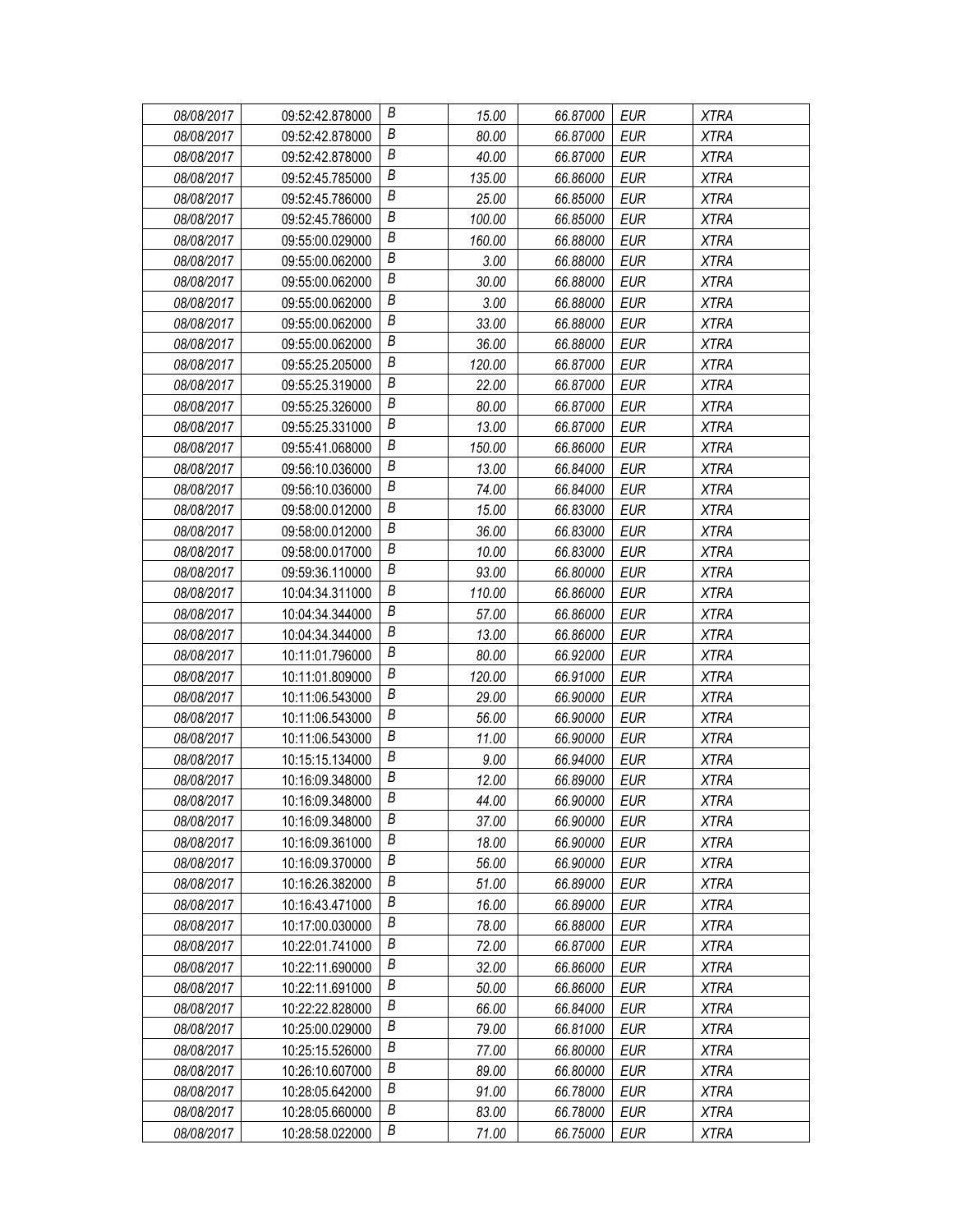| 08/08/2017 | 09:52:42.878000 | B | 15.00 | 66.87000 | EUR | XTRA |
|---|---|---|---|---|---|---|
| 08/08/2017 | 09:52:42.878000 | B | 80.00 | 66.87000 | EUR | XTRA |
| 08/08/2017 | 09:52:42.878000 | B | 40.00 | 66.87000 | EUR | XTRA |
| 08/08/2017 | 09:52:45.785000 | B | 135.00 | 66.86000 | EUR | XTRA |
| 08/08/2017 | 09:52:45.786000 | B | 25.00 | 66.85000 | EUR | XTRA |
| 08/08/2017 | 09:52:45.786000 | B | 100.00 | 66.85000 | EUR | XTRA |
| 08/08/2017 | 09:55:00.029000 | B | 160.00 | 66.88000 | EUR | XTRA |
| 08/08/2017 | 09:55:00.062000 | B | 3.00 | 66.88000 | EUR | XTRA |
| 08/08/2017 | 09:55:00.062000 | B | 30.00 | 66.88000 | EUR | XTRA |
| 08/08/2017 | 09:55:00.062000 | B | 3.00 | 66.88000 | EUR | XTRA |
| 08/08/2017 | 09:55:00.062000 | B | 33.00 | 66.88000 | EUR | XTRA |
| 08/08/2017 | 09:55:00.062000 | B | 36.00 | 66.88000 | EUR | XTRA |
| 08/08/2017 | 09:55:25.205000 | B | 120.00 | 66.87000 | EUR | XTRA |
| 08/08/2017 | 09:55:25.319000 | B | 22.00 | 66.87000 | EUR | XTRA |
| 08/08/2017 | 09:55:25.326000 | B | 80.00 | 66.87000 | EUR | XTRA |
| 08/08/2017 | 09:55:25.331000 | B | 13.00 | 66.87000 | EUR | XTRA |
| 08/08/2017 | 09:55:41.068000 | B | 150.00 | 66.86000 | EUR | XTRA |
| 08/08/2017 | 09:56:10.036000 | B | 13.00 | 66.84000 | EUR | XTRA |
| 08/08/2017 | 09:56:10.036000 | B | 74.00 | 66.84000 | EUR | XTRA |
| 08/08/2017 | 09:58:00.012000 | B | 15.00 | 66.83000 | EUR | XTRA |
| 08/08/2017 | 09:58:00.012000 | B | 36.00 | 66.83000 | EUR | XTRA |
| 08/08/2017 | 09:58:00.017000 | B | 10.00 | 66.83000 | EUR | XTRA |
| 08/08/2017 | 09:59:36.110000 | B | 93.00 | 66.80000 | EUR | XTRA |
| 08/08/2017 | 10:04:34.311000 | B | 110.00 | 66.86000 | EUR | XTRA |
| 08/08/2017 | 10:04:34.344000 | B | 57.00 | 66.86000 | EUR | XTRA |
| 08/08/2017 | 10:04:34.344000 | B | 13.00 | 66.86000 | EUR | XTRA |
| 08/08/2017 | 10:11:01.796000 | B | 80.00 | 66.92000 | EUR | XTRA |
| 08/08/2017 | 10:11:01.809000 | B | 120.00 | 66.91000 | EUR | XTRA |
| 08/08/2017 | 10:11:06.543000 | B | 29.00 | 66.90000 | EUR | XTRA |
| 08/08/2017 | 10:11:06.543000 | B | 56.00 | 66.90000 | EUR | XTRA |
| 08/08/2017 | 10:11:06.543000 | B | 11.00 | 66.90000 | EUR | XTRA |
| 08/08/2017 | 10:15:15.134000 | B | 9.00 | 66.94000 | EUR | XTRA |
| 08/08/2017 | 10:16:09.348000 | B | 12.00 | 66.89000 | EUR | XTRA |
| 08/08/2017 | 10:16:09.348000 | B | 44.00 | 66.90000 | EUR | XTRA |
| 08/08/2017 | 10:16:09.348000 | B | 37.00 | 66.90000 | EUR | XTRA |
| 08/08/2017 | 10:16:09.361000 | B | 18.00 | 66.90000 | EUR | XTRA |
| 08/08/2017 | 10:16:09.370000 | B | 56.00 | 66.90000 | EUR | XTRA |
| 08/08/2017 | 10:16:26.382000 | B | 51.00 | 66.89000 | EUR | XTRA |
| 08/08/2017 | 10:16:43.471000 | B | 16.00 | 66.89000 | EUR | XTRA |
| 08/08/2017 | 10:17:00.030000 | B | 78.00 | 66.88000 | EUR | XTRA |
| 08/08/2017 | 10:22:01.741000 | B | 72.00 | 66.87000 | EUR | XTRA |
| 08/08/2017 | 10:22:11.690000 | B | 32.00 | 66.86000 | EUR | XTRA |
| 08/08/2017 | 10:22:11.691000 | B | 50.00 | 66.86000 | EUR | XTRA |
| 08/08/2017 | 10:22:22.828000 | B | 66.00 | 66.84000 | EUR | XTRA |
| 08/08/2017 | 10:25:00.029000 | B | 79.00 | 66.81000 | EUR | XTRA |
| 08/08/2017 | 10:25:15.526000 | B | 77.00 | 66.80000 | EUR | XTRA |
| 08/08/2017 | 10:26:10.607000 | B | 89.00 | 66.80000 | EUR | XTRA |
| 08/08/2017 | 10:28:05.642000 | B | 91.00 | 66.78000 | EUR | XTRA |
| 08/08/2017 | 10:28:05.660000 | B | 83.00 | 66.78000 | EUR | XTRA |
| 08/08/2017 | 10:28:58.022000 | B | 71.00 | 66.75000 | EUR | XTRA |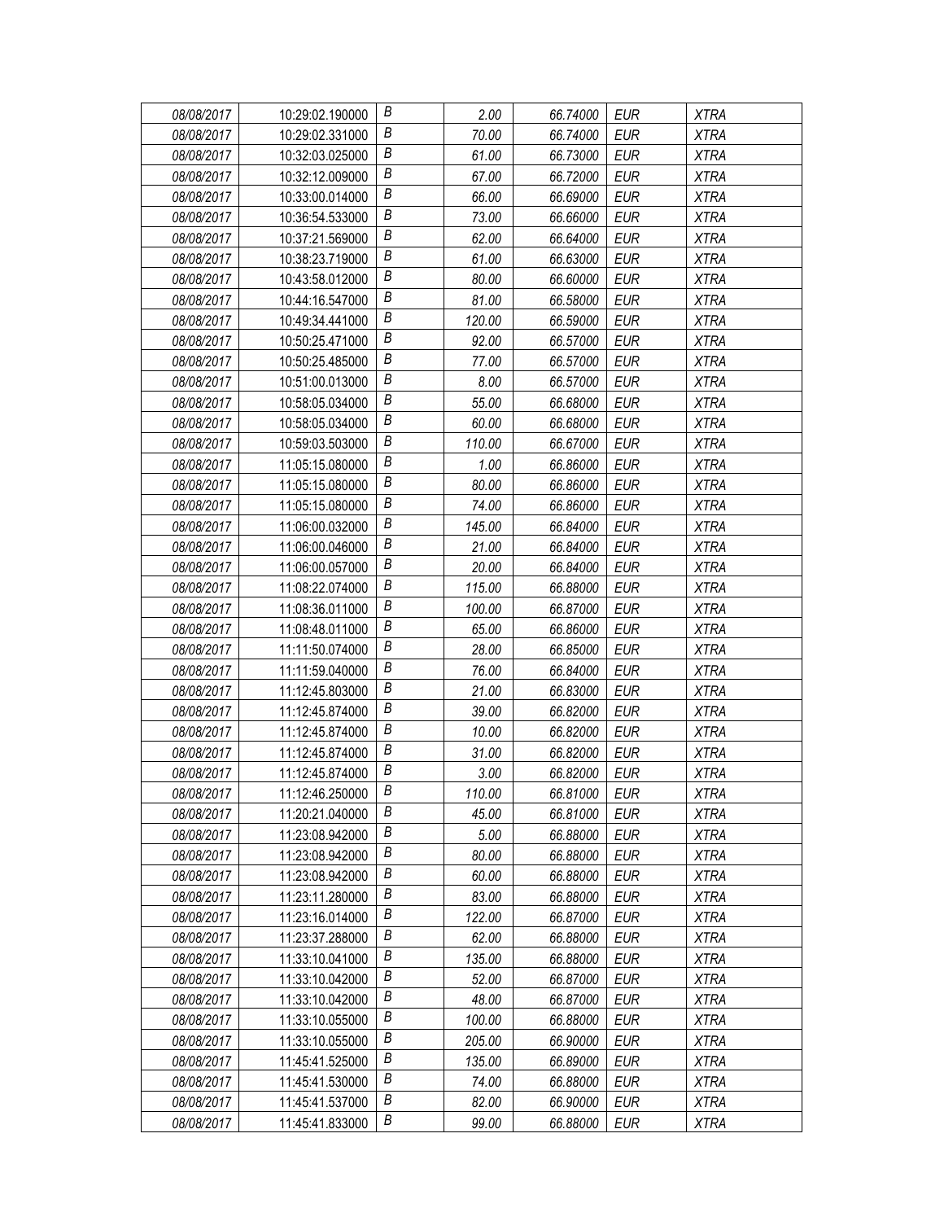| | | | | | | |
|---|---|---|---|---|---|---|
| *08/08/2017* | 10:29:02.190000 | *B* | *2.00* | *66.74000* | *EUR* | *XTRA* |
| *08/08/2017* | 10:29:02.331000 | *B* | *70.00* | *66.74000* | *EUR* | *XTRA* |
| *08/08/2017* | 10:32:03.025000 | *B* | *61.00* | *66.73000* | *EUR* | *XTRA* |
| *08/08/2017* | 10:32:12.009000 | *B* | *67.00* | *66.72000* | *EUR* | *XTRA* |
| *08/08/2017* | 10:33:00.014000 | *B* | *66.00* | *66.69000* | *EUR* | *XTRA* |
| *08/08/2017* | 10:36:54.533000 | *B* | *73.00* | *66.66000* | *EUR* | *XTRA* |
| *08/08/2017* | 10:37:21.569000 | *B* | *62.00* | *66.64000* | *EUR* | *XTRA* |
| *08/08/2017* | 10:38:23.719000 | *B* | *61.00* | *66.63000* | *EUR* | *XTRA* |
| *08/08/2017* | 10:43:58.012000 | *B* | *80.00* | *66.60000* | *EUR* | *XTRA* |
| *08/08/2017* | 10:44:16.547000 | *B* | *81.00* | *66.58000* | *EUR* | *XTRA* |
| *08/08/2017* | 10:49:34.441000 | *B* | *120.00* | *66.59000* | *EUR* | *XTRA* |
| *08/08/2017* | 10:50:25.471000 | *B* | *92.00* | *66.57000* | *EUR* | *XTRA* |
| *08/08/2017* | 10:50:25.485000 | *B* | *77.00* | *66.57000* | *EUR* | *XTRA* |
| *08/08/2017* | 10:51:00.013000 | *B* | *8.00* | *66.57000* | *EUR* | *XTRA* |
| *08/08/2017* | 10:58:05.034000 | *B* | *55.00* | *66.68000* | *EUR* | *XTRA* |
| *08/08/2017* | 10:58:05.034000 | *B* | *60.00* | *66.68000* | *EUR* | *XTRA* |
| *08/08/2017* | 10:59:03.503000 | *B* | *110.00* | *66.67000* | *EUR* | *XTRA* |
| *08/08/2017* | 11:05:15.080000 | *B* | *1.00* | *66.86000* | *EUR* | *XTRA* |
| *08/08/2017* | 11:05:15.080000 | *B* | *80.00* | *66.86000* | *EUR* | *XTRA* |
| *08/08/2017* | 11:05:15.080000 | *B* | *74.00* | *66.86000* | *EUR* | *XTRA* |
| *08/08/2017* | 11:06:00.032000 | *B* | *145.00* | *66.84000* | *EUR* | *XTRA* |
| *08/08/2017* | 11:06:00.046000 | *B* | *21.00* | *66.84000* | *EUR* | *XTRA* |
| *08/08/2017* | 11:06:00.057000 | *B* | *20.00* | *66.84000* | *EUR* | *XTRA* |
| *08/08/2017* | 11:08:22.074000 | *B* | *115.00* | *66.88000* | *EUR* | *XTRA* |
| *08/08/2017* | 11:08:36.011000 | *B* | *100.00* | *66.87000* | *EUR* | *XTRA* |
| *08/08/2017* | 11:08:48.011000 | *B* | *65.00* | *66.86000* | *EUR* | *XTRA* |
| *08/08/2017* | 11:11:50.074000 | *B* | *28.00* | *66.85000* | *EUR* | *XTRA* |
| *08/08/2017* | 11:11:59.040000 | *B* | *76.00* | *66.84000* | *EUR* | *XTRA* |
| *08/08/2017* | 11:12:45.803000 | *B* | *21.00* | *66.83000* | *EUR* | *XTRA* |
| *08/08/2017* | 11:12:45.874000 | *B* | *39.00* | *66.82000* | *EUR* | *XTRA* |
| *08/08/2017* | 11:12:45.874000 | *B* | *10.00* | *66.82000* | *EUR* | *XTRA* |
| *08/08/2017* | 11:12:45.874000 | *B* | *31.00* | *66.82000* | *EUR* | *XTRA* |
| *08/08/2017* | 11:12:45.874000 | *B* | *3.00* | *66.82000* | *EUR* | *XTRA* |
| *08/08/2017* | 11:12:46.250000 | *B* | *110.00* | *66.81000* | *EUR* | *XTRA* |
| *08/08/2017* | 11:20:21.040000 | *B* | *45.00* | *66.81000* | *EUR* | *XTRA* |
| *08/08/2017* | 11:23:08.942000 | *B* | *5.00* | *66.88000* | *EUR* | *XTRA* |
| *08/08/2017* | 11:23:08.942000 | *B* | *80.00* | *66.88000* | *EUR* | *XTRA* |
| *08/08/2017* | 11:23:08.942000 | *B* | *60.00* | *66.88000* | *EUR* | *XTRA* |
| *08/08/2017* | 11:23:11.280000 | *B* | *83.00* | *66.88000* | *EUR* | *XTRA* |
| *08/08/2017* | 11:23:16.014000 | *B* | *122.00* | *66.87000* | *EUR* | *XTRA* |
| *08/08/2017* | 11:23:37.288000 | *B* | *62.00* | *66.88000* | *EUR* | *XTRA* |
| *08/08/2017* | 11:33:10.041000 | *B* | *135.00* | *66.88000* | *EUR* | *XTRA* |
| *08/08/2017* | 11:33:10.042000 | *B* | *52.00* | *66.87000* | *EUR* | *XTRA* |
| *08/08/2017* | 11:33:10.042000 | *B* | *48.00* | *66.87000* | *EUR* | *XTRA* |
| *08/08/2017* | 11:33:10.055000 | *B* | *100.00* | *66.88000* | *EUR* | *XTRA* |
| *08/08/2017* | 11:33:10.055000 | *B* | *205.00* | *66.90000* | *EUR* | *XTRA* |
| *08/08/2017* | 11:45:41.525000 | *B* | *135.00* | *66.89000* | *EUR* | *XTRA* |
| *08/08/2017* | 11:45:41.530000 | *B* | *74.00* | *66.88000* | *EUR* | *XTRA* |
| *08/08/2017* | 11:45:41.537000 | *B* | *82.00* | *66.90000* | *EUR* | *XTRA* |
| *08/08/2017* | 11:45:41.833000 | *B* | *99.00* | *66.88000* | *EUR* | *XTRA* |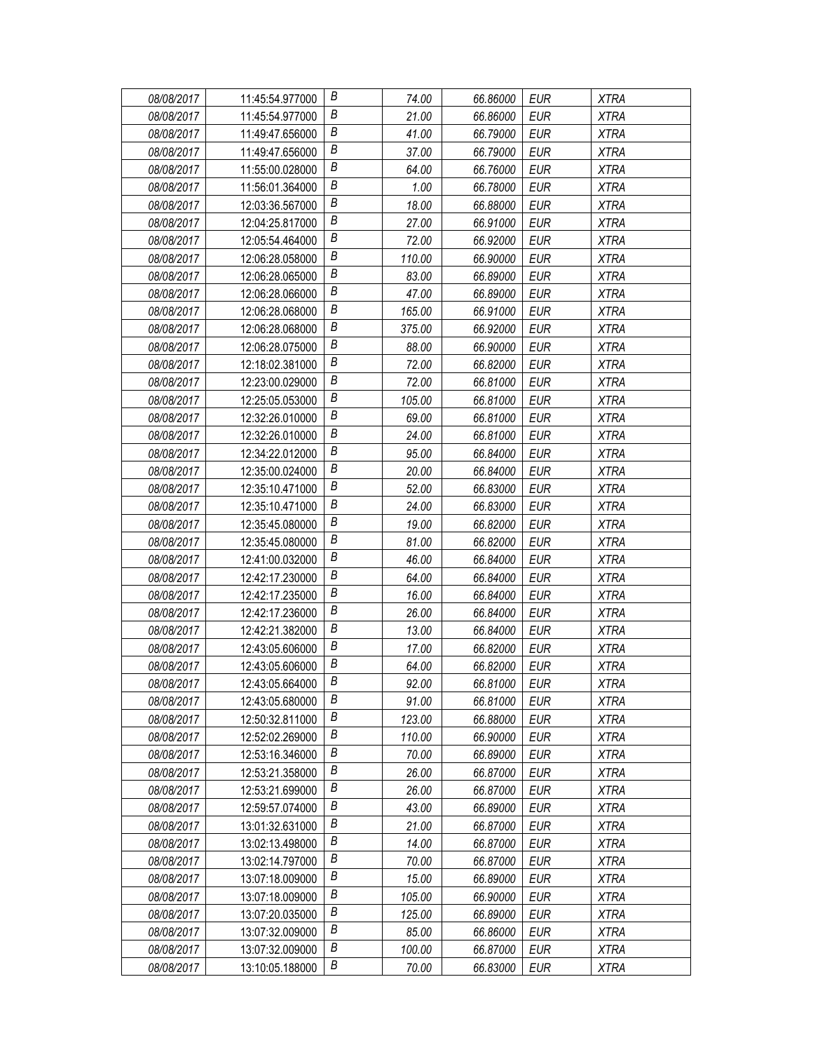| | | | | | | |
|---|---|---|---|---|---|---|
| *08/08/2017* | 11:45:54.977000 | *B* | *74.00* | *66.86000* | *EUR* | *XTRA* |
| *08/08/2017* | 11:45:54.977000 | *B* | *21.00* | *66.86000* | *EUR* | *XTRA* |
| *08/08/2017* | 11:49:47.656000 | *B* | *41.00* | *66.79000* | *EUR* | *XTRA* |
| *08/08/2017* | 11:49:47.656000 | *B* | *37.00* | *66.79000* | *EUR* | *XTRA* |
| *08/08/2017* | 11:55:00.028000 | *B* | *64.00* | *66.76000* | *EUR* | *XTRA* |
| *08/08/2017* | 11:56:01.364000 | *B* | *1.00* | *66.78000* | *EUR* | *XTRA* |
| *08/08/2017* | 12:03:36.567000 | *B* | *18.00* | *66.88000* | *EUR* | *XTRA* |
| *08/08/2017* | 12:04:25.817000 | *B* | *27.00* | *66.91000* | *EUR* | *XTRA* |
| *08/08/2017* | 12:05:54.464000 | *B* | *72.00* | *66.92000* | *EUR* | *XTRA* |
| *08/08/2017* | 12:06:28.058000 | *B* | *110.00* | *66.90000* | *EUR* | *XTRA* |
| *08/08/2017* | 12:06:28.065000 | *B* | *83.00* | *66.89000* | *EUR* | *XTRA* |
| *08/08/2017* | 12:06:28.066000 | *B* | *47.00* | *66.89000* | *EUR* | *XTRA* |
| *08/08/2017* | 12:06:28.068000 | *B* | *165.00* | *66.91000* | *EUR* | *XTRA* |
| *08/08/2017* | 12:06:28.068000 | *B* | *375.00* | *66.92000* | *EUR* | *XTRA* |
| *08/08/2017* | 12:06:28.075000 | *B* | *88.00* | *66.90000* | *EUR* | *XTRA* |
| *08/08/2017* | 12:18:02.381000 | *B* | *72.00* | *66.82000* | *EUR* | *XTRA* |
| *08/08/2017* | 12:23:00.029000 | *B* | *72.00* | *66.81000* | *EUR* | *XTRA* |
| *08/08/2017* | 12:25:05.053000 | *B* | *105.00* | *66.81000* | *EUR* | *XTRA* |
| *08/08/2017* | 12:32:26.010000 | *B* | *69.00* | *66.81000* | *EUR* | *XTRA* |
| *08/08/2017* | 12:32:26.010000 | *B* | *24.00* | *66.81000* | *EUR* | *XTRA* |
| *08/08/2017* | 12:34:22.012000 | *B* | *95.00* | *66.84000* | *EUR* | *XTRA* |
| *08/08/2017* | 12:35:00.024000 | *B* | *20.00* | *66.84000* | *EUR* | *XTRA* |
| *08/08/2017* | 12:35:10.471000 | *B* | *52.00* | *66.83000* | *EUR* | *XTRA* |
| *08/08/2017* | 12:35:10.471000 | *B* | *24.00* | *66.83000* | *EUR* | *XTRA* |
| *08/08/2017* | 12:35:45.080000 | *B* | *19.00* | *66.82000* | *EUR* | *XTRA* |
| *08/08/2017* | 12:35:45.080000 | *B* | *81.00* | *66.82000* | *EUR* | *XTRA* |
| *08/08/2017* | 12:41:00.032000 | *B* | *46.00* | *66.84000* | *EUR* | *XTRA* |
| *08/08/2017* | 12:42:17.230000 | *B* | *64.00* | *66.84000* | *EUR* | *XTRA* |
| *08/08/2017* | 12:42:17.235000 | *B* | *16.00* | *66.84000* | *EUR* | *XTRA* |
| *08/08/2017* | 12:42:17.236000 | *B* | *26.00* | *66.84000* | *EUR* | *XTRA* |
| *08/08/2017* | 12:42:21.382000 | *B* | *13.00* | *66.84000* | *EUR* | *XTRA* |
| *08/08/2017* | 12:43:05.606000 | *B* | *17.00* | *66.82000* | *EUR* | *XTRA* |
| *08/08/2017* | 12:43:05.606000 | *B* | *64.00* | *66.82000* | *EUR* | *XTRA* |
| *08/08/2017* | 12:43:05.664000 | *B* | *92.00* | *66.81000* | *EUR* | *XTRA* |
| *08/08/2017* | 12:43:05.680000 | *B* | *91.00* | *66.81000* | *EUR* | *XTRA* |
| *08/08/2017* | 12:50:32.811000 | *B* | *123.00* | *66.88000* | *EUR* | *XTRA* |
| *08/08/2017* | 12:52:02.269000 | *B* | *110.00* | *66.90000* | *EUR* | *XTRA* |
| *08/08/2017* | 12:53:16.346000 | *B* | *70.00* | *66.89000* | *EUR* | *XTRA* |
| *08/08/2017* | 12:53:21.358000 | *B* | *26.00* | *66.87000* | *EUR* | *XTRA* |
| *08/08/2017* | 12:53:21.699000 | *B* | *26.00* | *66.87000* | *EUR* | *XTRA* |
| *08/08/2017* | 12:59:57.074000 | *B* | *43.00* | *66.89000* | *EUR* | *XTRA* |
| *08/08/2017* | 13:01:32.631000 | *B* | *21.00* | *66.87000* | *EUR* | *XTRA* |
| *08/08/2017* | 13:02:13.498000 | *B* | *14.00* | *66.87000* | *EUR* | *XTRA* |
| *08/08/2017* | 13:02:14.797000 | *B* | *70.00* | *66.87000* | *EUR* | *XTRA* |
| *08/08/2017* | 13:07:18.009000 | *B* | *15.00* | *66.89000* | *EUR* | *XTRA* |
| *08/08/2017* | 13:07:18.009000 | *B* | *105.00* | *66.90000* | *EUR* | *XTRA* |
| *08/08/2017* | 13:07:20.035000 | *B* | *125.00* | *66.89000* | *EUR* | *XTRA* |
| *08/08/2017* | 13:07:32.009000 | *B* | *85.00* | *66.86000* | *EUR* | *XTRA* |
| *08/08/2017* | 13:07:32.009000 | *B* | *100.00* | *66.87000* | *EUR* | *XTRA* |
| *08/08/2017* | 13:10:05.188000 | *B* | *70.00* | *66.83000* | *EUR* | *XTRA* |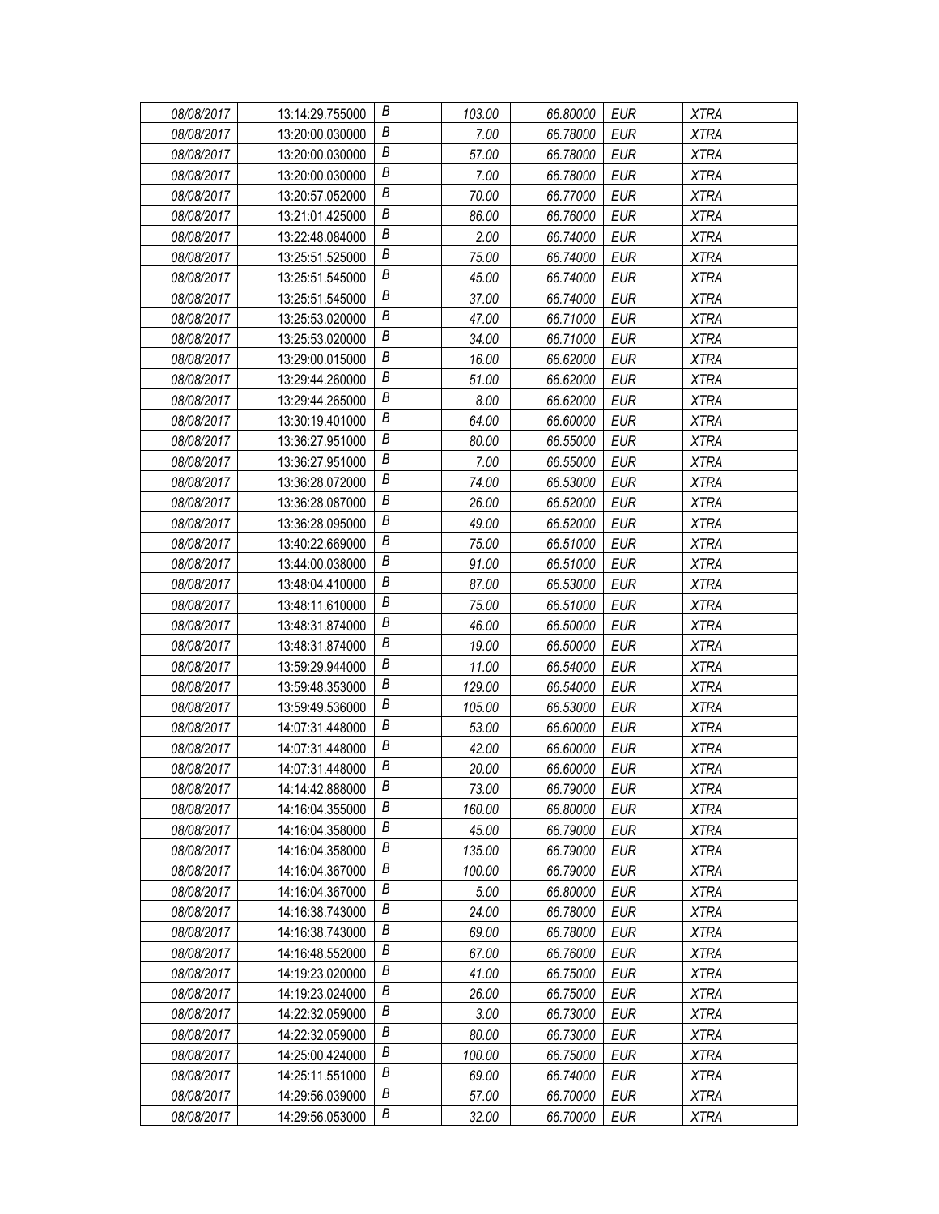| 08/08/2017 | 13:14:29.755000 | B | 103.00 | 66.80000 | EUR | XTRA |
|---|---|---|---|---|---|---|
| 08/08/2017 | 13:20:00.030000 | B | 7.00 | 66.78000 | EUR | XTRA |
| 08/08/2017 | 13:20:00.030000 | B | 57.00 | 66.78000 | EUR | XTRA |
| 08/08/2017 | 13:20:00.030000 | B | 7.00 | 66.78000 | EUR | XTRA |
| 08/08/2017 | 13:20:57.052000 | B | 70.00 | 66.77000 | EUR | XTRA |
| 08/08/2017 | 13:21:01.425000 | B | 86.00 | 66.76000 | EUR | XTRA |
| 08/08/2017 | 13:22:48.084000 | B | 2.00 | 66.74000 | EUR | XTRA |
| 08/08/2017 | 13:25:51.525000 | B | 75.00 | 66.74000 | EUR | XTRA |
| 08/08/2017 | 13:25:51.545000 | B | 45.00 | 66.74000 | EUR | XTRA |
| 08/08/2017 | 13:25:51.545000 | B | 37.00 | 66.74000 | EUR | XTRA |
| 08/08/2017 | 13:25:53.020000 | B | 47.00 | 66.71000 | EUR | XTRA |
| 08/08/2017 | 13:25:53.020000 | B | 34.00 | 66.71000 | EUR | XTRA |
| 08/08/2017 | 13:29:00.015000 | B | 16.00 | 66.62000 | EUR | XTRA |
| 08/08/2017 | 13:29:44.260000 | B | 51.00 | 66.62000 | EUR | XTRA |
| 08/08/2017 | 13:29:44.265000 | B | 8.00 | 66.62000 | EUR | XTRA |
| 08/08/2017 | 13:30:19.401000 | B | 64.00 | 66.60000 | EUR | XTRA |
| 08/08/2017 | 13:36:27.951000 | B | 80.00 | 66.55000 | EUR | XTRA |
| 08/08/2017 | 13:36:27.951000 | B | 7.00 | 66.55000 | EUR | XTRA |
| 08/08/2017 | 13:36:28.072000 | B | 74.00 | 66.53000 | EUR | XTRA |
| 08/08/2017 | 13:36:28.087000 | B | 26.00 | 66.52000 | EUR | XTRA |
| 08/08/2017 | 13:36:28.095000 | B | 49.00 | 66.52000 | EUR | XTRA |
| 08/08/2017 | 13:40:22.669000 | B | 75.00 | 66.51000 | EUR | XTRA |
| 08/08/2017 | 13:44:00.038000 | B | 91.00 | 66.51000 | EUR | XTRA |
| 08/08/2017 | 13:48:04.410000 | B | 87.00 | 66.53000 | EUR | XTRA |
| 08/08/2017 | 13:48:11.610000 | B | 75.00 | 66.51000 | EUR | XTRA |
| 08/08/2017 | 13:48:31.874000 | B | 46.00 | 66.50000 | EUR | XTRA |
| 08/08/2017 | 13:48:31.874000 | B | 19.00 | 66.50000 | EUR | XTRA |
| 08/08/2017 | 13:59:29.944000 | B | 11.00 | 66.54000 | EUR | XTRA |
| 08/08/2017 | 13:59:48.353000 | B | 129.00 | 66.54000 | EUR | XTRA |
| 08/08/2017 | 13:59:49.536000 | B | 105.00 | 66.53000 | EUR | XTRA |
| 08/08/2017 | 14:07:31.448000 | B | 53.00 | 66.60000 | EUR | XTRA |
| 08/08/2017 | 14:07:31.448000 | B | 42.00 | 66.60000 | EUR | XTRA |
| 08/08/2017 | 14:07:31.448000 | B | 20.00 | 66.60000 | EUR | XTRA |
| 08/08/2017 | 14:14:42.888000 | B | 73.00 | 66.79000 | EUR | XTRA |
| 08/08/2017 | 14:16:04.355000 | B | 160.00 | 66.80000 | EUR | XTRA |
| 08/08/2017 | 14:16:04.358000 | B | 45.00 | 66.79000 | EUR | XTRA |
| 08/08/2017 | 14:16:04.358000 | B | 135.00 | 66.79000 | EUR | XTRA |
| 08/08/2017 | 14:16:04.367000 | B | 100.00 | 66.79000 | EUR | XTRA |
| 08/08/2017 | 14:16:04.367000 | B | 5.00 | 66.80000 | EUR | XTRA |
| 08/08/2017 | 14:16:38.743000 | B | 24.00 | 66.78000 | EUR | XTRA |
| 08/08/2017 | 14:16:38.743000 | B | 69.00 | 66.78000 | EUR | XTRA |
| 08/08/2017 | 14:16:48.552000 | B | 67.00 | 66.76000 | EUR | XTRA |
| 08/08/2017 | 14:19:23.020000 | B | 41.00 | 66.75000 | EUR | XTRA |
| 08/08/2017 | 14:19:23.024000 | B | 26.00 | 66.75000 | EUR | XTRA |
| 08/08/2017 | 14:22:32.059000 | B | 3.00 | 66.73000 | EUR | XTRA |
| 08/08/2017 | 14:22:32.059000 | B | 80.00 | 66.73000 | EUR | XTRA |
| 08/08/2017 | 14:25:00.424000 | B | 100.00 | 66.75000 | EUR | XTRA |
| 08/08/2017 | 14:25:11.551000 | B | 69.00 | 66.74000 | EUR | XTRA |
| 08/08/2017 | 14:29:56.039000 | B | 57.00 | 66.70000 | EUR | XTRA |
| 08/08/2017 | 14:29:56.053000 | B | 32.00 | 66.70000 | EUR | XTRA |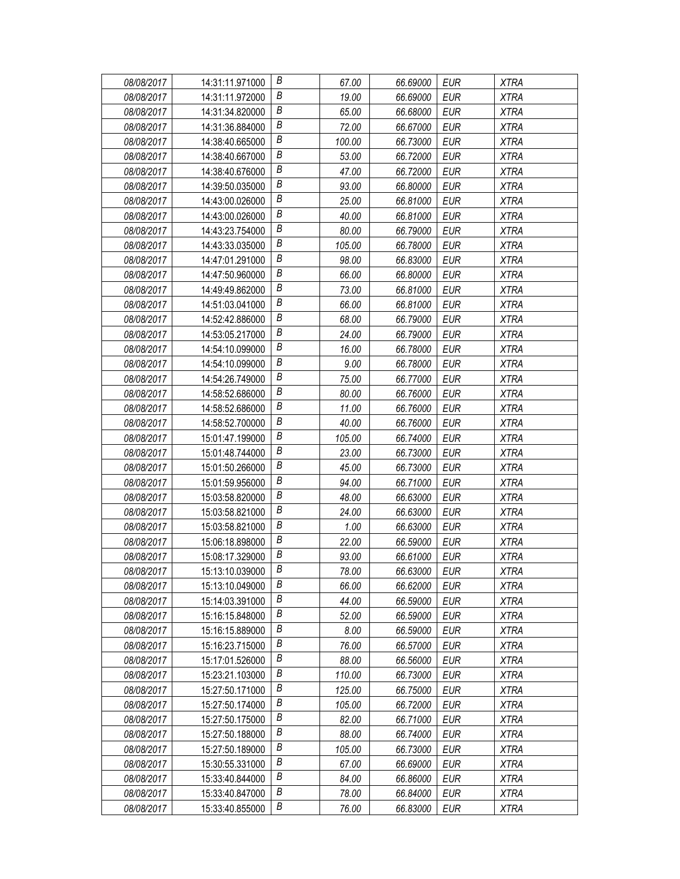| | | | | | | |
|---|---|---|---|---|---|---|
| *08/08/2017* | 14:31:11.971000 | *B* | *67.00* | *66.69000* | *EUR* | *XTRA* |
| *08/08/2017* | 14:31:11.972000 | *B* | *19.00* | *66.69000* | *EUR* | *XTRA* |
| *08/08/2017* | 14:31:34.820000 | *B* | *65.00* | *66.68000* | *EUR* | *XTRA* |
| *08/08/2017* | 14:31:36.884000 | *B* | *72.00* | *66.67000* | *EUR* | *XTRA* |
| *08/08/2017* | 14:38:40.665000 | *B* | *100.00* | *66.73000* | *EUR* | *XTRA* |
| *08/08/2017* | 14:38:40.667000 | *B* | *53.00* | *66.72000* | *EUR* | *XTRA* |
| *08/08/2017* | 14:38:40.676000 | *B* | *47.00* | *66.72000* | *EUR* | *XTRA* |
| *08/08/2017* | 14:39:50.035000 | *B* | *93.00* | *66.80000* | *EUR* | *XTRA* |
| *08/08/2017* | 14:43:00.026000 | *B* | *25.00* | *66.81000* | *EUR* | *XTRA* |
| *08/08/2017* | 14:43:00.026000 | *B* | *40.00* | *66.81000* | *EUR* | *XTRA* |
| *08/08/2017* | 14:43:23.754000 | *B* | *80.00* | *66.79000* | *EUR* | *XTRA* |
| *08/08/2017* | 14:43:33.035000 | *B* | *105.00* | *66.78000* | *EUR* | *XTRA* |
| *08/08/2017* | 14:47:01.291000 | *B* | *98.00* | *66.83000* | *EUR* | *XTRA* |
| *08/08/2017* | 14:47:50.960000 | *B* | *66.00* | *66.80000* | *EUR* | *XTRA* |
| *08/08/2017* | 14:49:49.862000 | *B* | *73.00* | *66.81000* | *EUR* | *XTRA* |
| *08/08/2017* | 14:51:03.041000 | *B* | *66.00* | *66.81000* | *EUR* | *XTRA* |
| *08/08/2017* | 14:52:42.886000 | *B* | *68.00* | *66.79000* | *EUR* | *XTRA* |
| *08/08/2017* | 14:53:05.217000 | *B* | *24.00* | *66.79000* | *EUR* | *XTRA* |
| *08/08/2017* | 14:54:10.099000 | *B* | *16.00* | *66.78000* | *EUR* | *XTRA* |
| *08/08/2017* | 14:54:10.099000 | *B* | *9.00* | *66.78000* | *EUR* | *XTRA* |
| *08/08/2017* | 14:54:26.749000 | *B* | *75.00* | *66.77000* | *EUR* | *XTRA* |
| *08/08/2017* | 14:58:52.686000 | *B* | *80.00* | *66.76000* | *EUR* | *XTRA* |
| *08/08/2017* | 14:58:52.686000 | *B* | *11.00* | *66.76000* | *EUR* | *XTRA* |
| *08/08/2017* | 14:58:52.700000 | *B* | *40.00* | *66.76000* | *EUR* | *XTRA* |
| *08/08/2017* | 15:01:47.199000 | *B* | *105.00* | *66.74000* | *EUR* | *XTRA* |
| *08/08/2017* | 15:01:48.744000 | *B* | *23.00* | *66.73000* | *EUR* | *XTRA* |
| *08/08/2017* | 15:01:50.266000 | *B* | *45.00* | *66.73000* | *EUR* | *XTRA* |
| *08/08/2017* | 15:01:59.956000 | *B* | *94.00* | *66.71000* | *EUR* | *XTRA* |
| *08/08/2017* | 15:03:58.820000 | *B* | *48.00* | *66.63000* | *EUR* | *XTRA* |
| *08/08/2017* | 15:03:58.821000 | *B* | *24.00* | *66.63000* | *EUR* | *XTRA* |
| *08/08/2017* | 15:03:58.821000 | *B* | *1.00* | *66.63000* | *EUR* | *XTRA* |
| *08/08/2017* | 15:06:18.898000 | *B* | *22.00* | *66.59000* | *EUR* | *XTRA* |
| *08/08/2017* | 15:08:17.329000 | *B* | *93.00* | *66.61000* | *EUR* | *XTRA* |
| *08/08/2017* | 15:13:10.039000 | *B* | *78.00* | *66.63000* | *EUR* | *XTRA* |
| *08/08/2017* | 15:13:10.049000 | *B* | *66.00* | *66.62000* | *EUR* | *XTRA* |
| *08/08/2017* | 15:14:03.391000 | *B* | *44.00* | *66.59000* | *EUR* | *XTRA* |
| *08/08/2017* | 15:16:15.848000 | *B* | *52.00* | *66.59000* | *EUR* | *XTRA* |
| *08/08/2017* | 15:16:15.889000 | *B* | *8.00* | *66.59000* | *EUR* | *XTRA* |
| *08/08/2017* | 15:16:23.715000 | *B* | *76.00* | *66.57000* | *EUR* | *XTRA* |
| *08/08/2017* | 15:17:01.526000 | *B* | *88.00* | *66.56000* | *EUR* | *XTRA* |
| *08/08/2017* | 15:23:21.103000 | *B* | *110.00* | *66.73000* | *EUR* | *XTRA* |
| *08/08/2017* | 15:27:50.171000 | *B* | *125.00* | *66.75000* | *EUR* | *XTRA* |
| *08/08/2017* | 15:27:50.174000 | *B* | *105.00* | *66.72000* | *EUR* | *XTRA* |
| *08/08/2017* | 15:27:50.175000 | *B* | *82.00* | *66.71000* | *EUR* | *XTRA* |
| *08/08/2017* | 15:27:50.188000 | *B* | *88.00* | *66.74000* | *EUR* | *XTRA* |
| *08/08/2017* | 15:27:50.189000 | *B* | *105.00* | *66.73000* | *EUR* | *XTRA* |
| *08/08/2017* | 15:30:55.331000 | *B* | *67.00* | *66.69000* | *EUR* | *XTRA* |
| *08/08/2017* | 15:33:40.844000 | *B* | *84.00* | *66.86000* | *EUR* | *XTRA* |
| *08/08/2017* | 15:33:40.847000 | *B* | *78.00* | *66.84000* | *EUR* | *XTRA* |
| *08/08/2017* | 15:33:40.855000 | *B* | *76.00* | *66.83000* | *EUR* | *XTRA* |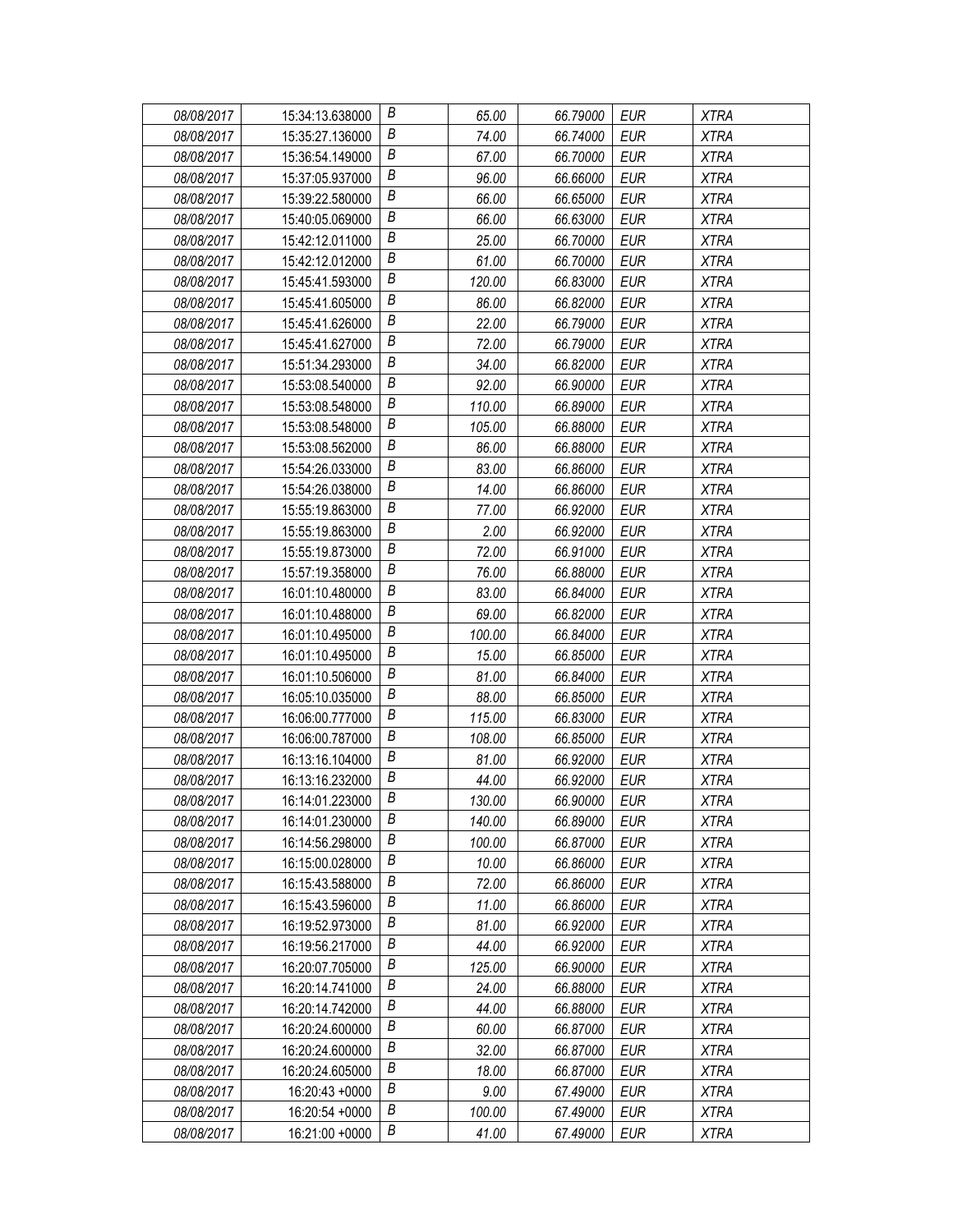| 08/08/2017 | 15:34:13.638000 | B | 65.00 | 66.79000 | EUR | XTRA |
|---|---|---|---|---|---|---|
| 08/08/2017 | 15:35:27.136000 | B | 74.00 | 66.74000 | EUR | XTRA |
| 08/08/2017 | 15:36:54.149000 | B | 67.00 | 66.70000 | EUR | XTRA |
| 08/08/2017 | 15:37:05.937000 | B | 96.00 | 66.66000 | EUR | XTRA |
| 08/08/2017 | 15:39:22.580000 | B | 66.00 | 66.65000 | EUR | XTRA |
| 08/08/2017 | 15:40:05.069000 | B | 66.00 | 66.63000 | EUR | XTRA |
| 08/08/2017 | 15:42:12.011000 | B | 25.00 | 66.70000 | EUR | XTRA |
| 08/08/2017 | 15:42:12.012000 | B | 61.00 | 66.70000 | EUR | XTRA |
| 08/08/2017 | 15:45:41.593000 | B | 120.00 | 66.83000 | EUR | XTRA |
| 08/08/2017 | 15:45:41.605000 | B | 86.00 | 66.82000 | EUR | XTRA |
| 08/08/2017 | 15:45:41.626000 | B | 22.00 | 66.79000 | EUR | XTRA |
| 08/08/2017 | 15:45:41.627000 | B | 72.00 | 66.79000 | EUR | XTRA |
| 08/08/2017 | 15:51:34.293000 | B | 34.00 | 66.82000 | EUR | XTRA |
| 08/08/2017 | 15:53:08.540000 | B | 92.00 | 66.90000 | EUR | XTRA |
| 08/08/2017 | 15:53:08.548000 | B | 110.00 | 66.89000 | EUR | XTRA |
| 08/08/2017 | 15:53:08.548000 | B | 105.00 | 66.88000 | EUR | XTRA |
| 08/08/2017 | 15:53:08.562000 | B | 86.00 | 66.88000 | EUR | XTRA |
| 08/08/2017 | 15:54:26.033000 | B | 83.00 | 66.86000 | EUR | XTRA |
| 08/08/2017 | 15:54:26.038000 | B | 14.00 | 66.86000 | EUR | XTRA |
| 08/08/2017 | 15:55:19.863000 | B | 77.00 | 66.92000 | EUR | XTRA |
| 08/08/2017 | 15:55:19.863000 | B | 2.00 | 66.92000 | EUR | XTRA |
| 08/08/2017 | 15:55:19.873000 | B | 72.00 | 66.91000 | EUR | XTRA |
| 08/08/2017 | 15:57:19.358000 | B | 76.00 | 66.88000 | EUR | XTRA |
| 08/08/2017 | 16:01:10.480000 | B | 83.00 | 66.84000 | EUR | XTRA |
| 08/08/2017 | 16:01:10.488000 | B | 69.00 | 66.82000 | EUR | XTRA |
| 08/08/2017 | 16:01:10.495000 | B | 100.00 | 66.84000 | EUR | XTRA |
| 08/08/2017 | 16:01:10.495000 | B | 15.00 | 66.85000 | EUR | XTRA |
| 08/08/2017 | 16:01:10.506000 | B | 81.00 | 66.84000 | EUR | XTRA |
| 08/08/2017 | 16:05:10.035000 | B | 88.00 | 66.85000 | EUR | XTRA |
| 08/08/2017 | 16:06:00.777000 | B | 115.00 | 66.83000 | EUR | XTRA |
| 08/08/2017 | 16:06:00.787000 | B | 108.00 | 66.85000 | EUR | XTRA |
| 08/08/2017 | 16:13:16.104000 | B | 81.00 | 66.92000 | EUR | XTRA |
| 08/08/2017 | 16:13:16.232000 | B | 44.00 | 66.92000 | EUR | XTRA |
| 08/08/2017 | 16:14:01.223000 | B | 130.00 | 66.90000 | EUR | XTRA |
| 08/08/2017 | 16:14:01.230000 | B | 140.00 | 66.89000 | EUR | XTRA |
| 08/08/2017 | 16:14:56.298000 | B | 100.00 | 66.87000 | EUR | XTRA |
| 08/08/2017 | 16:15:00.028000 | B | 10.00 | 66.86000 | EUR | XTRA |
| 08/08/2017 | 16:15:43.588000 | B | 72.00 | 66.86000 | EUR | XTRA |
| 08/08/2017 | 16:15:43.596000 | B | 11.00 | 66.86000 | EUR | XTRA |
| 08/08/2017 | 16:19:52.973000 | B | 81.00 | 66.92000 | EUR | XTRA |
| 08/08/2017 | 16:19:56.217000 | B | 44.00 | 66.92000 | EUR | XTRA |
| 08/08/2017 | 16:20:07.705000 | B | 125.00 | 66.90000 | EUR | XTRA |
| 08/08/2017 | 16:20:14.741000 | B | 24.00 | 66.88000 | EUR | XTRA |
| 08/08/2017 | 16:20:14.742000 | B | 44.00 | 66.88000 | EUR | XTRA |
| 08/08/2017 | 16:20:24.600000 | B | 60.00 | 66.87000 | EUR | XTRA |
| 08/08/2017 | 16:20:24.600000 | B | 32.00 | 66.87000 | EUR | XTRA |
| 08/08/2017 | 16:20:24.605000 | B | 18.00 | 66.87000 | EUR | XTRA |
| 08/08/2017 | 16:20:43 +0000 | B | 9.00 | 67.49000 | EUR | XTRA |
| 08/08/2017 | 16:20:54 +0000 | B | 100.00 | 67.49000 | EUR | XTRA |
| 08/08/2017 | 16:21:00 +0000 | B | 41.00 | 67.49000 | EUR | XTRA |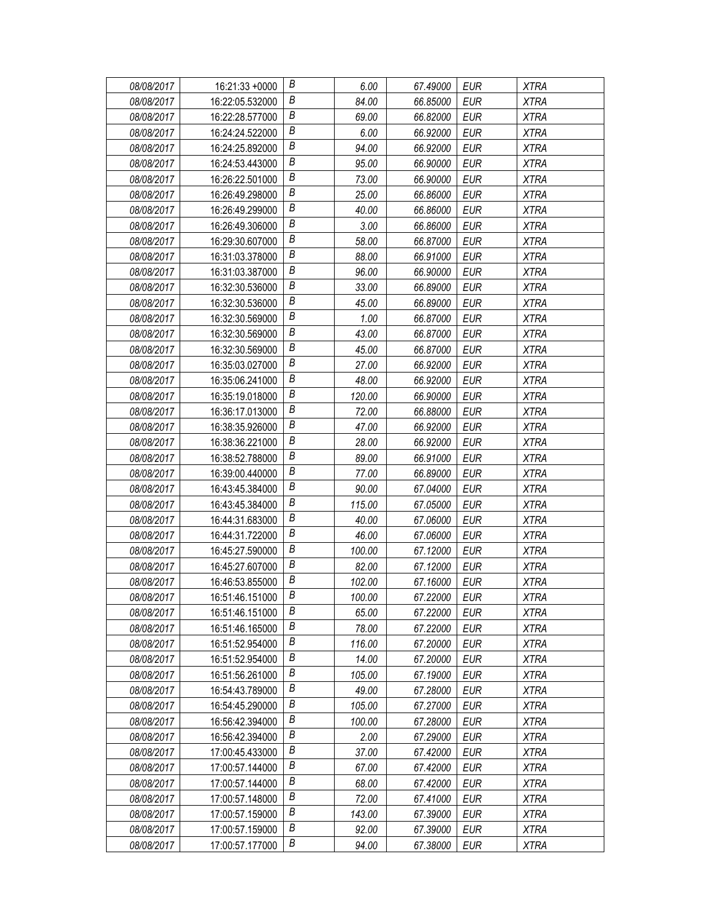| 08/08/2017 | 16:21:33 +0000 | B | 6.00 | 67.49000 | EUR | XTRA |
|---|---|---|---|---|---|---|
| 08/08/2017 | 16:22:05.532000 | B | 84.00 | 66.85000 | EUR | XTRA |
| 08/08/2017 | 16:22:28.577000 | B | 69.00 | 66.82000 | EUR | XTRA |
| 08/08/2017 | 16:24:24.522000 | B | 6.00 | 66.92000 | EUR | XTRA |
| 08/08/2017 | 16:24:25.892000 | B | 94.00 | 66.92000 | EUR | XTRA |
| 08/08/2017 | 16:24:53.443000 | B | 95.00 | 66.90000 | EUR | XTRA |
| 08/08/2017 | 16:26:22.501000 | B | 73.00 | 66.90000 | EUR | XTRA |
| 08/08/2017 | 16:26:49.298000 | B | 25.00 | 66.86000 | EUR | XTRA |
| 08/08/2017 | 16:26:49.299000 | B | 40.00 | 66.86000 | EUR | XTRA |
| 08/08/2017 | 16:26:49.306000 | B | 3.00 | 66.86000 | EUR | XTRA |
| 08/08/2017 | 16:29:30.607000 | B | 58.00 | 66.87000 | EUR | XTRA |
| 08/08/2017 | 16:31:03.378000 | B | 88.00 | 66.91000 | EUR | XTRA |
| 08/08/2017 | 16:31:03.387000 | B | 96.00 | 66.90000 | EUR | XTRA |
| 08/08/2017 | 16:32:30.536000 | B | 33.00 | 66.89000 | EUR | XTRA |
| 08/08/2017 | 16:32:30.536000 | B | 45.00 | 66.89000 | EUR | XTRA |
| 08/08/2017 | 16:32:30.569000 | B | 1.00 | 66.87000 | EUR | XTRA |
| 08/08/2017 | 16:32:30.569000 | B | 43.00 | 66.87000 | EUR | XTRA |
| 08/08/2017 | 16:32:30.569000 | B | 45.00 | 66.87000 | EUR | XTRA |
| 08/08/2017 | 16:35:03.027000 | B | 27.00 | 66.92000 | EUR | XTRA |
| 08/08/2017 | 16:35:06.241000 | B | 48.00 | 66.92000 | EUR | XTRA |
| 08/08/2017 | 16:35:19.018000 | B | 120.00 | 66.90000 | EUR | XTRA |
| 08/08/2017 | 16:36:17.013000 | B | 72.00 | 66.88000 | EUR | XTRA |
| 08/08/2017 | 16:38:35.926000 | B | 47.00 | 66.92000 | EUR | XTRA |
| 08/08/2017 | 16:38:36.221000 | B | 28.00 | 66.92000 | EUR | XTRA |
| 08/08/2017 | 16:38:52.788000 | B | 89.00 | 66.91000 | EUR | XTRA |
| 08/08/2017 | 16:39:00.440000 | B | 77.00 | 66.89000 | EUR | XTRA |
| 08/08/2017 | 16:43:45.384000 | B | 90.00 | 67.04000 | EUR | XTRA |
| 08/08/2017 | 16:43:45.384000 | B | 115.00 | 67.05000 | EUR | XTRA |
| 08/08/2017 | 16:44:31.683000 | B | 40.00 | 67.06000 | EUR | XTRA |
| 08/08/2017 | 16:44:31.722000 | B | 46.00 | 67.06000 | EUR | XTRA |
| 08/08/2017 | 16:45:27.590000 | B | 100.00 | 67.12000 | EUR | XTRA |
| 08/08/2017 | 16:45:27.607000 | B | 82.00 | 67.12000 | EUR | XTRA |
| 08/08/2017 | 16:46:53.855000 | B | 102.00 | 67.16000 | EUR | XTRA |
| 08/08/2017 | 16:51:46.151000 | B | 100.00 | 67.22000 | EUR | XTRA |
| 08/08/2017 | 16:51:46.151000 | B | 65.00 | 67.22000 | EUR | XTRA |
| 08/08/2017 | 16:51:46.165000 | B | 78.00 | 67.22000 | EUR | XTRA |
| 08/08/2017 | 16:51:52.954000 | B | 116.00 | 67.20000 | EUR | XTRA |
| 08/08/2017 | 16:51:52.954000 | B | 14.00 | 67.20000 | EUR | XTRA |
| 08/08/2017 | 16:51:56.261000 | B | 105.00 | 67.19000 | EUR | XTRA |
| 08/08/2017 | 16:54:43.789000 | B | 49.00 | 67.28000 | EUR | XTRA |
| 08/08/2017 | 16:54:45.290000 | B | 105.00 | 67.27000 | EUR | XTRA |
| 08/08/2017 | 16:56:42.394000 | B | 100.00 | 67.28000 | EUR | XTRA |
| 08/08/2017 | 16:56:42.394000 | B | 2.00 | 67.29000 | EUR | XTRA |
| 08/08/2017 | 17:00:45.433000 | B | 37.00 | 67.42000 | EUR | XTRA |
| 08/08/2017 | 17:00:57.144000 | B | 67.00 | 67.42000 | EUR | XTRA |
| 08/08/2017 | 17:00:57.144000 | B | 68.00 | 67.42000 | EUR | XTRA |
| 08/08/2017 | 17:00:57.148000 | B | 72.00 | 67.41000 | EUR | XTRA |
| 08/08/2017 | 17:00:57.159000 | B | 143.00 | 67.39000 | EUR | XTRA |
| 08/08/2017 | 17:00:57.159000 | B | 92.00 | 67.39000 | EUR | XTRA |
| 08/08/2017 | 17:00:57.177000 | B | 94.00 | 67.38000 | EUR | XTRA |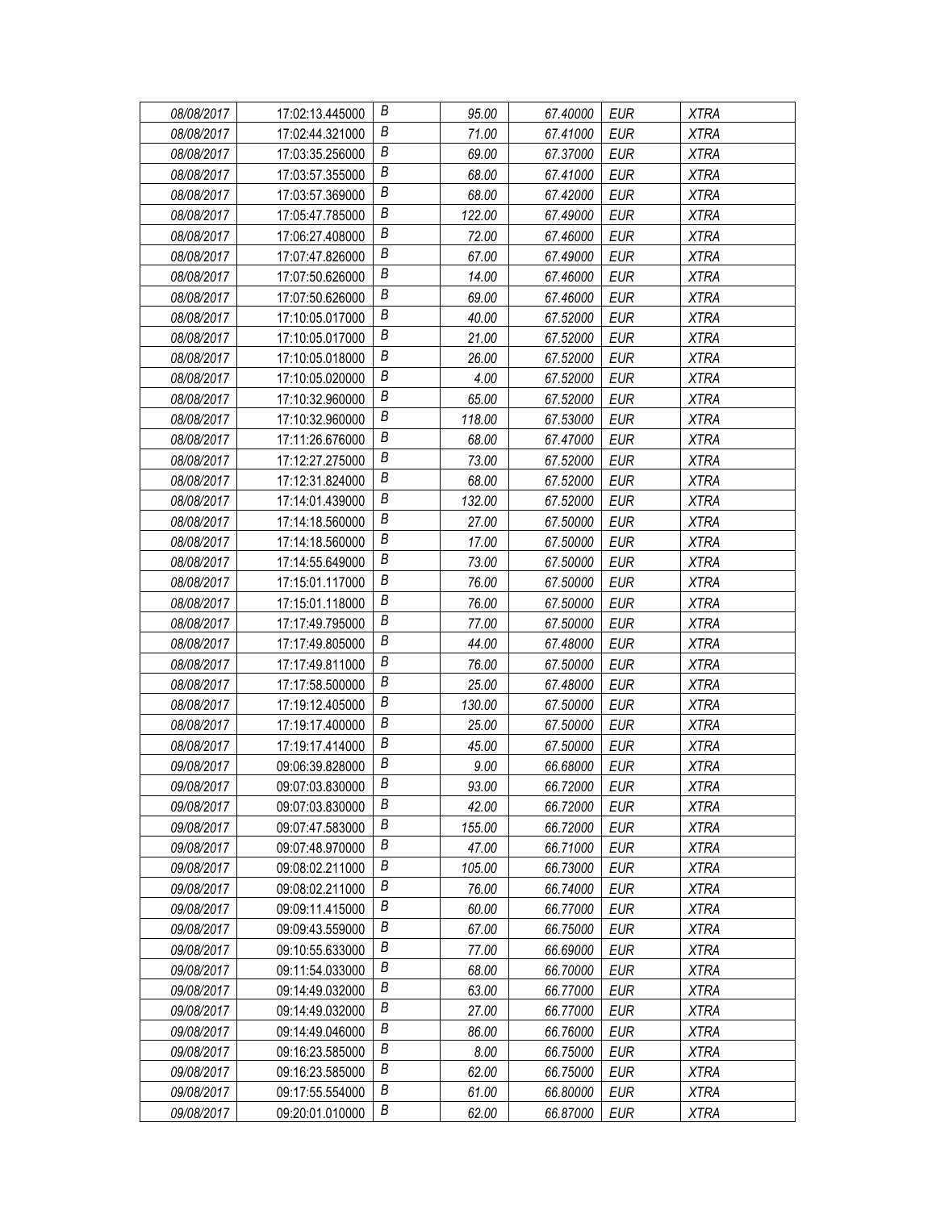| 08/08/2017 | 17:02:13.445000 | B | 95.00 | 67.40000 | EUR | XTRA |
|---|---|---|---|---|---|---|
| 08/08/2017 | 17:02:44.321000 | B | 71.00 | 67.41000 | EUR | XTRA |
| 08/08/2017 | 17:03:35.256000 | B | 69.00 | 67.37000 | EUR | XTRA |
| 08/08/2017 | 17:03:57.355000 | B | 68.00 | 67.41000 | EUR | XTRA |
| 08/08/2017 | 17:03:57.369000 | B | 68.00 | 67.42000 | EUR | XTRA |
| 08/08/2017 | 17:05:47.785000 | B | 122.00 | 67.49000 | EUR | XTRA |
| 08/08/2017 | 17:06:27.408000 | B | 72.00 | 67.46000 | EUR | XTRA |
| 08/08/2017 | 17:07:47.826000 | B | 67.00 | 67.49000 | EUR | XTRA |
| 08/08/2017 | 17:07:50.626000 | B | 14.00 | 67.46000 | EUR | XTRA |
| 08/08/2017 | 17:07:50.626000 | B | 69.00 | 67.46000 | EUR | XTRA |
| 08/08/2017 | 17:10:05.017000 | B | 40.00 | 67.52000 | EUR | XTRA |
| 08/08/2017 | 17:10:05.017000 | B | 21.00 | 67.52000 | EUR | XTRA |
| 08/08/2017 | 17:10:05.018000 | B | 26.00 | 67.52000 | EUR | XTRA |
| 08/08/2017 | 17:10:05.020000 | B | 4.00 | 67.52000 | EUR | XTRA |
| 08/08/2017 | 17:10:32.960000 | B | 65.00 | 67.52000 | EUR | XTRA |
| 08/08/2017 | 17:10:32.960000 | B | 118.00 | 67.53000 | EUR | XTRA |
| 08/08/2017 | 17:11:26.676000 | B | 68.00 | 67.47000 | EUR | XTRA |
| 08/08/2017 | 17:12:27.275000 | B | 73.00 | 67.52000 | EUR | XTRA |
| 08/08/2017 | 17:12:31.824000 | B | 68.00 | 67.52000 | EUR | XTRA |
| 08/08/2017 | 17:14:01.439000 | B | 132.00 | 67.52000 | EUR | XTRA |
| 08/08/2017 | 17:14:18.560000 | B | 27.00 | 67.50000 | EUR | XTRA |
| 08/08/2017 | 17:14:18.560000 | B | 17.00 | 67.50000 | EUR | XTRA |
| 08/08/2017 | 17:14:55.649000 | B | 73.00 | 67.50000 | EUR | XTRA |
| 08/08/2017 | 17:15:01.117000 | B | 76.00 | 67.50000 | EUR | XTRA |
| 08/08/2017 | 17:15:01.118000 | B | 76.00 | 67.50000 | EUR | XTRA |
| 08/08/2017 | 17:17:49.795000 | B | 77.00 | 67.50000 | EUR | XTRA |
| 08/08/2017 | 17:17:49.805000 | B | 44.00 | 67.48000 | EUR | XTRA |
| 08/08/2017 | 17:17:49.811000 | B | 76.00 | 67.50000 | EUR | XTRA |
| 08/08/2017 | 17:17:58.500000 | B | 25.00 | 67.48000 | EUR | XTRA |
| 08/08/2017 | 17:19:12.405000 | B | 130.00 | 67.50000 | EUR | XTRA |
| 08/08/2017 | 17:19:17.400000 | B | 25.00 | 67.50000 | EUR | XTRA |
| 08/08/2017 | 17:19:17.414000 | B | 45.00 | 67.50000 | EUR | XTRA |
| 09/08/2017 | 09:06:39.828000 | B | 9.00 | 66.68000 | EUR | XTRA |
| 09/08/2017 | 09:07:03.830000 | B | 93.00 | 66.72000 | EUR | XTRA |
| 09/08/2017 | 09:07:03.830000 | B | 42.00 | 66.72000 | EUR | XTRA |
| 09/08/2017 | 09:07:47.583000 | B | 155.00 | 66.72000 | EUR | XTRA |
| 09/08/2017 | 09:07:48.970000 | B | 47.00 | 66.71000 | EUR | XTRA |
| 09/08/2017 | 09:08:02.211000 | B | 105.00 | 66.73000 | EUR | XTRA |
| 09/08/2017 | 09:08:02.211000 | B | 76.00 | 66.74000 | EUR | XTRA |
| 09/08/2017 | 09:09:11.415000 | B | 60.00 | 66.77000 | EUR | XTRA |
| 09/08/2017 | 09:09:43.559000 | B | 67.00 | 66.75000 | EUR | XTRA |
| 09/08/2017 | 09:10:55.633000 | B | 77.00 | 66.69000 | EUR | XTRA |
| 09/08/2017 | 09:11:54.033000 | B | 68.00 | 66.70000 | EUR | XTRA |
| 09/08/2017 | 09:14:49.032000 | B | 63.00 | 66.77000 | EUR | XTRA |
| 09/08/2017 | 09:14:49.032000 | B | 27.00 | 66.77000 | EUR | XTRA |
| 09/08/2017 | 09:14:49.046000 | B | 86.00 | 66.76000 | EUR | XTRA |
| 09/08/2017 | 09:16:23.585000 | B | 8.00 | 66.75000 | EUR | XTRA |
| 09/08/2017 | 09:16:23.585000 | B | 62.00 | 66.75000 | EUR | XTRA |
| 09/08/2017 | 09:17:55.554000 | B | 61.00 | 66.80000 | EUR | XTRA |
| 09/08/2017 | 09:20:01.010000 | B | 62.00 | 66.87000 | EUR | XTRA |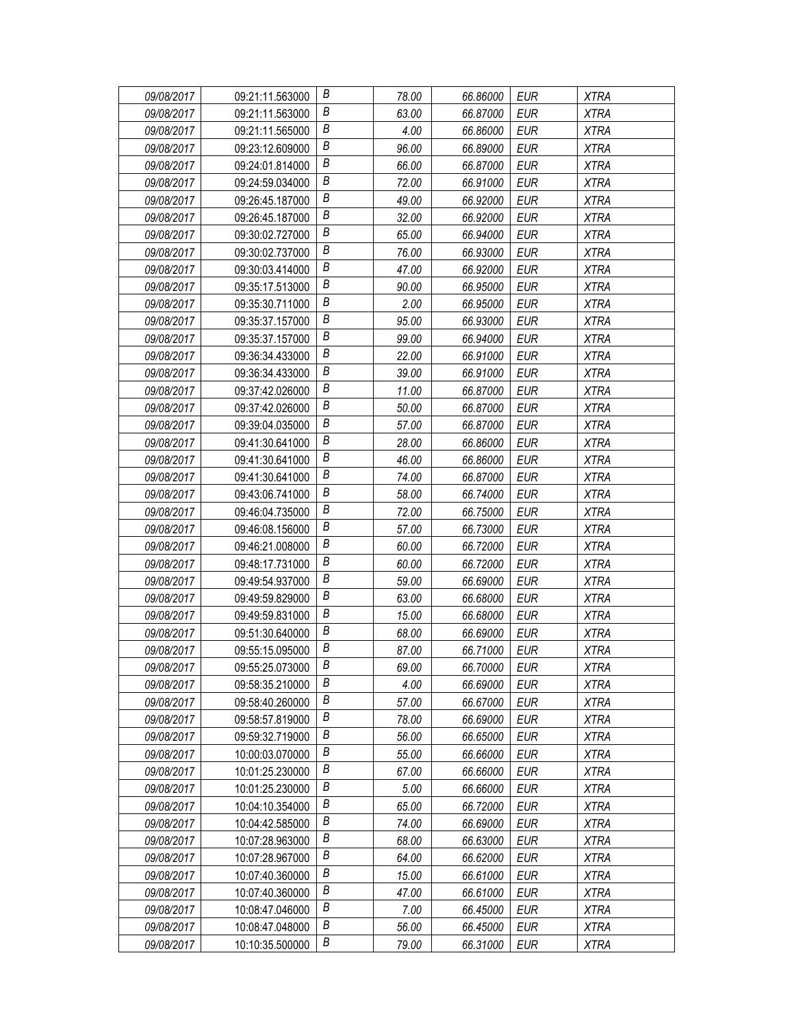| 09/08/2017 | 09:21:11.563000 | B | 78.00 | 66.86000 | EUR | XTRA |
|---|---|---|---|---|---|---|
| 09/08/2017 | 09:21:11.563000 | B | 63.00 | 66.87000 | EUR | XTRA |
| 09/08/2017 | 09:21:11.565000 | B | 4.00 | 66.86000 | EUR | XTRA |
| 09/08/2017 | 09:23:12.609000 | B | 96.00 | 66.89000 | EUR | XTRA |
| 09/08/2017 | 09:24:01.814000 | B | 66.00 | 66.87000 | EUR | XTRA |
| 09/08/2017 | 09:24:59.034000 | B | 72.00 | 66.91000 | EUR | XTRA |
| 09/08/2017 | 09:26:45.187000 | B | 49.00 | 66.92000 | EUR | XTRA |
| 09/08/2017 | 09:26:45.187000 | B | 32.00 | 66.92000 | EUR | XTRA |
| 09/08/2017 | 09:30:02.727000 | B | 65.00 | 66.94000 | EUR | XTRA |
| 09/08/2017 | 09:30:02.737000 | B | 76.00 | 66.93000 | EUR | XTRA |
| 09/08/2017 | 09:30:03.414000 | B | 47.00 | 66.92000 | EUR | XTRA |
| 09/08/2017 | 09:35:17.513000 | B | 90.00 | 66.95000 | EUR | XTRA |
| 09/08/2017 | 09:35:30.711000 | B | 2.00 | 66.95000 | EUR | XTRA |
| 09/08/2017 | 09:35:37.157000 | B | 95.00 | 66.93000 | EUR | XTRA |
| 09/08/2017 | 09:35:37.157000 | B | 99.00 | 66.94000 | EUR | XTRA |
| 09/08/2017 | 09:36:34.433000 | B | 22.00 | 66.91000 | EUR | XTRA |
| 09/08/2017 | 09:36:34.433000 | B | 39.00 | 66.91000 | EUR | XTRA |
| 09/08/2017 | 09:37:42.026000 | B | 11.00 | 66.87000 | EUR | XTRA |
| 09/08/2017 | 09:37:42.026000 | B | 50.00 | 66.87000 | EUR | XTRA |
| 09/08/2017 | 09:39:04.035000 | B | 57.00 | 66.87000 | EUR | XTRA |
| 09/08/2017 | 09:41:30.641000 | B | 28.00 | 66.86000 | EUR | XTRA |
| 09/08/2017 | 09:41:30.641000 | B | 46.00 | 66.86000 | EUR | XTRA |
| 09/08/2017 | 09:41:30.641000 | B | 74.00 | 66.87000 | EUR | XTRA |
| 09/08/2017 | 09:43:06.741000 | B | 58.00 | 66.74000 | EUR | XTRA |
| 09/08/2017 | 09:46:04.735000 | B | 72.00 | 66.75000 | EUR | XTRA |
| 09/08/2017 | 09:46:08.156000 | B | 57.00 | 66.73000 | EUR | XTRA |
| 09/08/2017 | 09:46:21.008000 | B | 60.00 | 66.72000 | EUR | XTRA |
| 09/08/2017 | 09:48:17.731000 | B | 60.00 | 66.72000 | EUR | XTRA |
| 09/08/2017 | 09:49:54.937000 | B | 59.00 | 66.69000 | EUR | XTRA |
| 09/08/2017 | 09:49:59.829000 | B | 63.00 | 66.68000 | EUR | XTRA |
| 09/08/2017 | 09:49:59.831000 | B | 15.00 | 66.68000 | EUR | XTRA |
| 09/08/2017 | 09:51:30.640000 | B | 68.00 | 66.69000 | EUR | XTRA |
| 09/08/2017 | 09:55:15.095000 | B | 87.00 | 66.71000 | EUR | XTRA |
| 09/08/2017 | 09:55:25.073000 | B | 69.00 | 66.70000 | EUR | XTRA |
| 09/08/2017 | 09:58:35.210000 | B | 4.00 | 66.69000 | EUR | XTRA |
| 09/08/2017 | 09:58:40.260000 | B | 57.00 | 66.67000 | EUR | XTRA |
| 09/08/2017 | 09:58:57.819000 | B | 78.00 | 66.69000 | EUR | XTRA |
| 09/08/2017 | 09:59:32.719000 | B | 56.00 | 66.65000 | EUR | XTRA |
| 09/08/2017 | 10:00:03.070000 | B | 55.00 | 66.66000 | EUR | XTRA |
| 09/08/2017 | 10:01:25.230000 | B | 67.00 | 66.66000 | EUR | XTRA |
| 09/08/2017 | 10:01:25.230000 | B | 5.00 | 66.66000 | EUR | XTRA |
| 09/08/2017 | 10:04:10.354000 | B | 65.00 | 66.72000 | EUR | XTRA |
| 09/08/2017 | 10:04:42.585000 | B | 74.00 | 66.69000 | EUR | XTRA |
| 09/08/2017 | 10:07:28.963000 | B | 68.00 | 66.63000 | EUR | XTRA |
| 09/08/2017 | 10:07:28.967000 | B | 64.00 | 66.62000 | EUR | XTRA |
| 09/08/2017 | 10:07:40.360000 | B | 15.00 | 66.61000 | EUR | XTRA |
| 09/08/2017 | 10:07:40.360000 | B | 47.00 | 66.61000 | EUR | XTRA |
| 09/08/2017 | 10:08:47.046000 | B | 7.00 | 66.45000 | EUR | XTRA |
| 09/08/2017 | 10:08:47.048000 | B | 56.00 | 66.45000 | EUR | XTRA |
| 09/08/2017 | 10:10:35.500000 | B | 79.00 | 66.31000 | EUR | XTRA |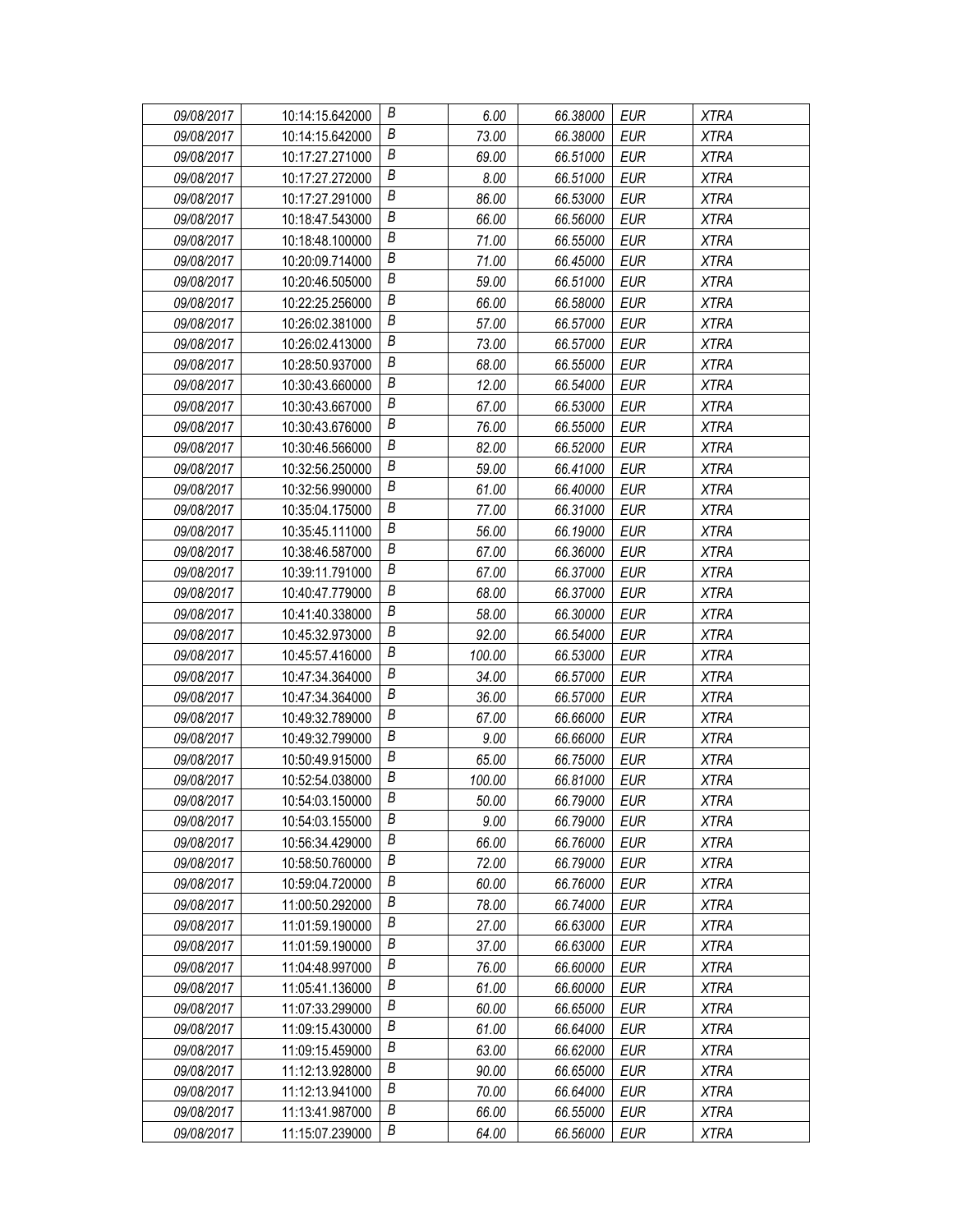| 09/08/2017 | 10:14:15.642000 | B | 6.00 | 66.38000 | EUR | XTRA |
|---|---|---|---|---|---|---|
| 09/08/2017 | 10:14:15.642000 | B | 73.00 | 66.38000 | EUR | XTRA |
| 09/08/2017 | 10:17:27.271000 | B | 69.00 | 66.51000 | EUR | XTRA |
| 09/08/2017 | 10:17:27.272000 | B | 8.00 | 66.51000 | EUR | XTRA |
| 09/08/2017 | 10:17:27.291000 | B | 86.00 | 66.53000 | EUR | XTRA |
| 09/08/2017 | 10:18:47.543000 | B | 66.00 | 66.56000 | EUR | XTRA |
| 09/08/2017 | 10:18:48.100000 | B | 71.00 | 66.55000 | EUR | XTRA |
| 09/08/2017 | 10:20:09.714000 | B | 71.00 | 66.45000 | EUR | XTRA |
| 09/08/2017 | 10:20:46.505000 | B | 59.00 | 66.51000 | EUR | XTRA |
| 09/08/2017 | 10:22:25.256000 | B | 66.00 | 66.58000 | EUR | XTRA |
| 09/08/2017 | 10:26:02.381000 | B | 57.00 | 66.57000 | EUR | XTRA |
| 09/08/2017 | 10:26:02.413000 | B | 73.00 | 66.57000 | EUR | XTRA |
| 09/08/2017 | 10:28:50.937000 | B | 68.00 | 66.55000 | EUR | XTRA |
| 09/08/2017 | 10:30:43.660000 | B | 12.00 | 66.54000 | EUR | XTRA |
| 09/08/2017 | 10:30:43.667000 | B | 67.00 | 66.53000 | EUR | XTRA |
| 09/08/2017 | 10:30:43.676000 | B | 76.00 | 66.55000 | EUR | XTRA |
| 09/08/2017 | 10:30:46.566000 | B | 82.00 | 66.52000 | EUR | XTRA |
| 09/08/2017 | 10:32:56.250000 | B | 59.00 | 66.41000 | EUR | XTRA |
| 09/08/2017 | 10:32:56.990000 | B | 61.00 | 66.40000 | EUR | XTRA |
| 09/08/2017 | 10:35:04.175000 | B | 77.00 | 66.31000 | EUR | XTRA |
| 09/08/2017 | 10:35:45.111000 | B | 56.00 | 66.19000 | EUR | XTRA |
| 09/08/2017 | 10:38:46.587000 | B | 67.00 | 66.36000 | EUR | XTRA |
| 09/08/2017 | 10:39:11.791000 | B | 67.00 | 66.37000 | EUR | XTRA |
| 09/08/2017 | 10:40:47.779000 | B | 68.00 | 66.37000 | EUR | XTRA |
| 09/08/2017 | 10:41:40.338000 | B | 58.00 | 66.30000 | EUR | XTRA |
| 09/08/2017 | 10:45:32.973000 | B | 92.00 | 66.54000 | EUR | XTRA |
| 09/08/2017 | 10:45:57.416000 | B | 100.00 | 66.53000 | EUR | XTRA |
| 09/08/2017 | 10:47:34.364000 | B | 34.00 | 66.57000 | EUR | XTRA |
| 09/08/2017 | 10:47:34.364000 | B | 36.00 | 66.57000 | EUR | XTRA |
| 09/08/2017 | 10:49:32.789000 | B | 67.00 | 66.66000 | EUR | XTRA |
| 09/08/2017 | 10:49:32.799000 | B | 9.00 | 66.66000 | EUR | XTRA |
| 09/08/2017 | 10:50:49.915000 | B | 65.00 | 66.75000 | EUR | XTRA |
| 09/08/2017 | 10:52:54.038000 | B | 100.00 | 66.81000 | EUR | XTRA |
| 09/08/2017 | 10:54:03.150000 | B | 50.00 | 66.79000 | EUR | XTRA |
| 09/08/2017 | 10:54:03.155000 | B | 9.00 | 66.79000 | EUR | XTRA |
| 09/08/2017 | 10:56:34.429000 | B | 66.00 | 66.76000 | EUR | XTRA |
| 09/08/2017 | 10:58:50.760000 | B | 72.00 | 66.79000 | EUR | XTRA |
| 09/08/2017 | 10:59:04.720000 | B | 60.00 | 66.76000 | EUR | XTRA |
| 09/08/2017 | 11:00:50.292000 | B | 78.00 | 66.74000 | EUR | XTRA |
| 09/08/2017 | 11:01:59.190000 | B | 27.00 | 66.63000 | EUR | XTRA |
| 09/08/2017 | 11:01:59.190000 | B | 37.00 | 66.63000 | EUR | XTRA |
| 09/08/2017 | 11:04:48.997000 | B | 76.00 | 66.60000 | EUR | XTRA |
| 09/08/2017 | 11:05:41.136000 | B | 61.00 | 66.60000 | EUR | XTRA |
| 09/08/2017 | 11:07:33.299000 | B | 60.00 | 66.65000 | EUR | XTRA |
| 09/08/2017 | 11:09:15.430000 | B | 61.00 | 66.64000 | EUR | XTRA |
| 09/08/2017 | 11:09:15.459000 | B | 63.00 | 66.62000 | EUR | XTRA |
| 09/08/2017 | 11:12:13.928000 | B | 90.00 | 66.65000 | EUR | XTRA |
| 09/08/2017 | 11:12:13.941000 | B | 70.00 | 66.64000 | EUR | XTRA |
| 09/08/2017 | 11:13:41.987000 | B | 66.00 | 66.55000 | EUR | XTRA |
| 09/08/2017 | 11:15:07.239000 | B | 64.00 | 66.56000 | EUR | XTRA |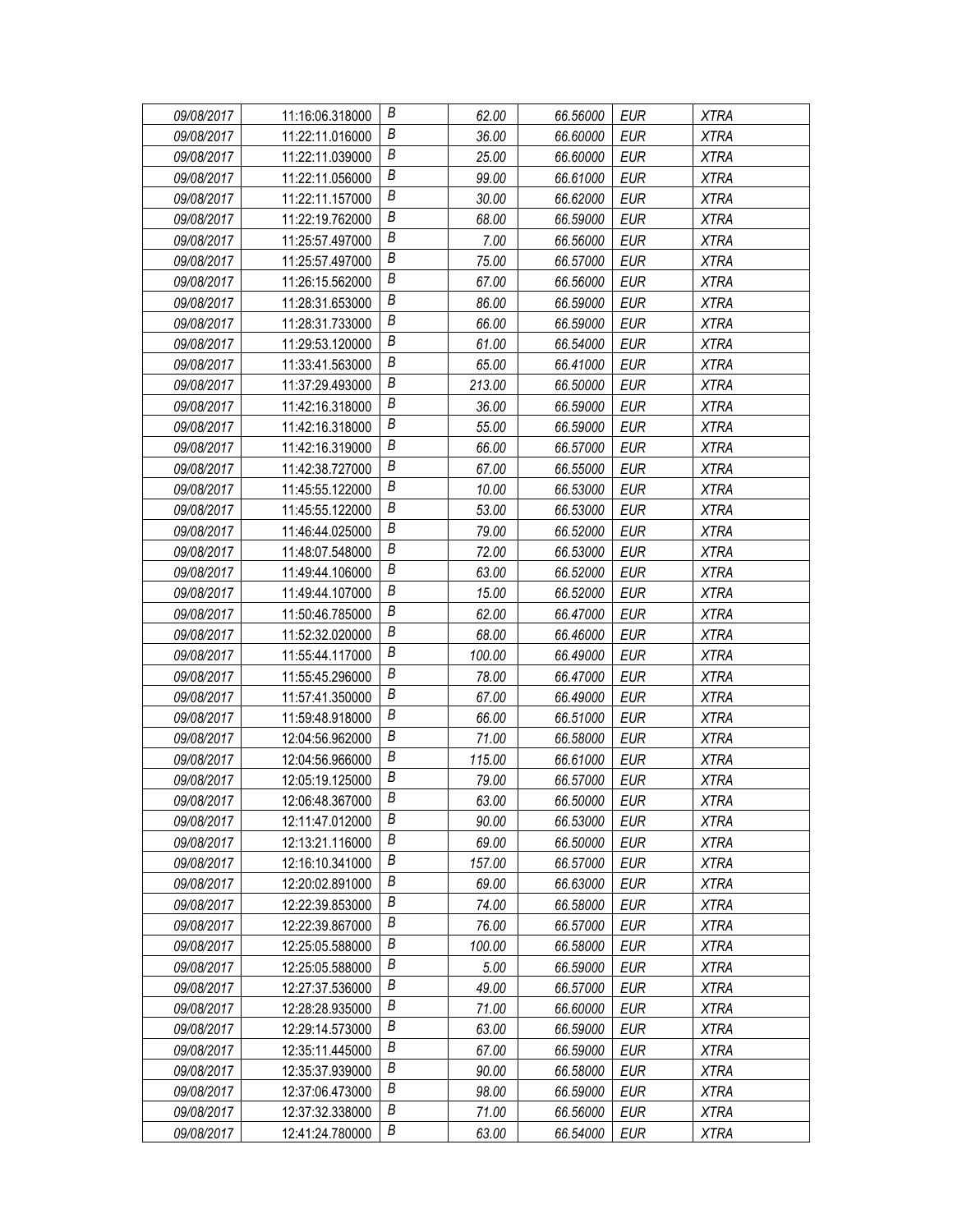| 09/08/2017 | 11:16:06.318000 | B | 62.00 | 66.56000 | EUR | XTRA |
|---|---|---|---|---|---|---|
| 09/08/2017 | 11:22:11.016000 | B | 36.00 | 66.60000 | EUR | XTRA |
| 09/08/2017 | 11:22:11.039000 | B | 25.00 | 66.60000 | EUR | XTRA |
| 09/08/2017 | 11:22:11.056000 | B | 99.00 | 66.61000 | EUR | XTRA |
| 09/08/2017 | 11:22:11.157000 | B | 30.00 | 66.62000 | EUR | XTRA |
| 09/08/2017 | 11:22:19.762000 | B | 68.00 | 66.59000 | EUR | XTRA |
| 09/08/2017 | 11:25:57.497000 | B | 7.00 | 66.56000 | EUR | XTRA |
| 09/08/2017 | 11:25:57.497000 | B | 75.00 | 66.57000 | EUR | XTRA |
| 09/08/2017 | 11:26:15.562000 | B | 67.00 | 66.56000 | EUR | XTRA |
| 09/08/2017 | 11:28:31.653000 | B | 86.00 | 66.59000 | EUR | XTRA |
| 09/08/2017 | 11:28:31.733000 | B | 66.00 | 66.59000 | EUR | XTRA |
| 09/08/2017 | 11:29:53.120000 | B | 61.00 | 66.54000 | EUR | XTRA |
| 09/08/2017 | 11:33:41.563000 | B | 65.00 | 66.41000 | EUR | XTRA |
| 09/08/2017 | 11:37:29.493000 | B | 213.00 | 66.50000 | EUR | XTRA |
| 09/08/2017 | 11:42:16.318000 | B | 36.00 | 66.59000 | EUR | XTRA |
| 09/08/2017 | 11:42:16.318000 | B | 55.00 | 66.59000 | EUR | XTRA |
| 09/08/2017 | 11:42:16.319000 | B | 66.00 | 66.57000 | EUR | XTRA |
| 09/08/2017 | 11:42:38.727000 | B | 67.00 | 66.55000 | EUR | XTRA |
| 09/08/2017 | 11:45:55.122000 | B | 10.00 | 66.53000 | EUR | XTRA |
| 09/08/2017 | 11:45:55.122000 | B | 53.00 | 66.53000 | EUR | XTRA |
| 09/08/2017 | 11:46:44.025000 | B | 79.00 | 66.52000 | EUR | XTRA |
| 09/08/2017 | 11:48:07.548000 | B | 72.00 | 66.53000 | EUR | XTRA |
| 09/08/2017 | 11:49:44.106000 | B | 63.00 | 66.52000 | EUR | XTRA |
| 09/08/2017 | 11:49:44.107000 | B | 15.00 | 66.52000 | EUR | XTRA |
| 09/08/2017 | 11:50:46.785000 | B | 62.00 | 66.47000 | EUR | XTRA |
| 09/08/2017 | 11:52:32.020000 | B | 68.00 | 66.46000 | EUR | XTRA |
| 09/08/2017 | 11:55:44.117000 | B | 100.00 | 66.49000 | EUR | XTRA |
| 09/08/2017 | 11:55:45.296000 | B | 78.00 | 66.47000 | EUR | XTRA |
| 09/08/2017 | 11:57:41.350000 | B | 67.00 | 66.49000 | EUR | XTRA |
| 09/08/2017 | 11:59:48.918000 | B | 66.00 | 66.51000 | EUR | XTRA |
| 09/08/2017 | 12:04:56.962000 | B | 71.00 | 66.58000 | EUR | XTRA |
| 09/08/2017 | 12:04:56.966000 | B | 115.00 | 66.61000 | EUR | XTRA |
| 09/08/2017 | 12:05:19.125000 | B | 79.00 | 66.57000 | EUR | XTRA |
| 09/08/2017 | 12:06:48.367000 | B | 63.00 | 66.50000 | EUR | XTRA |
| 09/08/2017 | 12:11:47.012000 | B | 90.00 | 66.53000 | EUR | XTRA |
| 09/08/2017 | 12:13:21.116000 | B | 69.00 | 66.50000 | EUR | XTRA |
| 09/08/2017 | 12:16:10.341000 | B | 157.00 | 66.57000 | EUR | XTRA |
| 09/08/2017 | 12:20:02.891000 | B | 69.00 | 66.63000 | EUR | XTRA |
| 09/08/2017 | 12:22:39.853000 | B | 74.00 | 66.58000 | EUR | XTRA |
| 09/08/2017 | 12:22:39.867000 | B | 76.00 | 66.57000 | EUR | XTRA |
| 09/08/2017 | 12:25:05.588000 | B | 100.00 | 66.58000 | EUR | XTRA |
| 09/08/2017 | 12:25:05.588000 | B | 5.00 | 66.59000 | EUR | XTRA |
| 09/08/2017 | 12:27:37.536000 | B | 49.00 | 66.57000 | EUR | XTRA |
| 09/08/2017 | 12:28:28.935000 | B | 71.00 | 66.60000 | EUR | XTRA |
| 09/08/2017 | 12:29:14.573000 | B | 63.00 | 66.59000 | EUR | XTRA |
| 09/08/2017 | 12:35:11.445000 | B | 67.00 | 66.59000 | EUR | XTRA |
| 09/08/2017 | 12:35:37.939000 | B | 90.00 | 66.58000 | EUR | XTRA |
| 09/08/2017 | 12:37:06.473000 | B | 98.00 | 66.59000 | EUR | XTRA |
| 09/08/2017 | 12:37:32.338000 | B | 71.00 | 66.56000 | EUR | XTRA |
| 09/08/2017 | 12:41:24.780000 | B | 63.00 | 66.54000 | EUR | XTRA |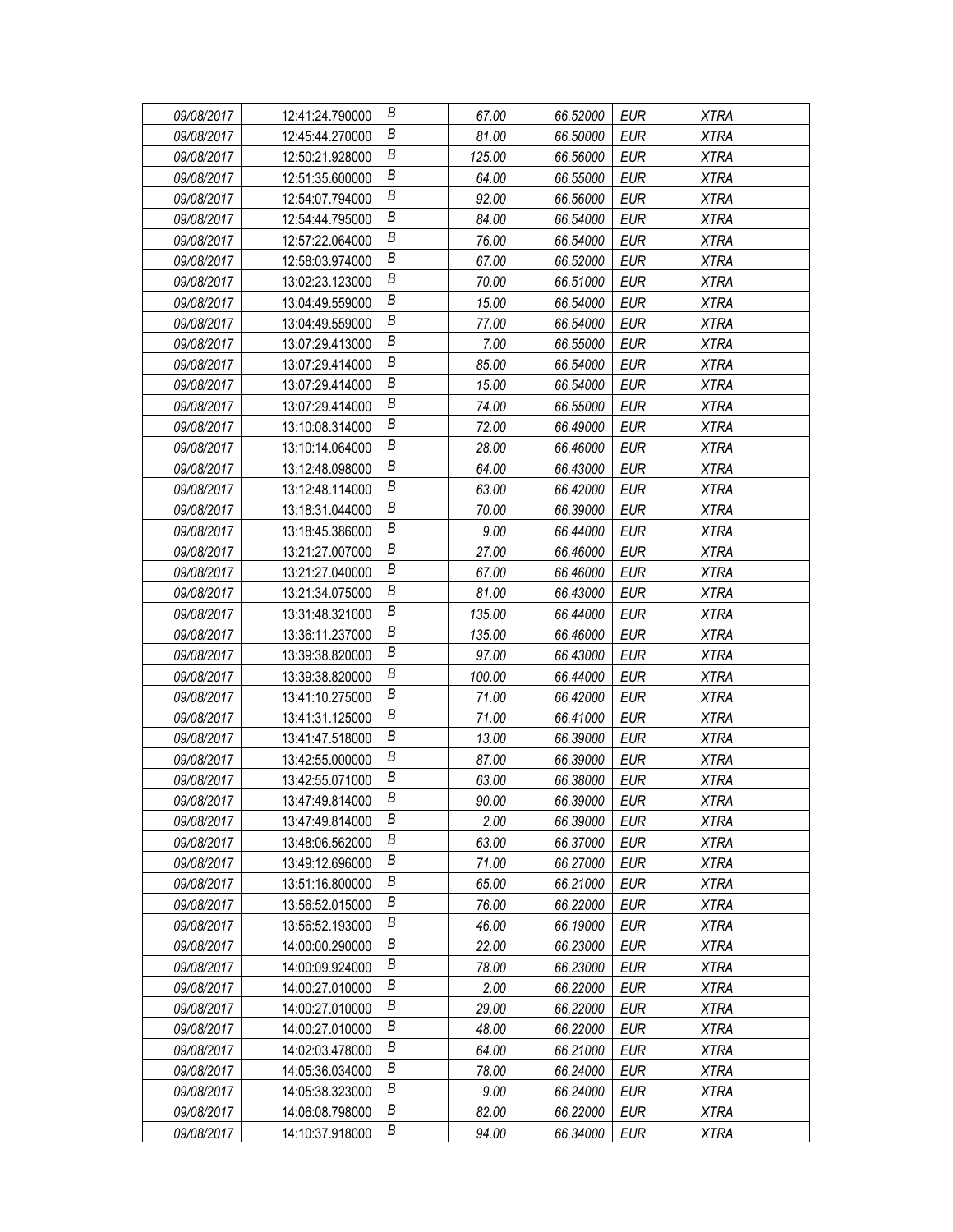| 09/08/2017 | 12:41:24.790000 | B | 67.00 | 66.52000 | EUR | XTRA |
|---|---|---|---|---|---|---|
| 09/08/2017 | 12:45:44.270000 | B | 81.00 | 66.50000 | EUR | XTRA |
| 09/08/2017 | 12:50:21.928000 | B | 125.00 | 66.56000 | EUR | XTRA |
| 09/08/2017 | 12:51:35.600000 | B | 64.00 | 66.55000 | EUR | XTRA |
| 09/08/2017 | 12:54:07.794000 | B | 92.00 | 66.56000 | EUR | XTRA |
| 09/08/2017 | 12:54:44.795000 | B | 84.00 | 66.54000 | EUR | XTRA |
| 09/08/2017 | 12:57:22.064000 | B | 76.00 | 66.54000 | EUR | XTRA |
| 09/08/2017 | 12:58:03.974000 | B | 67.00 | 66.52000 | EUR | XTRA |
| 09/08/2017 | 13:02:23.123000 | B | 70.00 | 66.51000 | EUR | XTRA |
| 09/08/2017 | 13:04:49.559000 | B | 15.00 | 66.54000 | EUR | XTRA |
| 09/08/2017 | 13:04:49.559000 | B | 77.00 | 66.54000 | EUR | XTRA |
| 09/08/2017 | 13:07:29.413000 | B | 7.00 | 66.55000 | EUR | XTRA |
| 09/08/2017 | 13:07:29.414000 | B | 85.00 | 66.54000 | EUR | XTRA |
| 09/08/2017 | 13:07:29.414000 | B | 15.00 | 66.54000 | EUR | XTRA |
| 09/08/2017 | 13:07:29.414000 | B | 74.00 | 66.55000 | EUR | XTRA |
| 09/08/2017 | 13:10:08.314000 | B | 72.00 | 66.49000 | EUR | XTRA |
| 09/08/2017 | 13:10:14.064000 | B | 28.00 | 66.46000 | EUR | XTRA |
| 09/08/2017 | 13:12:48.098000 | B | 64.00 | 66.43000 | EUR | XTRA |
| 09/08/2017 | 13:12:48.114000 | B | 63.00 | 66.42000 | EUR | XTRA |
| 09/08/2017 | 13:18:31.044000 | B | 70.00 | 66.39000 | EUR | XTRA |
| 09/08/2017 | 13:18:45.386000 | B | 9.00 | 66.44000 | EUR | XTRA |
| 09/08/2017 | 13:21:27.007000 | B | 27.00 | 66.46000 | EUR | XTRA |
| 09/08/2017 | 13:21:27.040000 | B | 67.00 | 66.46000 | EUR | XTRA |
| 09/08/2017 | 13:21:34.075000 | B | 81.00 | 66.43000 | EUR | XTRA |
| 09/08/2017 | 13:31:48.321000 | B | 135.00 | 66.44000 | EUR | XTRA |
| 09/08/2017 | 13:36:11.237000 | B | 135.00 | 66.46000 | EUR | XTRA |
| 09/08/2017 | 13:39:38.820000 | B | 97.00 | 66.43000 | EUR | XTRA |
| 09/08/2017 | 13:39:38.820000 | B | 100.00 | 66.44000 | EUR | XTRA |
| 09/08/2017 | 13:41:10.275000 | B | 71.00 | 66.42000 | EUR | XTRA |
| 09/08/2017 | 13:41:31.125000 | B | 71.00 | 66.41000 | EUR | XTRA |
| 09/08/2017 | 13:41:47.518000 | B | 13.00 | 66.39000 | EUR | XTRA |
| 09/08/2017 | 13:42:55.000000 | B | 87.00 | 66.39000 | EUR | XTRA |
| 09/08/2017 | 13:42:55.071000 | B | 63.00 | 66.38000 | EUR | XTRA |
| 09/08/2017 | 13:47:49.814000 | B | 90.00 | 66.39000 | EUR | XTRA |
| 09/08/2017 | 13:47:49.814000 | B | 2.00 | 66.39000 | EUR | XTRA |
| 09/08/2017 | 13:48:06.562000 | B | 63.00 | 66.37000 | EUR | XTRA |
| 09/08/2017 | 13:49:12.696000 | B | 71.00 | 66.27000 | EUR | XTRA |
| 09/08/2017 | 13:51:16.800000 | B | 65.00 | 66.21000 | EUR | XTRA |
| 09/08/2017 | 13:56:52.015000 | B | 76.00 | 66.22000 | EUR | XTRA |
| 09/08/2017 | 13:56:52.193000 | B | 46.00 | 66.19000 | EUR | XTRA |
| 09/08/2017 | 14:00:00.290000 | B | 22.00 | 66.23000 | EUR | XTRA |
| 09/08/2017 | 14:00:09.924000 | B | 78.00 | 66.23000 | EUR | XTRA |
| 09/08/2017 | 14:00:27.010000 | B | 2.00 | 66.22000 | EUR | XTRA |
| 09/08/2017 | 14:00:27.010000 | B | 29.00 | 66.22000 | EUR | XTRA |
| 09/08/2017 | 14:00:27.010000 | B | 48.00 | 66.22000 | EUR | XTRA |
| 09/08/2017 | 14:02:03.478000 | B | 64.00 | 66.21000 | EUR | XTRA |
| 09/08/2017 | 14:05:36.034000 | B | 78.00 | 66.24000 | EUR | XTRA |
| 09/08/2017 | 14:05:38.323000 | B | 9.00 | 66.24000 | EUR | XTRA |
| 09/08/2017 | 14:06:08.798000 | B | 82.00 | 66.22000 | EUR | XTRA |
| 09/08/2017 | 14:10:37.918000 | B | 94.00 | 66.34000 | EUR | XTRA |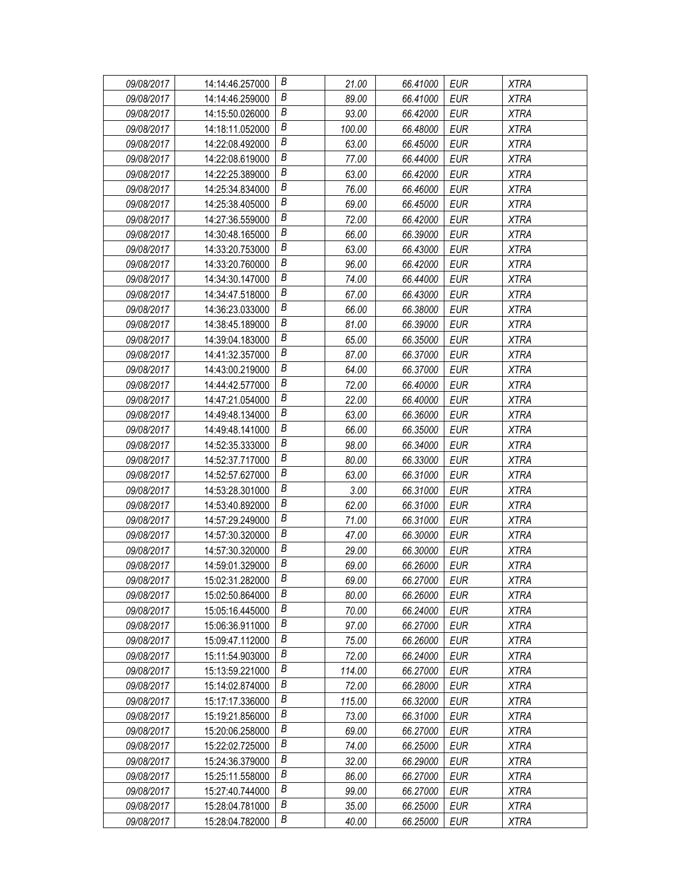| | | | | | | |
|---|---|---|---|---|---|---|
| 09/08/2017 | 14:14:46.257000 | B | 21.00 | 66.41000 | EUR | XTRA |
| 09/08/2017 | 14:14:46.259000 | B | 89.00 | 66.41000 | EUR | XTRA |
| 09/08/2017 | 14:15:50.026000 | B | 93.00 | 66.42000 | EUR | XTRA |
| 09/08/2017 | 14:18:11.052000 | B | 100.00 | 66.48000 | EUR | XTRA |
| 09/08/2017 | 14:22:08.492000 | B | 63.00 | 66.45000 | EUR | XTRA |
| 09/08/2017 | 14:22:08.619000 | B | 77.00 | 66.44000 | EUR | XTRA |
| 09/08/2017 | 14:22:25.389000 | B | 63.00 | 66.42000 | EUR | XTRA |
| 09/08/2017 | 14:25:34.834000 | B | 76.00 | 66.46000 | EUR | XTRA |
| 09/08/2017 | 14:25:38.405000 | B | 69.00 | 66.45000 | EUR | XTRA |
| 09/08/2017 | 14:27:36.559000 | B | 72.00 | 66.42000 | EUR | XTRA |
| 09/08/2017 | 14:30:48.165000 | B | 66.00 | 66.39000 | EUR | XTRA |
| 09/08/2017 | 14:33:20.753000 | B | 63.00 | 66.43000 | EUR | XTRA |
| 09/08/2017 | 14:33:20.760000 | B | 96.00 | 66.42000 | EUR | XTRA |
| 09/08/2017 | 14:34:30.147000 | B | 74.00 | 66.44000 | EUR | XTRA |
| 09/08/2017 | 14:34:47.518000 | B | 67.00 | 66.43000 | EUR | XTRA |
| 09/08/2017 | 14:36:23.033000 | B | 66.00 | 66.38000 | EUR | XTRA |
| 09/08/2017 | 14:38:45.189000 | B | 81.00 | 66.39000 | EUR | XTRA |
| 09/08/2017 | 14:39:04.183000 | B | 65.00 | 66.35000 | EUR | XTRA |
| 09/08/2017 | 14:41:32.357000 | B | 87.00 | 66.37000 | EUR | XTRA |
| 09/08/2017 | 14:43:00.219000 | B | 64.00 | 66.37000 | EUR | XTRA |
| 09/08/2017 | 14:44:42.577000 | B | 72.00 | 66.40000 | EUR | XTRA |
| 09/08/2017 | 14:47:21.054000 | B | 22.00 | 66.40000 | EUR | XTRA |
| 09/08/2017 | 14:49:48.134000 | B | 63.00 | 66.36000 | EUR | XTRA |
| 09/08/2017 | 14:49:48.141000 | B | 66.00 | 66.35000 | EUR | XTRA |
| 09/08/2017 | 14:52:35.333000 | B | 98.00 | 66.34000 | EUR | XTRA |
| 09/08/2017 | 14:52:37.717000 | B | 80.00 | 66.33000 | EUR | XTRA |
| 09/08/2017 | 14:52:57.627000 | B | 63.00 | 66.31000 | EUR | XTRA |
| 09/08/2017 | 14:53:28.301000 | B | 3.00 | 66.31000 | EUR | XTRA |
| 09/08/2017 | 14:53:40.892000 | B | 62.00 | 66.31000 | EUR | XTRA |
| 09/08/2017 | 14:57:29.249000 | B | 71.00 | 66.31000 | EUR | XTRA |
| 09/08/2017 | 14:57:30.320000 | B | 47.00 | 66.30000 | EUR | XTRA |
| 09/08/2017 | 14:57:30.320000 | B | 29.00 | 66.30000 | EUR | XTRA |
| 09/08/2017 | 14:59:01.329000 | B | 69.00 | 66.26000 | EUR | XTRA |
| 09/08/2017 | 15:02:31.282000 | B | 69.00 | 66.27000 | EUR | XTRA |
| 09/08/2017 | 15:02:50.864000 | B | 80.00 | 66.26000 | EUR | XTRA |
| 09/08/2017 | 15:05:16.445000 | B | 70.00 | 66.24000 | EUR | XTRA |
| 09/08/2017 | 15:06:36.911000 | B | 97.00 | 66.27000 | EUR | XTRA |
| 09/08/2017 | 15:09:47.112000 | B | 75.00 | 66.26000 | EUR | XTRA |
| 09/08/2017 | 15:11:54.903000 | B | 72.00 | 66.24000 | EUR | XTRA |
| 09/08/2017 | 15:13:59.221000 | B | 114.00 | 66.27000 | EUR | XTRA |
| 09/08/2017 | 15:14:02.874000 | B | 72.00 | 66.28000 | EUR | XTRA |
| 09/08/2017 | 15:17:17.336000 | B | 115.00 | 66.32000 | EUR | XTRA |
| 09/08/2017 | 15:19:21.856000 | B | 73.00 | 66.31000 | EUR | XTRA |
| 09/08/2017 | 15:20:06.258000 | B | 69.00 | 66.27000 | EUR | XTRA |
| 09/08/2017 | 15:22:02.725000 | B | 74.00 | 66.25000 | EUR | XTRA |
| 09/08/2017 | 15:24:36.379000 | B | 32.00 | 66.29000 | EUR | XTRA |
| 09/08/2017 | 15:25:11.558000 | B | 86.00 | 66.27000 | EUR | XTRA |
| 09/08/2017 | 15:27:40.744000 | B | 99.00 | 66.27000 | EUR | XTRA |
| 09/08/2017 | 15:28:04.781000 | B | 35.00 | 66.25000 | EUR | XTRA |
| 09/08/2017 | 15:28:04.782000 | B | 40.00 | 66.25000 | EUR | XTRA |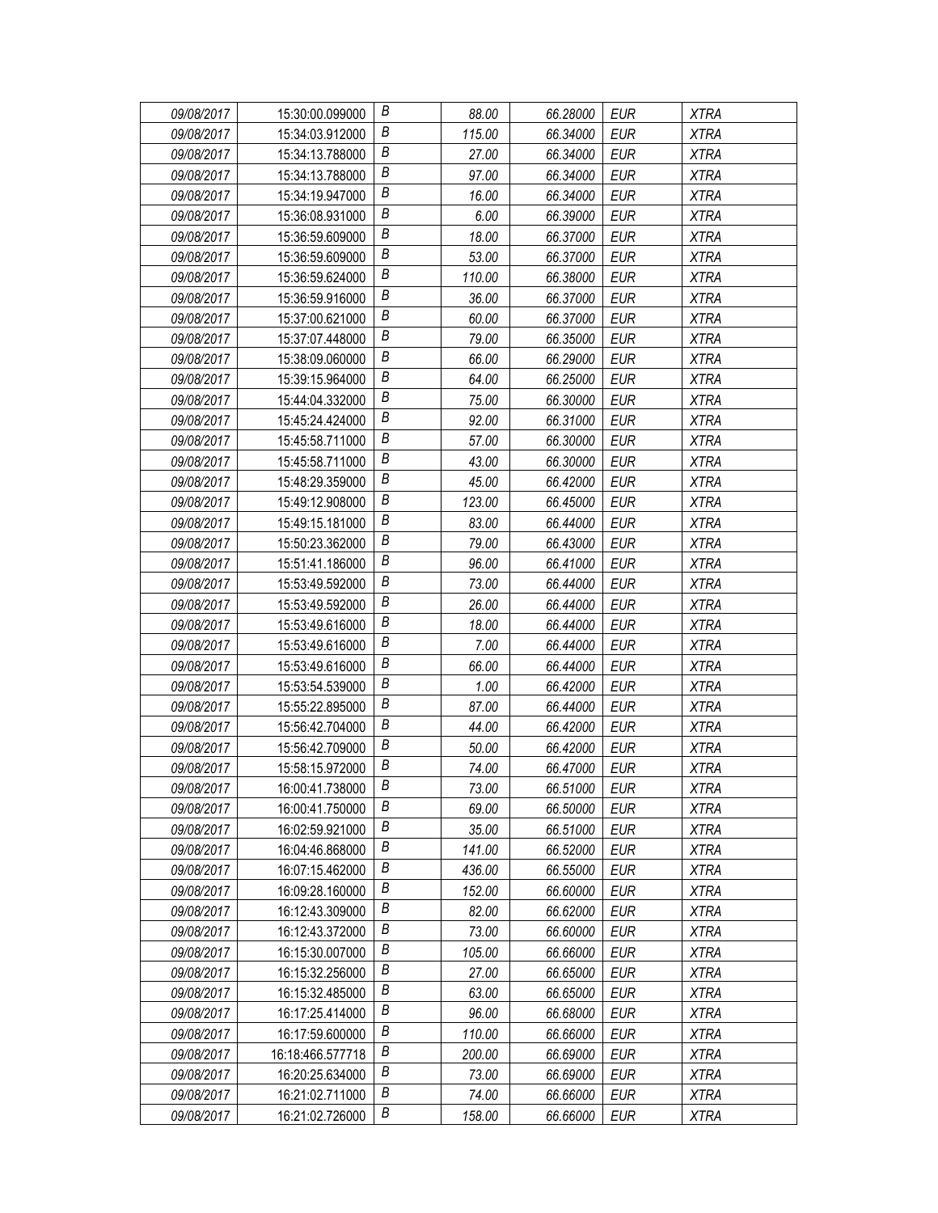| 09/08/2017 | 15:30:00.099000 | B | 88.00 | 66.28000 | EUR | XTRA |
|---|---|---|---|---|---|---|
| 09/08/2017 | 15:34:03.912000 | B | 115.00 | 66.34000 | EUR | XTRA |
| 09/08/2017 | 15:34:13.788000 | B | 27.00 | 66.34000 | EUR | XTRA |
| 09/08/2017 | 15:34:13.788000 | B | 97.00 | 66.34000 | EUR | XTRA |
| 09/08/2017 | 15:34:19.947000 | B | 16.00 | 66.34000 | EUR | XTRA |
| 09/08/2017 | 15:36:08.931000 | B | 6.00 | 66.39000 | EUR | XTRA |
| 09/08/2017 | 15:36:59.609000 | B | 18.00 | 66.37000 | EUR | XTRA |
| 09/08/2017 | 15:36:59.609000 | B | 53.00 | 66.37000 | EUR | XTRA |
| 09/08/2017 | 15:36:59.624000 | B | 110.00 | 66.38000 | EUR | XTRA |
| 09/08/2017 | 15:36:59.916000 | B | 36.00 | 66.37000 | EUR | XTRA |
| 09/08/2017 | 15:37:00.621000 | B | 60.00 | 66.37000 | EUR | XTRA |
| 09/08/2017 | 15:37:07.448000 | B | 79.00 | 66.35000 | EUR | XTRA |
| 09/08/2017 | 15:38:09.060000 | B | 66.00 | 66.29000 | EUR | XTRA |
| 09/08/2017 | 15:39:15.964000 | B | 64.00 | 66.25000 | EUR | XTRA |
| 09/08/2017 | 15:44:04.332000 | B | 75.00 | 66.30000 | EUR | XTRA |
| 09/08/2017 | 15:45:24.424000 | B | 92.00 | 66.31000 | EUR | XTRA |
| 09/08/2017 | 15:45:58.711000 | B | 57.00 | 66.30000 | EUR | XTRA |
| 09/08/2017 | 15:45:58.711000 | B | 43.00 | 66.30000 | EUR | XTRA |
| 09/08/2017 | 15:48:29.359000 | B | 45.00 | 66.42000 | EUR | XTRA |
| 09/08/2017 | 15:49:12.908000 | B | 123.00 | 66.45000 | EUR | XTRA |
| 09/08/2017 | 15:49:15.181000 | B | 83.00 | 66.44000 | EUR | XTRA |
| 09/08/2017 | 15:50:23.362000 | B | 79.00 | 66.43000 | EUR | XTRA |
| 09/08/2017 | 15:51:41.186000 | B | 96.00 | 66.41000 | EUR | XTRA |
| 09/08/2017 | 15:53:49.592000 | B | 73.00 | 66.44000 | EUR | XTRA |
| 09/08/2017 | 15:53:49.592000 | B | 26.00 | 66.44000 | EUR | XTRA |
| 09/08/2017 | 15:53:49.616000 | B | 18.00 | 66.44000 | EUR | XTRA |
| 09/08/2017 | 15:53:49.616000 | B | 7.00 | 66.44000 | EUR | XTRA |
| 09/08/2017 | 15:53:49.616000 | B | 66.00 | 66.44000 | EUR | XTRA |
| 09/08/2017 | 15:53:54.539000 | B | 1.00 | 66.42000 | EUR | XTRA |
| 09/08/2017 | 15:55:22.895000 | B | 87.00 | 66.44000 | EUR | XTRA |
| 09/08/2017 | 15:56:42.704000 | B | 44.00 | 66.42000 | EUR | XTRA |
| 09/08/2017 | 15:56:42.709000 | B | 50.00 | 66.42000 | EUR | XTRA |
| 09/08/2017 | 15:58:15.972000 | B | 74.00 | 66.47000 | EUR | XTRA |
| 09/08/2017 | 16:00:41.738000 | B | 73.00 | 66.51000 | EUR | XTRA |
| 09/08/2017 | 16:00:41.750000 | B | 69.00 | 66.50000 | EUR | XTRA |
| 09/08/2017 | 16:02:59.921000 | B | 35.00 | 66.51000 | EUR | XTRA |
| 09/08/2017 | 16:04:46.868000 | B | 141.00 | 66.52000 | EUR | XTRA |
| 09/08/2017 | 16:07:15.462000 | B | 436.00 | 66.55000 | EUR | XTRA |
| 09/08/2017 | 16:09:28.160000 | B | 152.00 | 66.60000 | EUR | XTRA |
| 09/08/2017 | 16:12:43.309000 | B | 82.00 | 66.62000 | EUR | XTRA |
| 09/08/2017 | 16:12:43.372000 | B | 73.00 | 66.60000 | EUR | XTRA |
| 09/08/2017 | 16:15:30.007000 | B | 105.00 | 66.66000 | EUR | XTRA |
| 09/08/2017 | 16:15:32.256000 | B | 27.00 | 66.65000 | EUR | XTRA |
| 09/08/2017 | 16:15:32.485000 | B | 63.00 | 66.65000 | EUR | XTRA |
| 09/08/2017 | 16:17:25.414000 | B | 96.00 | 66.68000 | EUR | XTRA |
| 09/08/2017 | 16:17:59.600000 | B | 110.00 | 66.66000 | EUR | XTRA |
| 09/08/2017 | 16:18:466.577718 | B | 200.00 | 66.69000 | EUR | XTRA |
| 09/08/2017 | 16:20:25.634000 | B | 73.00 | 66.69000 | EUR | XTRA |
| 09/08/2017 | 16:21:02.711000 | B | 74.00 | 66.66000 | EUR | XTRA |
| 09/08/2017 | 16:21:02.726000 | B | 158.00 | 66.66000 | EUR | XTRA |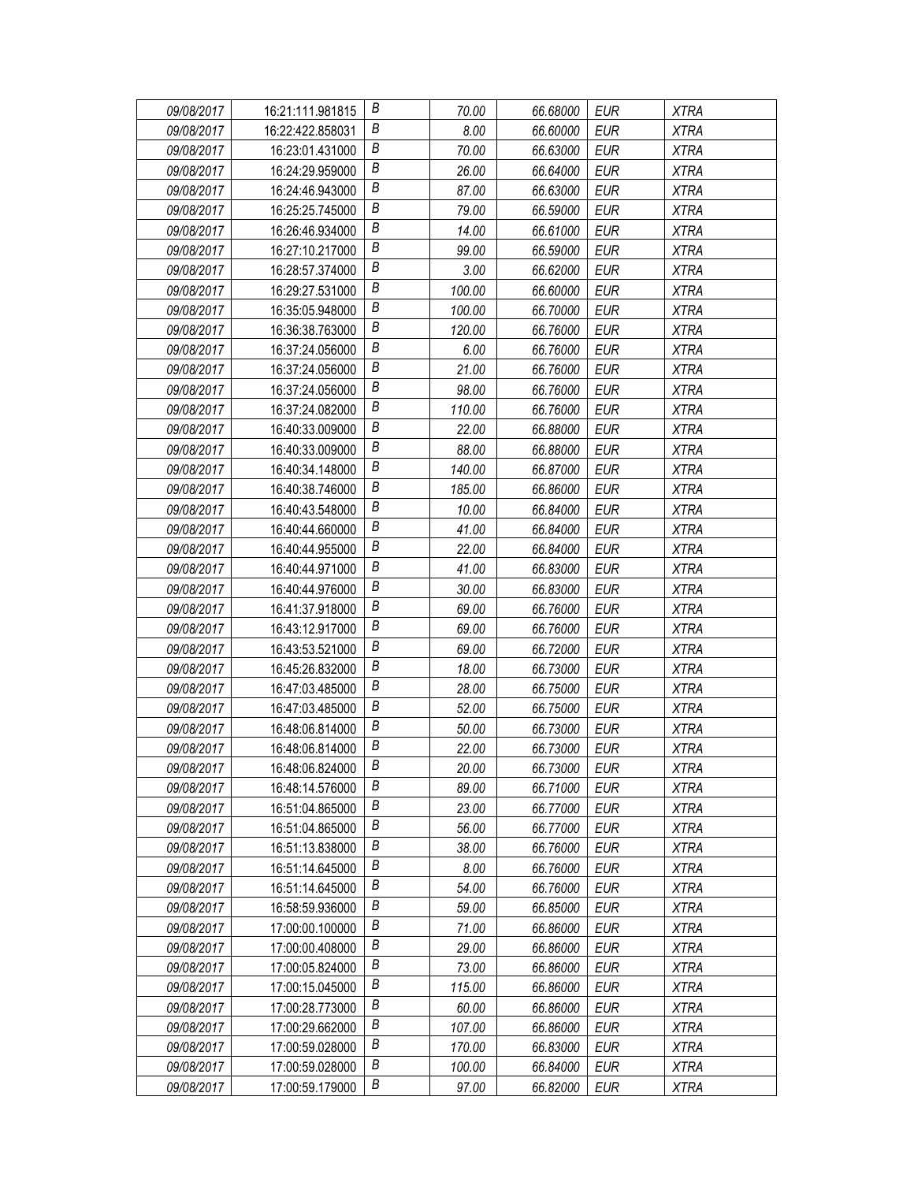| 09/08/2017 | 16:21:111.981815 | B | 70.00 | 66.68000 | EUR | XTRA |
|---|---|---|---|---|---|---|
| 09/08/2017 | 16:22:422.858031 | B | 8.00 | 66.60000 | EUR | XTRA |
| 09/08/2017 | 16:23:01.431000 | B | 70.00 | 66.63000 | EUR | XTRA |
| 09/08/2017 | 16:24:29.959000 | B | 26.00 | 66.64000 | EUR | XTRA |
| 09/08/2017 | 16:24:46.943000 | B | 87.00 | 66.63000 | EUR | XTRA |
| 09/08/2017 | 16:25:25.745000 | B | 79.00 | 66.59000 | EUR | XTRA |
| 09/08/2017 | 16:26:46.934000 | B | 14.00 | 66.61000 | EUR | XTRA |
| 09/08/2017 | 16:27:10.217000 | B | 99.00 | 66.59000 | EUR | XTRA |
| 09/08/2017 | 16:28:57.374000 | B | 3.00 | 66.62000 | EUR | XTRA |
| 09/08/2017 | 16:29:27.531000 | B | 100.00 | 66.60000 | EUR | XTRA |
| 09/08/2017 | 16:35:05.948000 | B | 100.00 | 66.70000 | EUR | XTRA |
| 09/08/2017 | 16:36:38.763000 | B | 120.00 | 66.76000 | EUR | XTRA |
| 09/08/2017 | 16:37:24.056000 | B | 6.00 | 66.76000 | EUR | XTRA |
| 09/08/2017 | 16:37:24.056000 | B | 21.00 | 66.76000 | EUR | XTRA |
| 09/08/2017 | 16:37:24.056000 | B | 98.00 | 66.76000 | EUR | XTRA |
| 09/08/2017 | 16:37:24.082000 | B | 110.00 | 66.76000 | EUR | XTRA |
| 09/08/2017 | 16:40:33.009000 | B | 22.00 | 66.88000 | EUR | XTRA |
| 09/08/2017 | 16:40:33.009000 | B | 88.00 | 66.88000 | EUR | XTRA |
| 09/08/2017 | 16:40:34.148000 | B | 140.00 | 66.87000 | EUR | XTRA |
| 09/08/2017 | 16:40:38.746000 | B | 185.00 | 66.86000 | EUR | XTRA |
| 09/08/2017 | 16:40:43.548000 | B | 10.00 | 66.84000 | EUR | XTRA |
| 09/08/2017 | 16:40:44.660000 | B | 41.00 | 66.84000 | EUR | XTRA |
| 09/08/2017 | 16:40:44.955000 | B | 22.00 | 66.84000 | EUR | XTRA |
| 09/08/2017 | 16:40:44.971000 | B | 41.00 | 66.83000 | EUR | XTRA |
| 09/08/2017 | 16:40:44.976000 | B | 30.00 | 66.83000 | EUR | XTRA |
| 09/08/2017 | 16:41:37.918000 | B | 69.00 | 66.76000 | EUR | XTRA |
| 09/08/2017 | 16:43:12.917000 | B | 69.00 | 66.76000 | EUR | XTRA |
| 09/08/2017 | 16:43:53.521000 | B | 69.00 | 66.72000 | EUR | XTRA |
| 09/08/2017 | 16:45:26.832000 | B | 18.00 | 66.73000 | EUR | XTRA |
| 09/08/2017 | 16:47:03.485000 | B | 28.00 | 66.75000 | EUR | XTRA |
| 09/08/2017 | 16:47:03.485000 | B | 52.00 | 66.75000 | EUR | XTRA |
| 09/08/2017 | 16:48:06.814000 | B | 50.00 | 66.73000 | EUR | XTRA |
| 09/08/2017 | 16:48:06.814000 | B | 22.00 | 66.73000 | EUR | XTRA |
| 09/08/2017 | 16:48:06.824000 | B | 20.00 | 66.73000 | EUR | XTRA |
| 09/08/2017 | 16:48:14.576000 | B | 89.00 | 66.71000 | EUR | XTRA |
| 09/08/2017 | 16:51:04.865000 | B | 23.00 | 66.77000 | EUR | XTRA |
| 09/08/2017 | 16:51:04.865000 | B | 56.00 | 66.77000 | EUR | XTRA |
| 09/08/2017 | 16:51:13.838000 | B | 38.00 | 66.76000 | EUR | XTRA |
| 09/08/2017 | 16:51:14.645000 | B | 8.00 | 66.76000 | EUR | XTRA |
| 09/08/2017 | 16:51:14.645000 | B | 54.00 | 66.76000 | EUR | XTRA |
| 09/08/2017 | 16:58:59.936000 | B | 59.00 | 66.85000 | EUR | XTRA |
| 09/08/2017 | 17:00:00.100000 | B | 71.00 | 66.86000 | EUR | XTRA |
| 09/08/2017 | 17:00:00.408000 | B | 29.00 | 66.86000 | EUR | XTRA |
| 09/08/2017 | 17:00:05.824000 | B | 73.00 | 66.86000 | EUR | XTRA |
| 09/08/2017 | 17:00:15.045000 | B | 115.00 | 66.86000 | EUR | XTRA |
| 09/08/2017 | 17:00:28.773000 | B | 60.00 | 66.86000 | EUR | XTRA |
| 09/08/2017 | 17:00:29.662000 | B | 107.00 | 66.86000 | EUR | XTRA |
| 09/08/2017 | 17:00:59.028000 | B | 170.00 | 66.83000 | EUR | XTRA |
| 09/08/2017 | 17:00:59.028000 | B | 100.00 | 66.84000 | EUR | XTRA |
| 09/08/2017 | 17:00:59.179000 | B | 97.00 | 66.82000 | EUR | XTRA |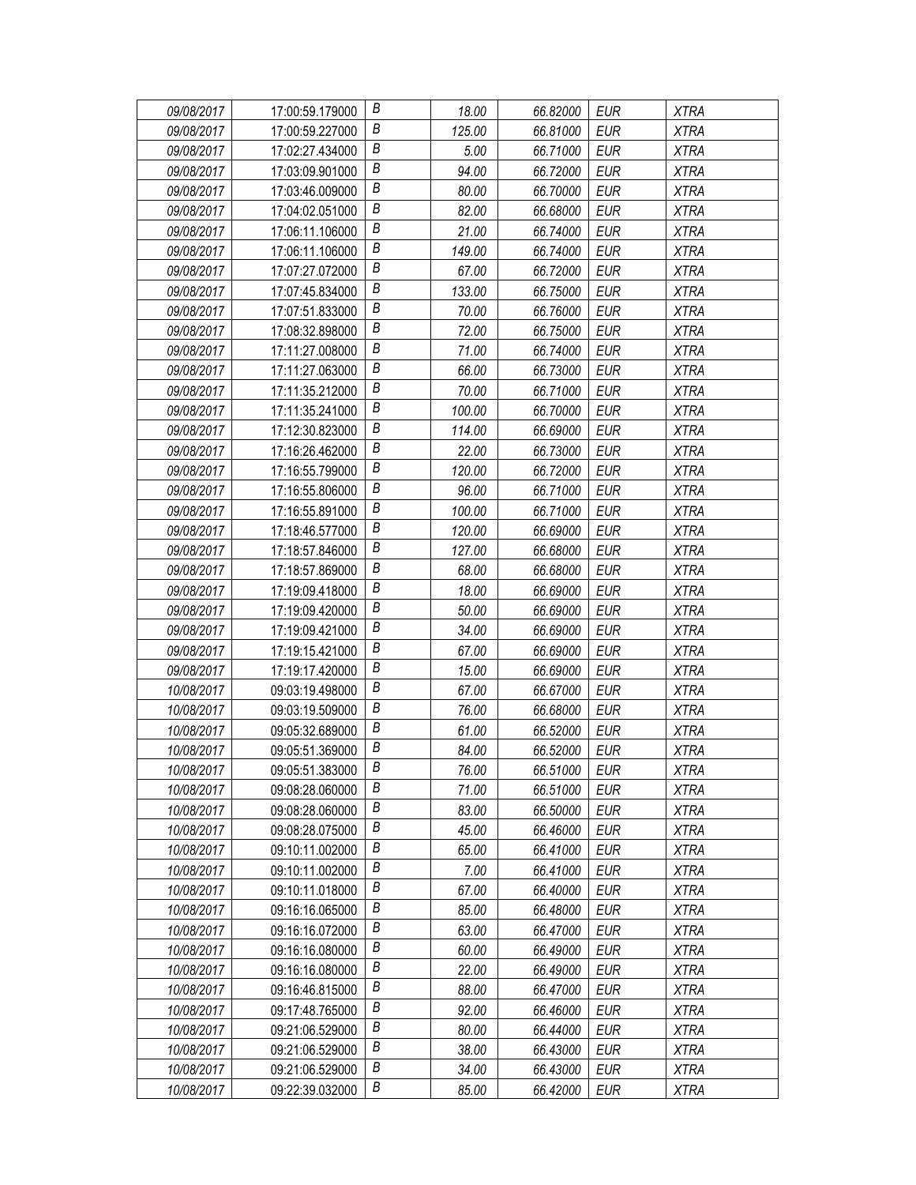| 09/08/2017 | 17:00:59.179000 | B | 18.00 | 66.82000 | EUR | XTRA |
|---|---|---|---|---|---|---|
| 09/08/2017 | 17:00:59.227000 | B | 125.00 | 66.81000 | EUR | XTRA |
| 09/08/2017 | 17:02:27.434000 | B | 5.00 | 66.71000 | EUR | XTRA |
| 09/08/2017 | 17:03:09.901000 | B | 94.00 | 66.72000 | EUR | XTRA |
| 09/08/2017 | 17:03:46.009000 | B | 80.00 | 66.70000 | EUR | XTRA |
| 09/08/2017 | 17:04:02.051000 | B | 82.00 | 66.68000 | EUR | XTRA |
| 09/08/2017 | 17:06:11.106000 | B | 21.00 | 66.74000 | EUR | XTRA |
| 09/08/2017 | 17:06:11.106000 | B | 149.00 | 66.74000 | EUR | XTRA |
| 09/08/2017 | 17:07:27.072000 | B | 67.00 | 66.72000 | EUR | XTRA |
| 09/08/2017 | 17:07:45.834000 | B | 133.00 | 66.75000 | EUR | XTRA |
| 09/08/2017 | 17:07:51.833000 | B | 70.00 | 66.76000 | EUR | XTRA |
| 09/08/2017 | 17:08:32.898000 | B | 72.00 | 66.75000 | EUR | XTRA |
| 09/08/2017 | 17:11:27.008000 | B | 71.00 | 66.74000 | EUR | XTRA |
| 09/08/2017 | 17:11:27.063000 | B | 66.00 | 66.73000 | EUR | XTRA |
| 09/08/2017 | 17:11:35.212000 | B | 70.00 | 66.71000 | EUR | XTRA |
| 09/08/2017 | 17:11:35.241000 | B | 100.00 | 66.70000 | EUR | XTRA |
| 09/08/2017 | 17:12:30.823000 | B | 114.00 | 66.69000 | EUR | XTRA |
| 09/08/2017 | 17:16:26.462000 | B | 22.00 | 66.73000 | EUR | XTRA |
| 09/08/2017 | 17:16:55.799000 | B | 120.00 | 66.72000 | EUR | XTRA |
| 09/08/2017 | 17:16:55.806000 | B | 96.00 | 66.71000 | EUR | XTRA |
| 09/08/2017 | 17:16:55.891000 | B | 100.00 | 66.71000 | EUR | XTRA |
| 09/08/2017 | 17:18:46.577000 | B | 120.00 | 66.69000 | EUR | XTRA |
| 09/08/2017 | 17:18:57.846000 | B | 127.00 | 66.68000 | EUR | XTRA |
| 09/08/2017 | 17:18:57.869000 | B | 68.00 | 66.68000 | EUR | XTRA |
| 09/08/2017 | 17:19:09.418000 | B | 18.00 | 66.69000 | EUR | XTRA |
| 09/08/2017 | 17:19:09.420000 | B | 50.00 | 66.69000 | EUR | XTRA |
| 09/08/2017 | 17:19:09.421000 | B | 34.00 | 66.69000 | EUR | XTRA |
| 09/08/2017 | 17:19:15.421000 | B | 67.00 | 66.69000 | EUR | XTRA |
| 09/08/2017 | 17:19:17.420000 | B | 15.00 | 66.69000 | EUR | XTRA |
| 10/08/2017 | 09:03:19.498000 | B | 67.00 | 66.67000 | EUR | XTRA |
| 10/08/2017 | 09:03:19.509000 | B | 76.00 | 66.68000 | EUR | XTRA |
| 10/08/2017 | 09:05:32.689000 | B | 61.00 | 66.52000 | EUR | XTRA |
| 10/08/2017 | 09:05:51.369000 | B | 84.00 | 66.52000 | EUR | XTRA |
| 10/08/2017 | 09:05:51.383000 | B | 76.00 | 66.51000 | EUR | XTRA |
| 10/08/2017 | 09:08:28.060000 | B | 71.00 | 66.51000 | EUR | XTRA |
| 10/08/2017 | 09:08:28.060000 | B | 83.00 | 66.50000 | EUR | XTRA |
| 10/08/2017 | 09:08:28.075000 | B | 45.00 | 66.46000 | EUR | XTRA |
| 10/08/2017 | 09:10:11.002000 | B | 65.00 | 66.41000 | EUR | XTRA |
| 10/08/2017 | 09:10:11.002000 | B | 7.00 | 66.41000 | EUR | XTRA |
| 10/08/2017 | 09:10:11.018000 | B | 67.00 | 66.40000 | EUR | XTRA |
| 10/08/2017 | 09:16:16.065000 | B | 85.00 | 66.48000 | EUR | XTRA |
| 10/08/2017 | 09:16:16.072000 | B | 63.00 | 66.47000 | EUR | XTRA |
| 10/08/2017 | 09:16:16.080000 | B | 60.00 | 66.49000 | EUR | XTRA |
| 10/08/2017 | 09:16:16.080000 | B | 22.00 | 66.49000 | EUR | XTRA |
| 10/08/2017 | 09:16:46.815000 | B | 88.00 | 66.47000 | EUR | XTRA |
| 10/08/2017 | 09:17:48.765000 | B | 92.00 | 66.46000 | EUR | XTRA |
| 10/08/2017 | 09:21:06.529000 | B | 80.00 | 66.44000 | EUR | XTRA |
| 10/08/2017 | 09:21:06.529000 | B | 38.00 | 66.43000 | EUR | XTRA |
| 10/08/2017 | 09:21:06.529000 | B | 34.00 | 66.43000 | EUR | XTRA |
| 10/08/2017 | 09:22:39.032000 | B | 85.00 | 66.42000 | EUR | XTRA |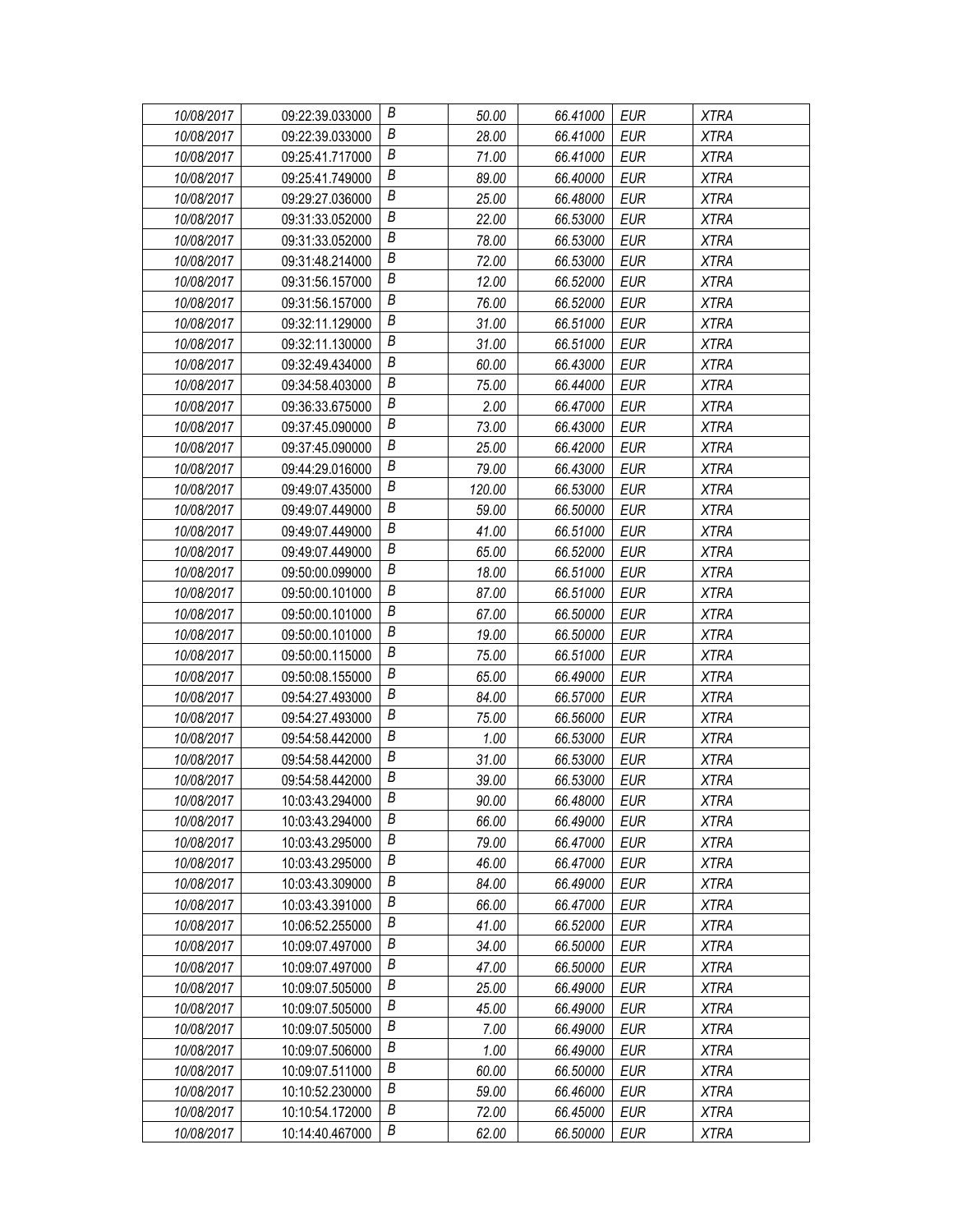| | | | | | | |
|---|---|---|---|---|---|---|
| *10/08/2017* | 09:22:39.033000 | *B* | *50.00* | *66.41000* | *EUR* | *XTRA* |
| *10/08/2017* | 09:22:39.033000 | *B* | *28.00* | *66.41000* | *EUR* | *XTRA* |
| *10/08/2017* | 09:25:41.717000 | *B* | *71.00* | *66.41000* | *EUR* | *XTRA* |
| *10/08/2017* | 09:25:41.749000 | *B* | *89.00* | *66.40000* | *EUR* | *XTRA* |
| *10/08/2017* | 09:29:27.036000 | *B* | *25.00* | *66.48000* | *EUR* | *XTRA* |
| *10/08/2017* | 09:31:33.052000 | *B* | *22.00* | *66.53000* | *EUR* | *XTRA* |
| *10/08/2017* | 09:31:33.052000 | *B* | *78.00* | *66.53000* | *EUR* | *XTRA* |
| *10/08/2017* | 09:31:48.214000 | *B* | *72.00* | *66.53000* | *EUR* | *XTRA* |
| *10/08/2017* | 09:31:56.157000 | *B* | *12.00* | *66.52000* | *EUR* | *XTRA* |
| *10/08/2017* | 09:31:56.157000 | *B* | *76.00* | *66.52000* | *EUR* | *XTRA* |
| *10/08/2017* | 09:32:11.129000 | *B* | *31.00* | *66.51000* | *EUR* | *XTRA* |
| *10/08/2017* | 09:32:11.130000 | *B* | *31.00* | *66.51000* | *EUR* | *XTRA* |
| *10/08/2017* | 09:32:49.434000 | *B* | *60.00* | *66.43000* | *EUR* | *XTRA* |
| *10/08/2017* | 09:34:58.403000 | *B* | *75.00* | *66.44000* | *EUR* | *XTRA* |
| *10/08/2017* | 09:36:33.675000 | *B* | *2.00* | *66.47000* | *EUR* | *XTRA* |
| *10/08/2017* | 09:37:45.090000 | *B* | *73.00* | *66.43000* | *EUR* | *XTRA* |
| *10/08/2017* | 09:37:45.090000 | *B* | *25.00* | *66.42000* | *EUR* | *XTRA* |
| *10/08/2017* | 09:44:29.016000 | *B* | *79.00* | *66.43000* | *EUR* | *XTRA* |
| *10/08/2017* | 09:49:07.435000 | *B* | *120.00* | *66.53000* | *EUR* | *XTRA* |
| *10/08/2017* | 09:49:07.449000 | *B* | *59.00* | *66.50000* | *EUR* | *XTRA* |
| *10/08/2017* | 09:49:07.449000 | *B* | *41.00* | *66.51000* | *EUR* | *XTRA* |
| *10/08/2017* | 09:49:07.449000 | *B* | *65.00* | *66.52000* | *EUR* | *XTRA* |
| *10/08/2017* | 09:50:00.099000 | *B* | *18.00* | *66.51000* | *EUR* | *XTRA* |
| *10/08/2017* | 09:50:00.101000 | *B* | *87.00* | *66.51000* | *EUR* | *XTRA* |
| *10/08/2017* | 09:50:00.101000 | *B* | *67.00* | *66.50000* | *EUR* | *XTRA* |
| *10/08/2017* | 09:50:00.101000 | *B* | *19.00* | *66.50000* | *EUR* | *XTRA* |
| *10/08/2017* | 09:50:00.115000 | *B* | *75.00* | *66.51000* | *EUR* | *XTRA* |
| *10/08/2017* | 09:50:08.155000 | *B* | *65.00* | *66.49000* | *EUR* | *XTRA* |
| *10/08/2017* | 09:54:27.493000 | *B* | *84.00* | *66.57000* | *EUR* | *XTRA* |
| *10/08/2017* | 09:54:27.493000 | *B* | *75.00* | *66.56000* | *EUR* | *XTRA* |
| *10/08/2017* | 09:54:58.442000 | *B* | *1.00* | *66.53000* | *EUR* | *XTRA* |
| *10/08/2017* | 09:54:58.442000 | *B* | *31.00* | *66.53000* | *EUR* | *XTRA* |
| *10/08/2017* | 09:54:58.442000 | *B* | *39.00* | *66.53000* | *EUR* | *XTRA* |
| *10/08/2017* | 10:03:43.294000 | *B* | *90.00* | *66.48000* | *EUR* | *XTRA* |
| *10/08/2017* | 10:03:43.294000 | *B* | *66.00* | *66.49000* | *EUR* | *XTRA* |
| *10/08/2017* | 10:03:43.295000 | *B* | *79.00* | *66.47000* | *EUR* | *XTRA* |
| *10/08/2017* | 10:03:43.295000 | *B* | *46.00* | *66.47000* | *EUR* | *XTRA* |
| *10/08/2017* | 10:03:43.309000 | *B* | *84.00* | *66.49000* | *EUR* | *XTRA* |
| *10/08/2017* | 10:03:43.391000 | *B* | *66.00* | *66.47000* | *EUR* | *XTRA* |
| *10/08/2017* | 10:06:52.255000 | *B* | *41.00* | *66.52000* | *EUR* | *XTRA* |
| *10/08/2017* | 10:09:07.497000 | *B* | *34.00* | *66.50000* | *EUR* | *XTRA* |
| *10/08/2017* | 10:09:07.497000 | *B* | *47.00* | *66.50000* | *EUR* | *XTRA* |
| *10/08/2017* | 10:09:07.505000 | *B* | *25.00* | *66.49000* | *EUR* | *XTRA* |
| *10/08/2017* | 10:09:07.505000 | *B* | *45.00* | *66.49000* | *EUR* | *XTRA* |
| *10/08/2017* | 10:09:07.505000 | *B* | *7.00* | *66.49000* | *EUR* | *XTRA* |
| *10/08/2017* | 10:09:07.506000 | *B* | *1.00* | *66.49000* | *EUR* | *XTRA* |
| *10/08/2017* | 10:09:07.511000 | *B* | *60.00* | *66.50000* | *EUR* | *XTRA* |
| *10/08/2017* | 10:10:52.230000 | *B* | *59.00* | *66.46000* | *EUR* | *XTRA* |
| *10/08/2017* | 10:10:54.172000 | *B* | *72.00* | *66.45000* | *EUR* | *XTRA* |
| *10/08/2017* | 10:14:40.467000 | *B* | *62.00* | *66.50000* | *EUR* | *XTRA* |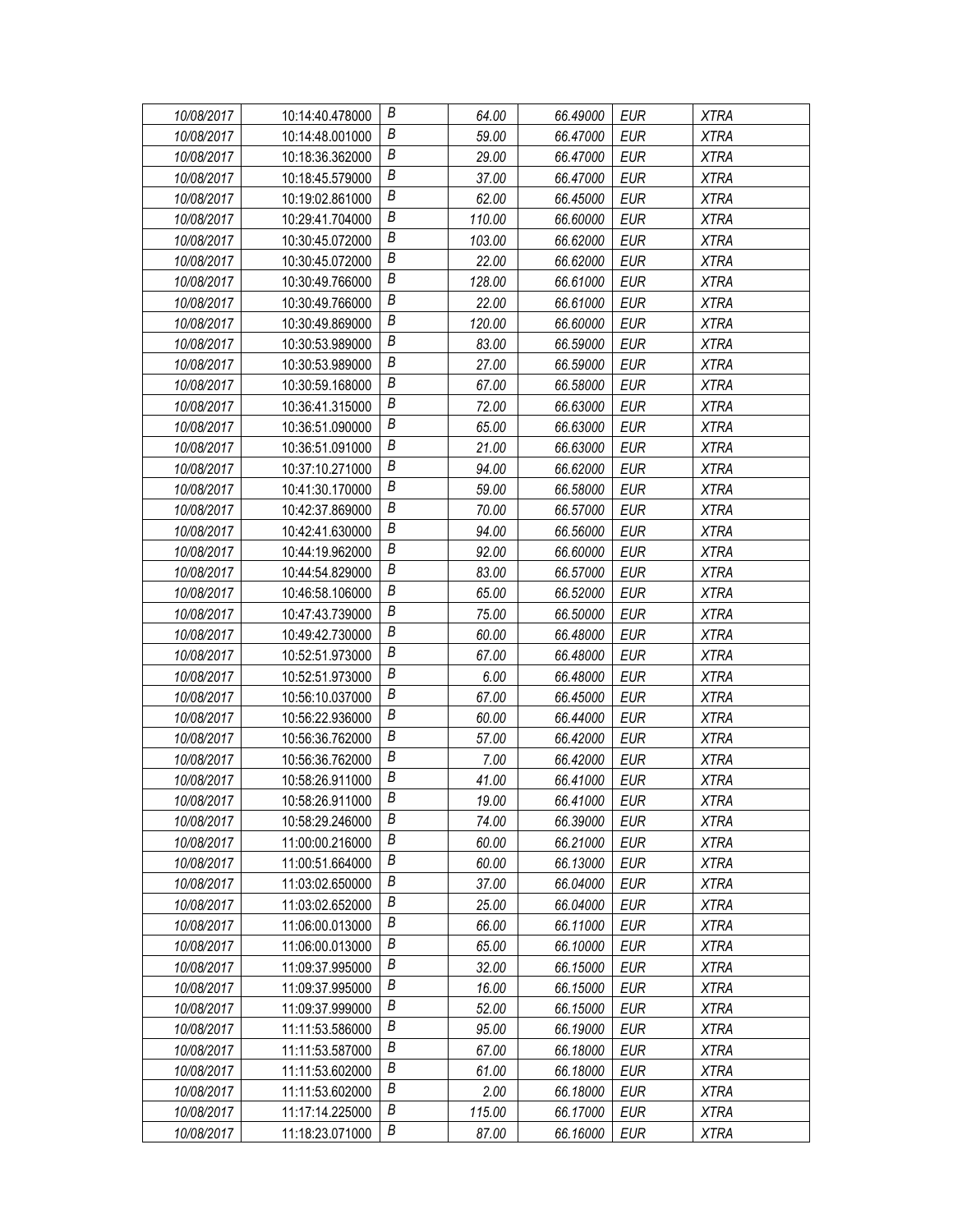| 10/08/2017 | 10:14:40.478000 | B | 64.00 | 66.49000 | EUR | XTRA |
|---|---|---|---|---|---|---|
| 10/08/2017 | 10:14:48.001000 | B | 59.00 | 66.47000 | EUR | XTRA |
| 10/08/2017 | 10:18:36.362000 | B | 29.00 | 66.47000 | EUR | XTRA |
| 10/08/2017 | 10:18:45.579000 | B | 37.00 | 66.47000 | EUR | XTRA |
| 10/08/2017 | 10:19:02.861000 | B | 62.00 | 66.45000 | EUR | XTRA |
| 10/08/2017 | 10:29:41.704000 | B | 110.00 | 66.60000 | EUR | XTRA |
| 10/08/2017 | 10:30:45.072000 | B | 103.00 | 66.62000 | EUR | XTRA |
| 10/08/2017 | 10:30:45.072000 | B | 22.00 | 66.62000 | EUR | XTRA |
| 10/08/2017 | 10:30:49.766000 | B | 128.00 | 66.61000 | EUR | XTRA |
| 10/08/2017 | 10:30:49.766000 | B | 22.00 | 66.61000 | EUR | XTRA |
| 10/08/2017 | 10:30:49.869000 | B | 120.00 | 66.60000 | EUR | XTRA |
| 10/08/2017 | 10:30:53.989000 | B | 83.00 | 66.59000 | EUR | XTRA |
| 10/08/2017 | 10:30:53.989000 | B | 27.00 | 66.59000 | EUR | XTRA |
| 10/08/2017 | 10:30:59.168000 | B | 67.00 | 66.58000 | EUR | XTRA |
| 10/08/2017 | 10:36:41.315000 | B | 72.00 | 66.63000 | EUR | XTRA |
| 10/08/2017 | 10:36:51.090000 | B | 65.00 | 66.63000 | EUR | XTRA |
| 10/08/2017 | 10:36:51.091000 | B | 21.00 | 66.63000 | EUR | XTRA |
| 10/08/2017 | 10:37:10.271000 | B | 94.00 | 66.62000 | EUR | XTRA |
| 10/08/2017 | 10:41:30.170000 | B | 59.00 | 66.58000 | EUR | XTRA |
| 10/08/2017 | 10:42:37.869000 | B | 70.00 | 66.57000 | EUR | XTRA |
| 10/08/2017 | 10:42:41.630000 | B | 94.00 | 66.56000 | EUR | XTRA |
| 10/08/2017 | 10:44:19.962000 | B | 92.00 | 66.60000 | EUR | XTRA |
| 10/08/2017 | 10:44:54.829000 | B | 83.00 | 66.57000 | EUR | XTRA |
| 10/08/2017 | 10:46:58.106000 | B | 65.00 | 66.52000 | EUR | XTRA |
| 10/08/2017 | 10:47:43.739000 | B | 75.00 | 66.50000 | EUR | XTRA |
| 10/08/2017 | 10:49:42.730000 | B | 60.00 | 66.48000 | EUR | XTRA |
| 10/08/2017 | 10:52:51.973000 | B | 67.00 | 66.48000 | EUR | XTRA |
| 10/08/2017 | 10:52:51.973000 | B | 6.00 | 66.48000 | EUR | XTRA |
| 10/08/2017 | 10:56:10.037000 | B | 67.00 | 66.45000 | EUR | XTRA |
| 10/08/2017 | 10:56:22.936000 | B | 60.00 | 66.44000 | EUR | XTRA |
| 10/08/2017 | 10:56:36.762000 | B | 57.00 | 66.42000 | EUR | XTRA |
| 10/08/2017 | 10:56:36.762000 | B | 7.00 | 66.42000 | EUR | XTRA |
| 10/08/2017 | 10:58:26.911000 | B | 41.00 | 66.41000 | EUR | XTRA |
| 10/08/2017 | 10:58:26.911000 | B | 19.00 | 66.41000 | EUR | XTRA |
| 10/08/2017 | 10:58:29.246000 | B | 74.00 | 66.39000 | EUR | XTRA |
| 10/08/2017 | 11:00:00.216000 | B | 60.00 | 66.21000 | EUR | XTRA |
| 10/08/2017 | 11:00:51.664000 | B | 60.00 | 66.13000 | EUR | XTRA |
| 10/08/2017 | 11:03:02.650000 | B | 37.00 | 66.04000 | EUR | XTRA |
| 10/08/2017 | 11:03:02.652000 | B | 25.00 | 66.04000 | EUR | XTRA |
| 10/08/2017 | 11:06:00.013000 | B | 66.00 | 66.11000 | EUR | XTRA |
| 10/08/2017 | 11:06:00.013000 | B | 65.00 | 66.10000 | EUR | XTRA |
| 10/08/2017 | 11:09:37.995000 | B | 32.00 | 66.15000 | EUR | XTRA |
| 10/08/2017 | 11:09:37.995000 | B | 16.00 | 66.15000 | EUR | XTRA |
| 10/08/2017 | 11:09:37.999000 | B | 52.00 | 66.15000 | EUR | XTRA |
| 10/08/2017 | 11:11:53.586000 | B | 95.00 | 66.19000 | EUR | XTRA |
| 10/08/2017 | 11:11:53.587000 | B | 67.00 | 66.18000 | EUR | XTRA |
| 10/08/2017 | 11:11:53.602000 | B | 61.00 | 66.18000 | EUR | XTRA |
| 10/08/2017 | 11:11:53.602000 | B | 2.00 | 66.18000 | EUR | XTRA |
| 10/08/2017 | 11:17:14.225000 | B | 115.00 | 66.17000 | EUR | XTRA |
| 10/08/2017 | 11:18:23.071000 | B | 87.00 | 66.16000 | EUR | XTRA |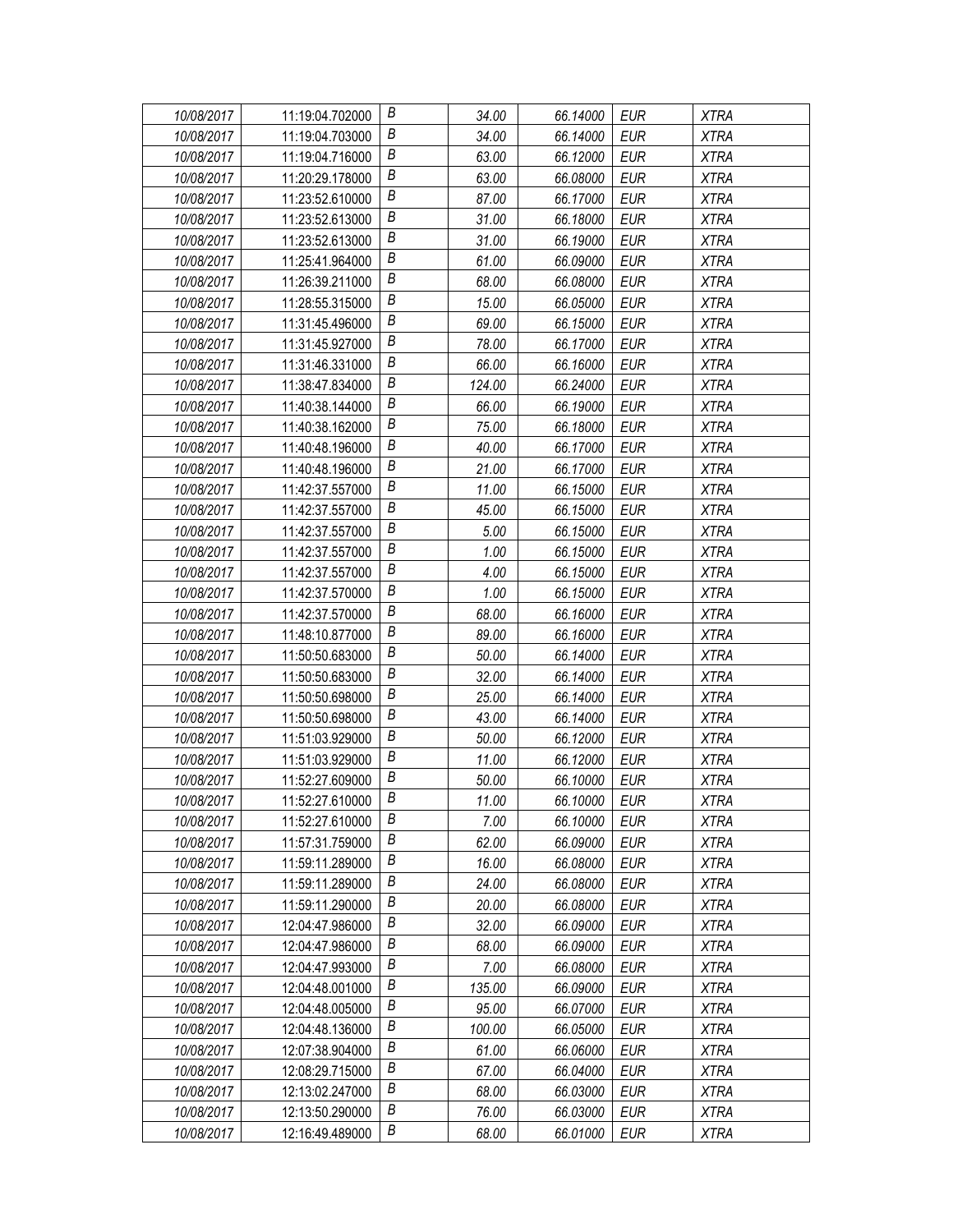| | | | | | | |
|---|---|---|---|---|---|---|
| *10/08/2017* | 11:19:04.702000 | *B* | *34.00* | *66.14000* | *EUR* | *XTRA* |
| *10/08/2017* | 11:19:04.703000 | *B* | *34.00* | *66.14000* | *EUR* | *XTRA* |
| *10/08/2017* | 11:19:04.716000 | *B* | *63.00* | *66.12000* | *EUR* | *XTRA* |
| *10/08/2017* | 11:20:29.178000 | *B* | *63.00* | *66.08000* | *EUR* | *XTRA* |
| *10/08/2017* | 11:23:52.610000 | *B* | *87.00* | *66.17000* | *EUR* | *XTRA* |
| *10/08/2017* | 11:23:52.613000 | *B* | *31.00* | *66.18000* | *EUR* | *XTRA* |
| *10/08/2017* | 11:23:52.613000 | *B* | *31.00* | *66.19000* | *EUR* | *XTRA* |
| *10/08/2017* | 11:25:41.964000 | *B* | *61.00* | *66.09000* | *EUR* | *XTRA* |
| *10/08/2017* | 11:26:39.211000 | *B* | *68.00* | *66.08000* | *EUR* | *XTRA* |
| *10/08/2017* | 11:28:55.315000 | *B* | *15.00* | *66.05000* | *EUR* | *XTRA* |
| *10/08/2017* | 11:31:45.496000 | *B* | *69.00* | *66.15000* | *EUR* | *XTRA* |
| *10/08/2017* | 11:31:45.927000 | *B* | *78.00* | *66.17000* | *EUR* | *XTRA* |
| *10/08/2017* | 11:31:46.331000 | *B* | *66.00* | *66.16000* | *EUR* | *XTRA* |
| *10/08/2017* | 11:38:47.834000 | *B* | *124.00* | *66.24000* | *EUR* | *XTRA* |
| *10/08/2017* | 11:40:38.144000 | *B* | *66.00* | *66.19000* | *EUR* | *XTRA* |
| *10/08/2017* | 11:40:38.162000 | *B* | *75.00* | *66.18000* | *EUR* | *XTRA* |
| *10/08/2017* | 11:40:48.196000 | *B* | *40.00* | *66.17000* | *EUR* | *XTRA* |
| *10/08/2017* | 11:40:48.196000 | *B* | *21.00* | *66.17000* | *EUR* | *XTRA* |
| *10/08/2017* | 11:42:37.557000 | *B* | *11.00* | *66.15000* | *EUR* | *XTRA* |
| *10/08/2017* | 11:42:37.557000 | *B* | *45.00* | *66.15000* | *EUR* | *XTRA* |
| *10/08/2017* | 11:42:37.557000 | *B* | *5.00* | *66.15000* | *EUR* | *XTRA* |
| *10/08/2017* | 11:42:37.557000 | *B* | *1.00* | *66.15000* | *EUR* | *XTRA* |
| *10/08/2017* | 11:42:37.557000 | *B* | *4.00* | *66.15000* | *EUR* | *XTRA* |
| *10/08/2017* | 11:42:37.570000 | *B* | *1.00* | *66.15000* | *EUR* | *XTRA* |
| *10/08/2017* | 11:42:37.570000 | *B* | *68.00* | *66.16000* | *EUR* | *XTRA* |
| *10/08/2017* | 11:48:10.877000 | *B* | *89.00* | *66.16000* | *EUR* | *XTRA* |
| *10/08/2017* | 11:50:50.683000 | *B* | *50.00* | *66.14000* | *EUR* | *XTRA* |
| *10/08/2017* | 11:50:50.683000 | *B* | *32.00* | *66.14000* | *EUR* | *XTRA* |
| *10/08/2017* | 11:50:50.698000 | *B* | *25.00* | *66.14000* | *EUR* | *XTRA* |
| *10/08/2017* | 11:50:50.698000 | *B* | *43.00* | *66.14000* | *EUR* | *XTRA* |
| *10/08/2017* | 11:51:03.929000 | *B* | *50.00* | *66.12000* | *EUR* | *XTRA* |
| *10/08/2017* | 11:51:03.929000 | *B* | *11.00* | *66.12000* | *EUR* | *XTRA* |
| *10/08/2017* | 11:52:27.609000 | *B* | *50.00* | *66.10000* | *EUR* | *XTRA* |
| *10/08/2017* | 11:52:27.610000 | *B* | *11.00* | *66.10000* | *EUR* | *XTRA* |
| *10/08/2017* | 11:52:27.610000 | *B* | *7.00* | *66.10000* | *EUR* | *XTRA* |
| *10/08/2017* | 11:57:31.759000 | *B* | *62.00* | *66.09000* | *EUR* | *XTRA* |
| *10/08/2017* | 11:59:11.289000 | *B* | *16.00* | *66.08000* | *EUR* | *XTRA* |
| *10/08/2017* | 11:59:11.289000 | *B* | *24.00* | *66.08000* | *EUR* | *XTRA* |
| *10/08/2017* | 11:59:11.290000 | *B* | *20.00* | *66.08000* | *EUR* | *XTRA* |
| *10/08/2017* | 12:04:47.986000 | *B* | *32.00* | *66.09000* | *EUR* | *XTRA* |
| *10/08/2017* | 12:04:47.986000 | *B* | *68.00* | *66.09000* | *EUR* | *XTRA* |
| *10/08/2017* | 12:04:47.993000 | *B* | *7.00* | *66.08000* | *EUR* | *XTRA* |
| *10/08/2017* | 12:04:48.001000 | *B* | *135.00* | *66.09000* | *EUR* | *XTRA* |
| *10/08/2017* | 12:04:48.005000 | *B* | *95.00* | *66.07000* | *EUR* | *XTRA* |
| *10/08/2017* | 12:04:48.136000 | *B* | *100.00* | *66.05000* | *EUR* | *XTRA* |
| *10/08/2017* | 12:07:38.904000 | *B* | *61.00* | *66.06000* | *EUR* | *XTRA* |
| *10/08/2017* | 12:08:29.715000 | *B* | *67.00* | *66.04000* | *EUR* | *XTRA* |
| *10/08/2017* | 12:13:02.247000 | *B* | *68.00* | *66.03000* | *EUR* | *XTRA* |
| *10/08/2017* | 12:13:50.290000 | *B* | *76.00* | *66.03000* | *EUR* | *XTRA* |
| *10/08/2017* | 12:16:49.489000 | *B* | *68.00* | *66.01000* | *EUR* | *XTRA* |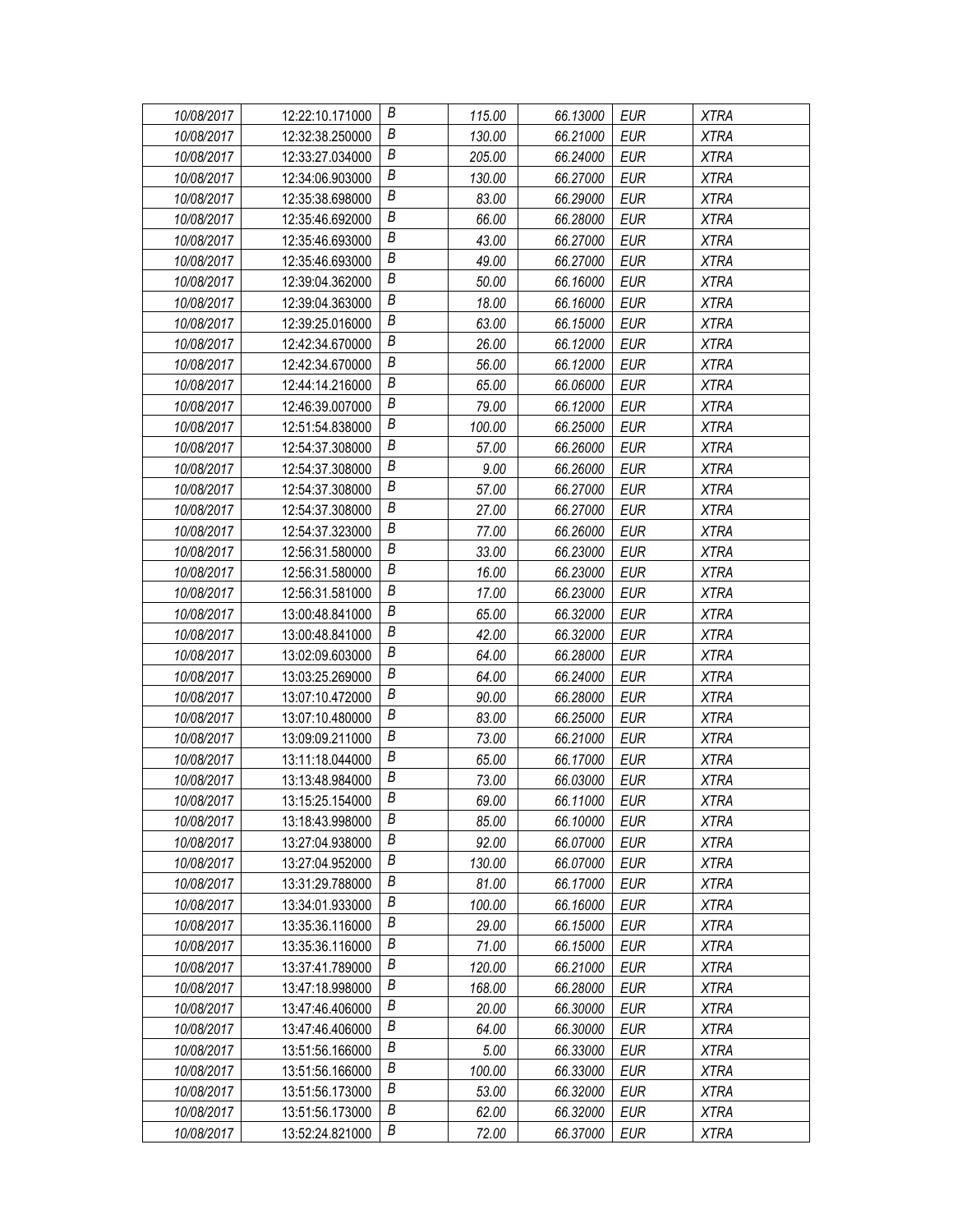| 10/08/2017 | 12:22:10.171000 | B | 115.00 | 66.13000 | EUR | XTRA |
|---|---|---|---|---|---|---|
| 10/08/2017 | 12:32:38.250000 | B | 130.00 | 66.21000 | EUR | XTRA |
| 10/08/2017 | 12:33:27.034000 | B | 205.00 | 66.24000 | EUR | XTRA |
| 10/08/2017 | 12:34:06.903000 | B | 130.00 | 66.27000 | EUR | XTRA |
| 10/08/2017 | 12:35:38.698000 | B | 83.00 | 66.29000 | EUR | XTRA |
| 10/08/2017 | 12:35:46.692000 | B | 66.00 | 66.28000 | EUR | XTRA |
| 10/08/2017 | 12:35:46.693000 | B | 43.00 | 66.27000 | EUR | XTRA |
| 10/08/2017 | 12:35:46.693000 | B | 49.00 | 66.27000 | EUR | XTRA |
| 10/08/2017 | 12:39:04.362000 | B | 50.00 | 66.16000 | EUR | XTRA |
| 10/08/2017 | 12:39:04.363000 | B | 18.00 | 66.16000 | EUR | XTRA |
| 10/08/2017 | 12:39:25.016000 | B | 63.00 | 66.15000 | EUR | XTRA |
| 10/08/2017 | 12:42:34.670000 | B | 26.00 | 66.12000 | EUR | XTRA |
| 10/08/2017 | 12:42:34.670000 | B | 56.00 | 66.12000 | EUR | XTRA |
| 10/08/2017 | 12:44:14.216000 | B | 65.00 | 66.06000 | EUR | XTRA |
| 10/08/2017 | 12:46:39.007000 | B | 79.00 | 66.12000 | EUR | XTRA |
| 10/08/2017 | 12:51:54.838000 | B | 100.00 | 66.25000 | EUR | XTRA |
| 10/08/2017 | 12:54:37.308000 | B | 57.00 | 66.26000 | EUR | XTRA |
| 10/08/2017 | 12:54:37.308000 | B | 9.00 | 66.26000 | EUR | XTRA |
| 10/08/2017 | 12:54:37.308000 | B | 57.00 | 66.27000 | EUR | XTRA |
| 10/08/2017 | 12:54:37.308000 | B | 27.00 | 66.27000 | EUR | XTRA |
| 10/08/2017 | 12:54:37.323000 | B | 77.00 | 66.26000 | EUR | XTRA |
| 10/08/2017 | 12:56:31.580000 | B | 33.00 | 66.23000 | EUR | XTRA |
| 10/08/2017 | 12:56:31.580000 | B | 16.00 | 66.23000 | EUR | XTRA |
| 10/08/2017 | 12:56:31.581000 | B | 17.00 | 66.23000 | EUR | XTRA |
| 10/08/2017 | 13:00:48.841000 | B | 65.00 | 66.32000 | EUR | XTRA |
| 10/08/2017 | 13:00:48.841000 | B | 42.00 | 66.32000 | EUR | XTRA |
| 10/08/2017 | 13:02:09.603000 | B | 64.00 | 66.28000 | EUR | XTRA |
| 10/08/2017 | 13:03:25.269000 | B | 64.00 | 66.24000 | EUR | XTRA |
| 10/08/2017 | 13:07:10.472000 | B | 90.00 | 66.28000 | EUR | XTRA |
| 10/08/2017 | 13:07:10.480000 | B | 83.00 | 66.25000 | EUR | XTRA |
| 10/08/2017 | 13:09:09.211000 | B | 73.00 | 66.21000 | EUR | XTRA |
| 10/08/2017 | 13:11:18.044000 | B | 65.00 | 66.17000 | EUR | XTRA |
| 10/08/2017 | 13:13:48.984000 | B | 73.00 | 66.03000 | EUR | XTRA |
| 10/08/2017 | 13:15:25.154000 | B | 69.00 | 66.11000 | EUR | XTRA |
| 10/08/2017 | 13:18:43.998000 | B | 85.00 | 66.10000 | EUR | XTRA |
| 10/08/2017 | 13:27:04.938000 | B | 92.00 | 66.07000 | EUR | XTRA |
| 10/08/2017 | 13:27:04.952000 | B | 130.00 | 66.07000 | EUR | XTRA |
| 10/08/2017 | 13:31:29.788000 | B | 81.00 | 66.17000 | EUR | XTRA |
| 10/08/2017 | 13:34:01.933000 | B | 100.00 | 66.16000 | EUR | XTRA |
| 10/08/2017 | 13:35:36.116000 | B | 29.00 | 66.15000 | EUR | XTRA |
| 10/08/2017 | 13:35:36.116000 | B | 71.00 | 66.15000 | EUR | XTRA |
| 10/08/2017 | 13:37:41.789000 | B | 120.00 | 66.21000 | EUR | XTRA |
| 10/08/2017 | 13:47:18.998000 | B | 168.00 | 66.28000 | EUR | XTRA |
| 10/08/2017 | 13:47:46.406000 | B | 20.00 | 66.30000 | EUR | XTRA |
| 10/08/2017 | 13:47:46.406000 | B | 64.00 | 66.30000 | EUR | XTRA |
| 10/08/2017 | 13:51:56.166000 | B | 5.00 | 66.33000 | EUR | XTRA |
| 10/08/2017 | 13:51:56.166000 | B | 100.00 | 66.33000 | EUR | XTRA |
| 10/08/2017 | 13:51:56.173000 | B | 53.00 | 66.32000 | EUR | XTRA |
| 10/08/2017 | 13:51:56.173000 | B | 62.00 | 66.32000 | EUR | XTRA |
| 10/08/2017 | 13:52:24.821000 | B | 72.00 | 66.37000 | EUR | XTRA |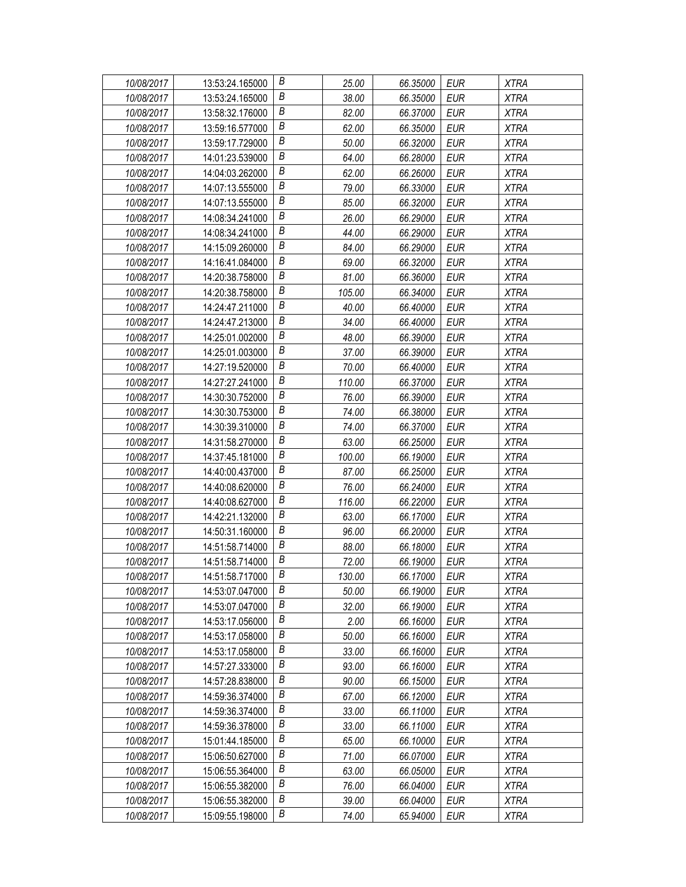| | | | | | | |
|---|---|---|---|---|---|---|
| *10/08/2017* | 13:53:24.165000 | *B* | *25.00* | *66.35000* | *EUR* | *XTRA* |
| *10/08/2017* | 13:53:24.165000 | *B* | *38.00* | *66.35000* | *EUR* | *XTRA* |
| *10/08/2017* | 13:58:32.176000 | *B* | *82.00* | *66.37000* | *EUR* | *XTRA* |
| *10/08/2017* | 13:59:16.577000 | *B* | *62.00* | *66.35000* | *EUR* | *XTRA* |
| *10/08/2017* | 13:59:17.729000 | *B* | *50.00* | *66.32000* | *EUR* | *XTRA* |
| *10/08/2017* | 14:01:23.539000 | *B* | *64.00* | *66.28000* | *EUR* | *XTRA* |
| *10/08/2017* | 14:04:03.262000 | *B* | *62.00* | *66.26000* | *EUR* | *XTRA* |
| *10/08/2017* | 14:07:13.555000 | *B* | *79.00* | *66.33000* | *EUR* | *XTRA* |
| *10/08/2017* | 14:07:13.555000 | *B* | *85.00* | *66.32000* | *EUR* | *XTRA* |
| *10/08/2017* | 14:08:34.241000 | *B* | *26.00* | *66.29000* | *EUR* | *XTRA* |
| *10/08/2017* | 14:08:34.241000 | *B* | *44.00* | *66.29000* | *EUR* | *XTRA* |
| *10/08/2017* | 14:15:09.260000 | *B* | *84.00* | *66.29000* | *EUR* | *XTRA* |
| *10/08/2017* | 14:16:41.084000 | *B* | *69.00* | *66.32000* | *EUR* | *XTRA* |
| *10/08/2017* | 14:20:38.758000 | *B* | *81.00* | *66.36000* | *EUR* | *XTRA* |
| *10/08/2017* | 14:20:38.758000 | *B* | *105.00* | *66.34000* | *EUR* | *XTRA* |
| *10/08/2017* | 14:24:47.211000 | *B* | *40.00* | *66.40000* | *EUR* | *XTRA* |
| *10/08/2017* | 14:24:47.213000 | *B* | *34.00* | *66.40000* | *EUR* | *XTRA* |
| *10/08/2017* | 14:25:01.002000 | *B* | *48.00* | *66.39000* | *EUR* | *XTRA* |
| *10/08/2017* | 14:25:01.003000 | *B* | *37.00* | *66.39000* | *EUR* | *XTRA* |
| *10/08/2017* | 14:27:19.520000 | *B* | *70.00* | *66.40000* | *EUR* | *XTRA* |
| *10/08/2017* | 14:27:27.241000 | *B* | *110.00* | *66.37000* | *EUR* | *XTRA* |
| *10/08/2017* | 14:30:30.752000 | *B* | *76.00* | *66.39000* | *EUR* | *XTRA* |
| *10/08/2017* | 14:30:30.753000 | *B* | *74.00* | *66.38000* | *EUR* | *XTRA* |
| *10/08/2017* | 14:30:39.310000 | *B* | *74.00* | *66.37000* | *EUR* | *XTRA* |
| *10/08/2017* | 14:31:58.270000 | *B* | *63.00* | *66.25000* | *EUR* | *XTRA* |
| *10/08/2017* | 14:37:45.181000 | *B* | *100.00* | *66.19000* | *EUR* | *XTRA* |
| *10/08/2017* | 14:40:00.437000 | *B* | *87.00* | *66.25000* | *EUR* | *XTRA* |
| *10/08/2017* | 14:40:08.620000 | *B* | *76.00* | *66.24000* | *EUR* | *XTRA* |
| *10/08/2017* | 14:40:08.627000 | *B* | *116.00* | *66.22000* | *EUR* | *XTRA* |
| *10/08/2017* | 14:42:21.132000 | *B* | *63.00* | *66.17000* | *EUR* | *XTRA* |
| *10/08/2017* | 14:50:31.160000 | *B* | *96.00* | *66.20000* | *EUR* | *XTRA* |
| *10/08/2017* | 14:51:58.714000 | *B* | *88.00* | *66.18000* | *EUR* | *XTRA* |
| *10/08/2017* | 14:51:58.714000 | *B* | *72.00* | *66.19000* | *EUR* | *XTRA* |
| *10/08/2017* | 14:51:58.717000 | *B* | *130.00* | *66.17000* | *EUR* | *XTRA* |
| *10/08/2017* | 14:53:07.047000 | *B* | *50.00* | *66.19000* | *EUR* | *XTRA* |
| *10/08/2017* | 14:53:07.047000 | *B* | *32.00* | *66.19000* | *EUR* | *XTRA* |
| *10/08/2017* | 14:53:17.056000 | *B* | *2.00* | *66.16000* | *EUR* | *XTRA* |
| *10/08/2017* | 14:53:17.058000 | *B* | *50.00* | *66.16000* | *EUR* | *XTRA* |
| *10/08/2017* | 14:53:17.058000 | *B* | *33.00* | *66.16000* | *EUR* | *XTRA* |
| *10/08/2017* | 14:57:27.333000 | *B* | *93.00* | *66.16000* | *EUR* | *XTRA* |
| *10/08/2017* | 14:57:28.838000 | *B* | *90.00* | *66.15000* | *EUR* | *XTRA* |
| *10/08/2017* | 14:59:36.374000 | *B* | *67.00* | *66.12000* | *EUR* | *XTRA* |
| *10/08/2017* | 14:59:36.374000 | *B* | *33.00* | *66.11000* | *EUR* | *XTRA* |
| *10/08/2017* | 14:59:36.378000 | *B* | *33.00* | *66.11000* | *EUR* | *XTRA* |
| *10/08/2017* | 15:01:44.185000 | *B* | *65.00* | *66.10000* | *EUR* | *XTRA* |
| *10/08/2017* | 15:06:50.627000 | *B* | *71.00* | *66.07000* | *EUR* | *XTRA* |
| *10/08/2017* | 15:06:55.364000 | *B* | *63.00* | *66.05000* | *EUR* | *XTRA* |
| *10/08/2017* | 15:06:55.382000 | *B* | *76.00* | *66.04000* | *EUR* | *XTRA* |
| *10/08/2017* | 15:06:55.382000 | *B* | *39.00* | *66.04000* | *EUR* | *XTRA* |
| *10/08/2017* | 15:09:55.198000 | *B* | *74.00* | *65.94000* | *EUR* | *XTRA* |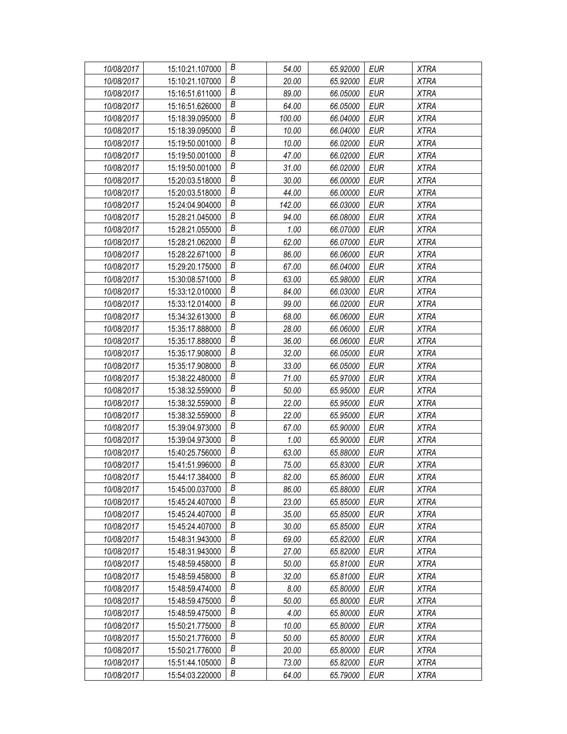| | | | | | | |
|---|---|---|---|---|---|---|
| *10/08/2017* | 15:10:21.107000 | *B* | *54.00* | *65.92000* | *EUR* | *XTRA* |
| *10/08/2017* | 15:10:21.107000 | *B* | *20.00* | *65.92000* | *EUR* | *XTRA* |
| *10/08/2017* | 15:16:51.611000 | *B* | *89.00* | *66.05000* | *EUR* | *XTRA* |
| *10/08/2017* | 15:16:51.626000 | *B* | *64.00* | *66.05000* | *EUR* | *XTRA* |
| *10/08/2017* | 15:18:39.095000 | *B* | *100.00* | *66.04000* | *EUR* | *XTRA* |
| *10/08/2017* | 15:18:39.095000 | *B* | *10.00* | *66.04000* | *EUR* | *XTRA* |
| *10/08/2017* | 15:19:50.001000 | *B* | *10.00* | *66.02000* | *EUR* | *XTRA* |
| *10/08/2017* | 15:19:50.001000 | *B* | *47.00* | *66.02000* | *EUR* | *XTRA* |
| *10/08/2017* | 15:19:50.001000 | *B* | *31.00* | *66.02000* | *EUR* | *XTRA* |
| *10/08/2017* | 15:20:03.518000 | *B* | *30.00* | *66.00000* | *EUR* | *XTRA* |
| *10/08/2017* | 15:20:03.518000 | *B* | *44.00* | *66.00000* | *EUR* | *XTRA* |
| *10/08/2017* | 15:24:04.904000 | *B* | *142.00* | *66.03000* | *EUR* | *XTRA* |
| *10/08/2017* | 15:28:21.045000 | *B* | *94.00* | *66.08000* | *EUR* | *XTRA* |
| *10/08/2017* | 15:28:21.055000 | *B* | *1.00* | *66.07000* | *EUR* | *XTRA* |
| *10/08/2017* | 15:28:21.062000 | *B* | *62.00* | *66.07000* | *EUR* | *XTRA* |
| *10/08/2017* | 15:28:22.671000 | *B* | *86.00* | *66.06000* | *EUR* | *XTRA* |
| *10/08/2017* | 15:29:20.175000 | *B* | *67.00* | *66.04000* | *EUR* | *XTRA* |
| *10/08/2017* | 15:30:08.571000 | *B* | *63.00* | *65.98000* | *EUR* | *XTRA* |
| *10/08/2017* | 15:33:12.010000 | *B* | *84.00* | *66.03000* | *EUR* | *XTRA* |
| *10/08/2017* | 15:33:12.014000 | *B* | *99.00* | *66.02000* | *EUR* | *XTRA* |
| *10/08/2017* | 15:34:32.613000 | *B* | *68.00* | *66.06000* | *EUR* | *XTRA* |
| *10/08/2017* | 15:35:17.888000 | *B* | *28.00* | *66.06000* | *EUR* | *XTRA* |
| *10/08/2017* | 15:35:17.888000 | *B* | *36.00* | *66.06000* | *EUR* | *XTRA* |
| *10/08/2017* | 15:35:17.908000 | *B* | *32.00* | *66.05000* | *EUR* | *XTRA* |
| *10/08/2017* | 15:35:17.908000 | *B* | *33.00* | *66.05000* | *EUR* | *XTRA* |
| *10/08/2017* | 15:38:22.480000 | *B* | *71.00* | *65.97000* | *EUR* | *XTRA* |
| *10/08/2017* | 15:38:32.559000 | *B* | *50.00* | *65.95000* | *EUR* | *XTRA* |
| *10/08/2017* | 15:38:32.559000 | *B* | *22.00* | *65.95000* | *EUR* | *XTRA* |
| *10/08/2017* | 15:38:32.559000 | *B* | *22.00* | *65.95000* | *EUR* | *XTRA* |
| *10/08/2017* | 15:39:04.973000 | *B* | *67.00* | *65.90000* | *EUR* | *XTRA* |
| *10/08/2017* | 15:39:04.973000 | *B* | *1.00* | *65.90000* | *EUR* | *XTRA* |
| *10/08/2017* | 15:40:25.756000 | *B* | *63.00* | *65.88000* | *EUR* | *XTRA* |
| *10/08/2017* | 15:41:51.996000 | *B* | *75.00* | *65.83000* | *EUR* | *XTRA* |
| *10/08/2017* | 15:44:17.384000 | *B* | *82.00* | *65.86000* | *EUR* | *XTRA* |
| *10/08/2017* | 15:45:00.037000 | *B* | *86.00* | *65.88000* | *EUR* | *XTRA* |
| *10/08/2017* | 15:45:24.407000 | *B* | *23.00* | *65.85000* | *EUR* | *XTRA* |
| *10/08/2017* | 15:45:24.407000 | *B* | *35.00* | *65.85000* | *EUR* | *XTRA* |
| *10/08/2017* | 15:45:24.407000 | *B* | *30.00* | *65.85000* | *EUR* | *XTRA* |
| *10/08/2017* | 15:48:31.943000 | *B* | *69.00* | *65.82000* | *EUR* | *XTRA* |
| *10/08/2017* | 15:48:31.943000 | *B* | *27.00* | *65.82000* | *EUR* | *XTRA* |
| *10/08/2017* | 15:48:59.458000 | *B* | *50.00* | *65.81000* | *EUR* | *XTRA* |
| *10/08/2017* | 15:48:59.458000 | *B* | *32.00* | *65.81000* | *EUR* | *XTRA* |
| *10/08/2017* | 15:48:59.474000 | *B* | *8.00* | *65.80000* | *EUR* | *XTRA* |
| *10/08/2017* | 15:48:59.475000 | *B* | *50.00* | *65.80000* | *EUR* | *XTRA* |
| *10/08/2017* | 15:48:59.475000 | *B* | *4.00* | *65.80000* | *EUR* | *XTRA* |
| *10/08/2017* | 15:50:21.775000 | *B* | *10.00* | *65.80000* | *EUR* | *XTRA* |
| *10/08/2017* | 15:50:21.776000 | *B* | *50.00* | *65.80000* | *EUR* | *XTRA* |
| *10/08/2017* | 15:50:21.776000 | *B* | *20.00* | *65.80000* | *EUR* | *XTRA* |
| *10/08/2017* | 15:51:44.105000 | *B* | *73.00* | *65.82000* | *EUR* | *XTRA* |
| *10/08/2017* | 15:54:03.220000 | *B* | *64.00* | *65.79000* | *EUR* | *XTRA* |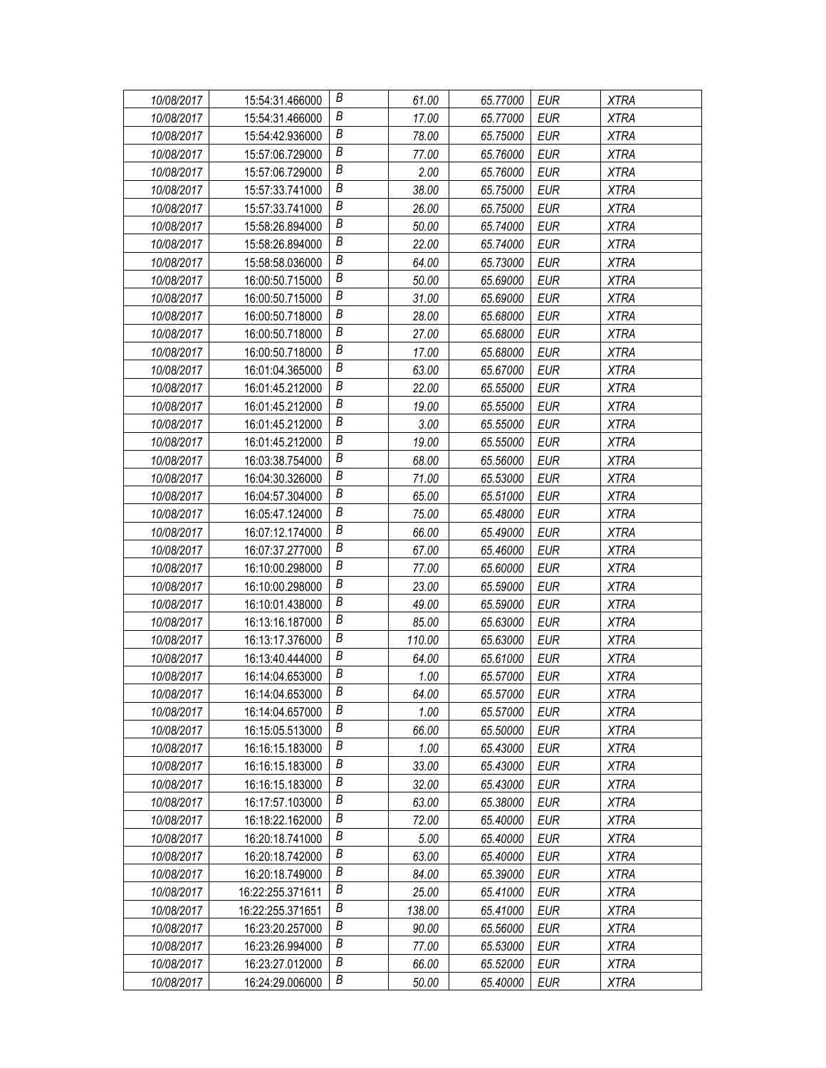| | | | | | | |
|---|---|---|---|---|---|---|
| 10/08/2017 | 15:54:31.466000 | B | 61.00 | 65.77000 | EUR | XTRA |
| 10/08/2017 | 15:54:31.466000 | B | 17.00 | 65.77000 | EUR | XTRA |
| 10/08/2017 | 15:54:42.936000 | B | 78.00 | 65.75000 | EUR | XTRA |
| 10/08/2017 | 15:57:06.729000 | B | 77.00 | 65.76000 | EUR | XTRA |
| 10/08/2017 | 15:57:06.729000 | B | 2.00 | 65.76000 | EUR | XTRA |
| 10/08/2017 | 15:57:33.741000 | B | 38.00 | 65.75000 | EUR | XTRA |
| 10/08/2017 | 15:57:33.741000 | B | 26.00 | 65.75000 | EUR | XTRA |
| 10/08/2017 | 15:58:26.894000 | B | 50.00 | 65.74000 | EUR | XTRA |
| 10/08/2017 | 15:58:26.894000 | B | 22.00 | 65.74000 | EUR | XTRA |
| 10/08/2017 | 15:58:58.036000 | B | 64.00 | 65.73000 | EUR | XTRA |
| 10/08/2017 | 16:00:50.715000 | B | 50.00 | 65.69000 | EUR | XTRA |
| 10/08/2017 | 16:00:50.715000 | B | 31.00 | 65.69000 | EUR | XTRA |
| 10/08/2017 | 16:00:50.718000 | B | 28.00 | 65.68000 | EUR | XTRA |
| 10/08/2017 | 16:00:50.718000 | B | 27.00 | 65.68000 | EUR | XTRA |
| 10/08/2017 | 16:00:50.718000 | B | 17.00 | 65.68000 | EUR | XTRA |
| 10/08/2017 | 16:01:04.365000 | B | 63.00 | 65.67000 | EUR | XTRA |
| 10/08/2017 | 16:01:45.212000 | B | 22.00 | 65.55000 | EUR | XTRA |
| 10/08/2017 | 16:01:45.212000 | B | 19.00 | 65.55000 | EUR | XTRA |
| 10/08/2017 | 16:01:45.212000 | B | 3.00 | 65.55000 | EUR | XTRA |
| 10/08/2017 | 16:01:45.212000 | B | 19.00 | 65.55000 | EUR | XTRA |
| 10/08/2017 | 16:03:38.754000 | B | 68.00 | 65.56000 | EUR | XTRA |
| 10/08/2017 | 16:04:30.326000 | B | 71.00 | 65.53000 | EUR | XTRA |
| 10/08/2017 | 16:04:57.304000 | B | 65.00 | 65.51000 | EUR | XTRA |
| 10/08/2017 | 16:05:47.124000 | B | 75.00 | 65.48000 | EUR | XTRA |
| 10/08/2017 | 16:07:12.174000 | B | 66.00 | 65.49000 | EUR | XTRA |
| 10/08/2017 | 16:07:37.277000 | B | 67.00 | 65.46000 | EUR | XTRA |
| 10/08/2017 | 16:10:00.298000 | B | 77.00 | 65.60000 | EUR | XTRA |
| 10/08/2017 | 16:10:00.298000 | B | 23.00 | 65.59000 | EUR | XTRA |
| 10/08/2017 | 16:10:01.438000 | B | 49.00 | 65.59000 | EUR | XTRA |
| 10/08/2017 | 16:13:16.187000 | B | 85.00 | 65.63000 | EUR | XTRA |
| 10/08/2017 | 16:13:17.376000 | B | 110.00 | 65.63000 | EUR | XTRA |
| 10/08/2017 | 16:13:40.444000 | B | 64.00 | 65.61000 | EUR | XTRA |
| 10/08/2017 | 16:14:04.653000 | B | 1.00 | 65.57000 | EUR | XTRA |
| 10/08/2017 | 16:14:04.653000 | B | 64.00 | 65.57000 | EUR | XTRA |
| 10/08/2017 | 16:14:04.657000 | B | 1.00 | 65.57000 | EUR | XTRA |
| 10/08/2017 | 16:15:05.513000 | B | 66.00 | 65.50000 | EUR | XTRA |
| 10/08/2017 | 16:16:15.183000 | B | 1.00 | 65.43000 | EUR | XTRA |
| 10/08/2017 | 16:16:15.183000 | B | 33.00 | 65.43000 | EUR | XTRA |
| 10/08/2017 | 16:16:15.183000 | B | 32.00 | 65.43000 | EUR | XTRA |
| 10/08/2017 | 16:17:57.103000 | B | 63.00 | 65.38000 | EUR | XTRA |
| 10/08/2017 | 16:18:22.162000 | B | 72.00 | 65.40000 | EUR | XTRA |
| 10/08/2017 | 16:20:18.741000 | B | 5.00 | 65.40000 | EUR | XTRA |
| 10/08/2017 | 16:20:18.742000 | B | 63.00 | 65.40000 | EUR | XTRA |
| 10/08/2017 | 16:20:18.749000 | B | 84.00 | 65.39000 | EUR | XTRA |
| 10/08/2017 | 16:22:255.371611 | B | 25.00 | 65.41000 | EUR | XTRA |
| 10/08/2017 | 16:22:255.371651 | B | 138.00 | 65.41000 | EUR | XTRA |
| 10/08/2017 | 16:23:20.257000 | B | 90.00 | 65.56000 | EUR | XTRA |
| 10/08/2017 | 16:23:26.994000 | B | 77.00 | 65.53000 | EUR | XTRA |
| 10/08/2017 | 16:23:27.012000 | B | 66.00 | 65.52000 | EUR | XTRA |
| 10/08/2017 | 16:24:29.006000 | B | 50.00 | 65.40000 | EUR | XTRA |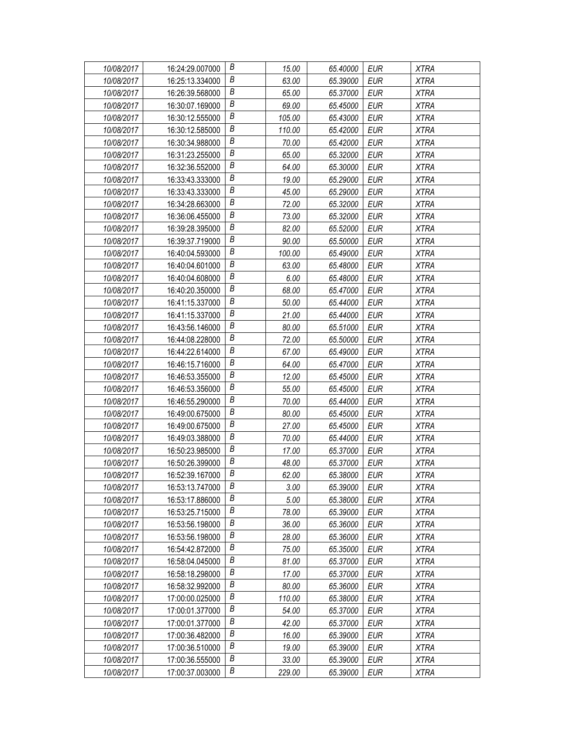| 10/08/2017 | 16:24:29.007000 | B | 15.00 | 65.40000 | EUR | XTRA |
|---|---|---|---|---|---|---|
| 10/08/2017 | 16:25:13.334000 | B | 63.00 | 65.39000 | EUR | XTRA |
| 10/08/2017 | 16:26:39.568000 | B | 65.00 | 65.37000 | EUR | XTRA |
| 10/08/2017 | 16:30:07.169000 | B | 69.00 | 65.45000 | EUR | XTRA |
| 10/08/2017 | 16:30:12.555000 | B | 105.00 | 65.43000 | EUR | XTRA |
| 10/08/2017 | 16:30:12.585000 | B | 110.00 | 65.42000 | EUR | XTRA |
| 10/08/2017 | 16:30:34.988000 | B | 70.00 | 65.42000 | EUR | XTRA |
| 10/08/2017 | 16:31:23.255000 | B | 65.00 | 65.32000 | EUR | XTRA |
| 10/08/2017 | 16:32:36.552000 | B | 64.00 | 65.30000 | EUR | XTRA |
| 10/08/2017 | 16:33:43.333000 | B | 19.00 | 65.29000 | EUR | XTRA |
| 10/08/2017 | 16:33:43.333000 | B | 45.00 | 65.29000 | EUR | XTRA |
| 10/08/2017 | 16:34:28.663000 | B | 72.00 | 65.32000 | EUR | XTRA |
| 10/08/2017 | 16:36:06.455000 | B | 73.00 | 65.32000 | EUR | XTRA |
| 10/08/2017 | 16:39:28.395000 | B | 82.00 | 65.52000 | EUR | XTRA |
| 10/08/2017 | 16:39:37.719000 | B | 90.00 | 65.50000 | EUR | XTRA |
| 10/08/2017 | 16:40:04.593000 | B | 100.00 | 65.49000 | EUR | XTRA |
| 10/08/2017 | 16:40:04.601000 | B | 63.00 | 65.48000 | EUR | XTRA |
| 10/08/2017 | 16:40:04.608000 | B | 6.00 | 65.48000 | EUR | XTRA |
| 10/08/2017 | 16:40:20.350000 | B | 68.00 | 65.47000 | EUR | XTRA |
| 10/08/2017 | 16:41:15.337000 | B | 50.00 | 65.44000 | EUR | XTRA |
| 10/08/2017 | 16:41:15.337000 | B | 21.00 | 65.44000 | EUR | XTRA |
| 10/08/2017 | 16:43:56.146000 | B | 80.00 | 65.51000 | EUR | XTRA |
| 10/08/2017 | 16:44:08.228000 | B | 72.00 | 65.50000 | EUR | XTRA |
| 10/08/2017 | 16:44:22.614000 | B | 67.00 | 65.49000 | EUR | XTRA |
| 10/08/2017 | 16:46:15.716000 | B | 64.00 | 65.47000 | EUR | XTRA |
| 10/08/2017 | 16:46:53.355000 | B | 12.00 | 65.45000 | EUR | XTRA |
| 10/08/2017 | 16:46:53.356000 | B | 55.00 | 65.45000 | EUR | XTRA |
| 10/08/2017 | 16:46:55.290000 | B | 70.00 | 65.44000 | EUR | XTRA |
| 10/08/2017 | 16:49:00.675000 | B | 80.00 | 65.45000 | EUR | XTRA |
| 10/08/2017 | 16:49:00.675000 | B | 27.00 | 65.45000 | EUR | XTRA |
| 10/08/2017 | 16:49:03.388000 | B | 70.00 | 65.44000 | EUR | XTRA |
| 10/08/2017 | 16:50:23.985000 | B | 17.00 | 65.37000 | EUR | XTRA |
| 10/08/2017 | 16:50:26.399000 | B | 48.00 | 65.37000 | EUR | XTRA |
| 10/08/2017 | 16:52:39.167000 | B | 62.00 | 65.38000 | EUR | XTRA |
| 10/08/2017 | 16:53:13.747000 | B | 3.00 | 65.39000 | EUR | XTRA |
| 10/08/2017 | 16:53:17.886000 | B | 5.00 | 65.38000 | EUR | XTRA |
| 10/08/2017 | 16:53:25.715000 | B | 78.00 | 65.39000 | EUR | XTRA |
| 10/08/2017 | 16:53:56.198000 | B | 36.00 | 65.36000 | EUR | XTRA |
| 10/08/2017 | 16:53:56.198000 | B | 28.00 | 65.36000 | EUR | XTRA |
| 10/08/2017 | 16:54:42.872000 | B | 75.00 | 65.35000 | EUR | XTRA |
| 10/08/2017 | 16:58:04.045000 | B | 81.00 | 65.37000 | EUR | XTRA |
| 10/08/2017 | 16:58:18.298000 | B | 17.00 | 65.37000 | EUR | XTRA |
| 10/08/2017 | 16:58:32.992000 | B | 80.00 | 65.36000 | EUR | XTRA |
| 10/08/2017 | 17:00:00.025000 | B | 110.00 | 65.38000 | EUR | XTRA |
| 10/08/2017 | 17:00:01.377000 | B | 54.00 | 65.37000 | EUR | XTRA |
| 10/08/2017 | 17:00:01.377000 | B | 42.00 | 65.37000 | EUR | XTRA |
| 10/08/2017 | 17:00:36.482000 | B | 16.00 | 65.39000 | EUR | XTRA |
| 10/08/2017 | 17:00:36.510000 | B | 19.00 | 65.39000 | EUR | XTRA |
| 10/08/2017 | 17:00:36.555000 | B | 33.00 | 65.39000 | EUR | XTRA |
| 10/08/2017 | 17:00:37.003000 | B | 229.00 | 65.39000 | EUR | XTRA |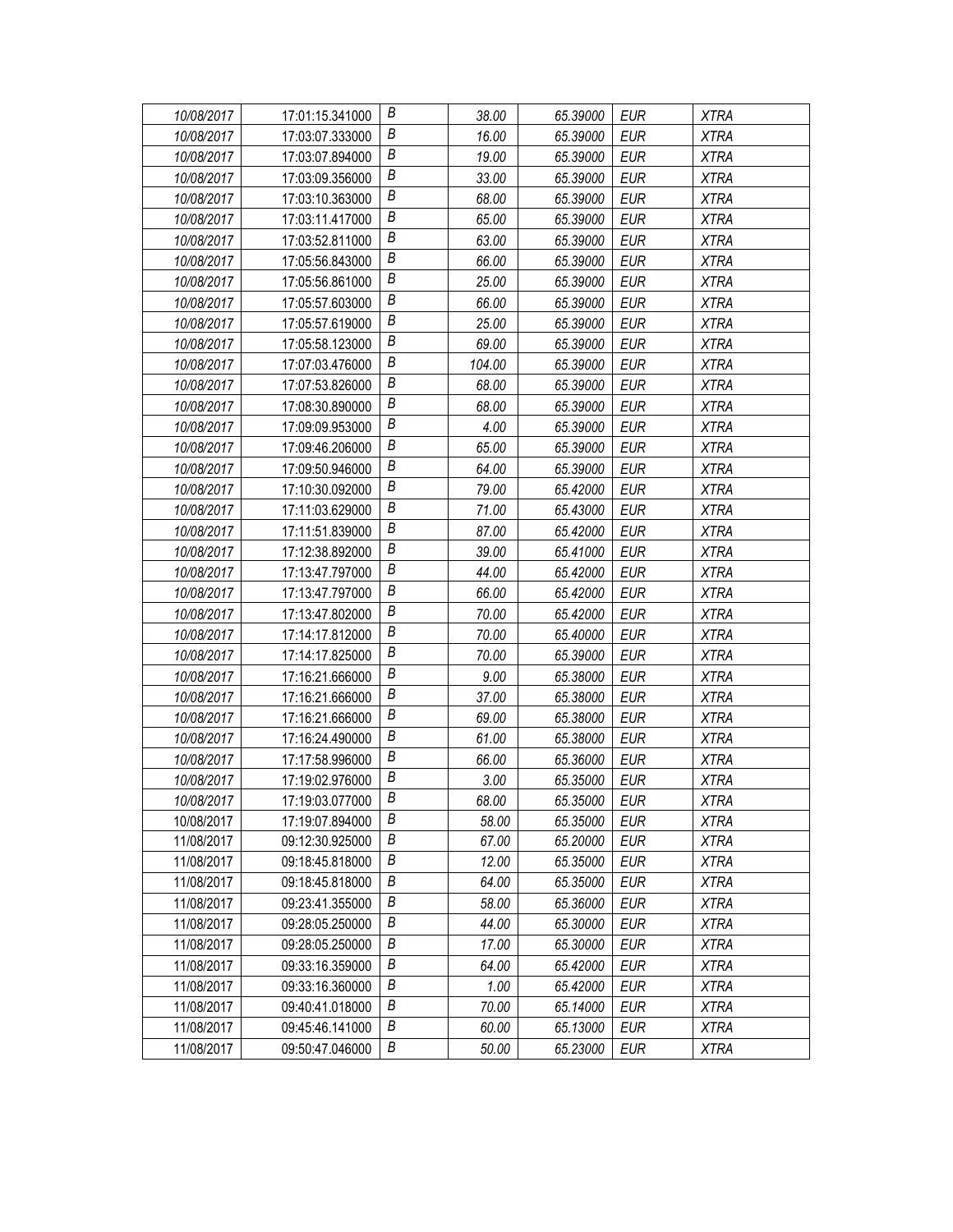| | | | | | | |
|---|---|---|---|---|---|---|
| 10/08/2017 | 17:01:15.341000 | B | 38.00 | 65.39000 | EUR | XTRA |
| 10/08/2017 | 17:03:07.333000 | B | 16.00 | 65.39000 | EUR | XTRA |
| 10/08/2017 | 17:03:07.894000 | B | 19.00 | 65.39000 | EUR | XTRA |
| 10/08/2017 | 17:03:09.356000 | B | 33.00 | 65.39000 | EUR | XTRA |
| 10/08/2017 | 17:03:10.363000 | B | 68.00 | 65.39000 | EUR | XTRA |
| 10/08/2017 | 17:03:11.417000 | B | 65.00 | 65.39000 | EUR | XTRA |
| 10/08/2017 | 17:03:52.811000 | B | 63.00 | 65.39000 | EUR | XTRA |
| 10/08/2017 | 17:05:56.843000 | B | 66.00 | 65.39000 | EUR | XTRA |
| 10/08/2017 | 17:05:56.861000 | B | 25.00 | 65.39000 | EUR | XTRA |
| 10/08/2017 | 17:05:57.603000 | B | 66.00 | 65.39000 | EUR | XTRA |
| 10/08/2017 | 17:05:57.619000 | B | 25.00 | 65.39000 | EUR | XTRA |
| 10/08/2017 | 17:05:58.123000 | B | 69.00 | 65.39000 | EUR | XTRA |
| 10/08/2017 | 17:07:03.476000 | B | 104.00 | 65.39000 | EUR | XTRA |
| 10/08/2017 | 17:07:53.826000 | B | 68.00 | 65.39000 | EUR | XTRA |
| 10/08/2017 | 17:08:30.890000 | B | 68.00 | 65.39000 | EUR | XTRA |
| 10/08/2017 | 17:09:09.953000 | B | 4.00 | 65.39000 | EUR | XTRA |
| 10/08/2017 | 17:09:46.206000 | B | 65.00 | 65.39000 | EUR | XTRA |
| 10/08/2017 | 17:09:50.946000 | B | 64.00 | 65.39000 | EUR | XTRA |
| 10/08/2017 | 17:10:30.092000 | B | 79.00 | 65.42000 | EUR | XTRA |
| 10/08/2017 | 17:11:03.629000 | B | 71.00 | 65.43000 | EUR | XTRA |
| 10/08/2017 | 17:11:51.839000 | B | 87.00 | 65.42000 | EUR | XTRA |
| 10/08/2017 | 17:12:38.892000 | B | 39.00 | 65.41000 | EUR | XTRA |
| 10/08/2017 | 17:13:47.797000 | B | 44.00 | 65.42000 | EUR | XTRA |
| 10/08/2017 | 17:13:47.797000 | B | 66.00 | 65.42000 | EUR | XTRA |
| 10/08/2017 | 17:13:47.802000 | B | 70.00 | 65.42000 | EUR | XTRA |
| 10/08/2017 | 17:14:17.812000 | B | 70.00 | 65.40000 | EUR | XTRA |
| 10/08/2017 | 17:14:17.825000 | B | 70.00 | 65.39000 | EUR | XTRA |
| 10/08/2017 | 17:16:21.666000 | B | 9.00 | 65.38000 | EUR | XTRA |
| 10/08/2017 | 17:16:21.666000 | B | 37.00 | 65.38000 | EUR | XTRA |
| 10/08/2017 | 17:16:21.666000 | B | 69.00 | 65.38000 | EUR | XTRA |
| 10/08/2017 | 17:16:24.490000 | B | 61.00 | 65.38000 | EUR | XTRA |
| 10/08/2017 | 17:17:58.996000 | B | 66.00 | 65.36000 | EUR | XTRA |
| 10/08/2017 | 17:19:02.976000 | B | 3.00 | 65.35000 | EUR | XTRA |
| 10/08/2017 | 17:19:03.077000 | B | 68.00 | 65.35000 | EUR | XTRA |
| 10/08/2017 | 17:19:07.894000 | B | 58.00 | 65.35000 | EUR | XTRA |
| 11/08/2017 | 09:12:30.925000 | B | 67.00 | 65.20000 | EUR | XTRA |
| 11/08/2017 | 09:18:45.818000 | B | 12.00 | 65.35000 | EUR | XTRA |
| 11/08/2017 | 09:18:45.818000 | B | 64.00 | 65.35000 | EUR | XTRA |
| 11/08/2017 | 09:23:41.355000 | B | 58.00 | 65.36000 | EUR | XTRA |
| 11/08/2017 | 09:28:05.250000 | B | 44.00 | 65.30000 | EUR | XTRA |
| 11/08/2017 | 09:28:05.250000 | B | 17.00 | 65.30000 | EUR | XTRA |
| 11/08/2017 | 09:33:16.359000 | B | 64.00 | 65.42000 | EUR | XTRA |
| 11/08/2017 | 09:33:16.360000 | B | 1.00 | 65.42000 | EUR | XTRA |
| 11/08/2017 | 09:40:41.018000 | B | 70.00 | 65.14000 | EUR | XTRA |
| 11/08/2017 | 09:45:46.141000 | B | 60.00 | 65.13000 | EUR | XTRA |
| 11/08/2017 | 09:50:47.046000 | B | 50.00 | 65.23000 | EUR | XTRA |